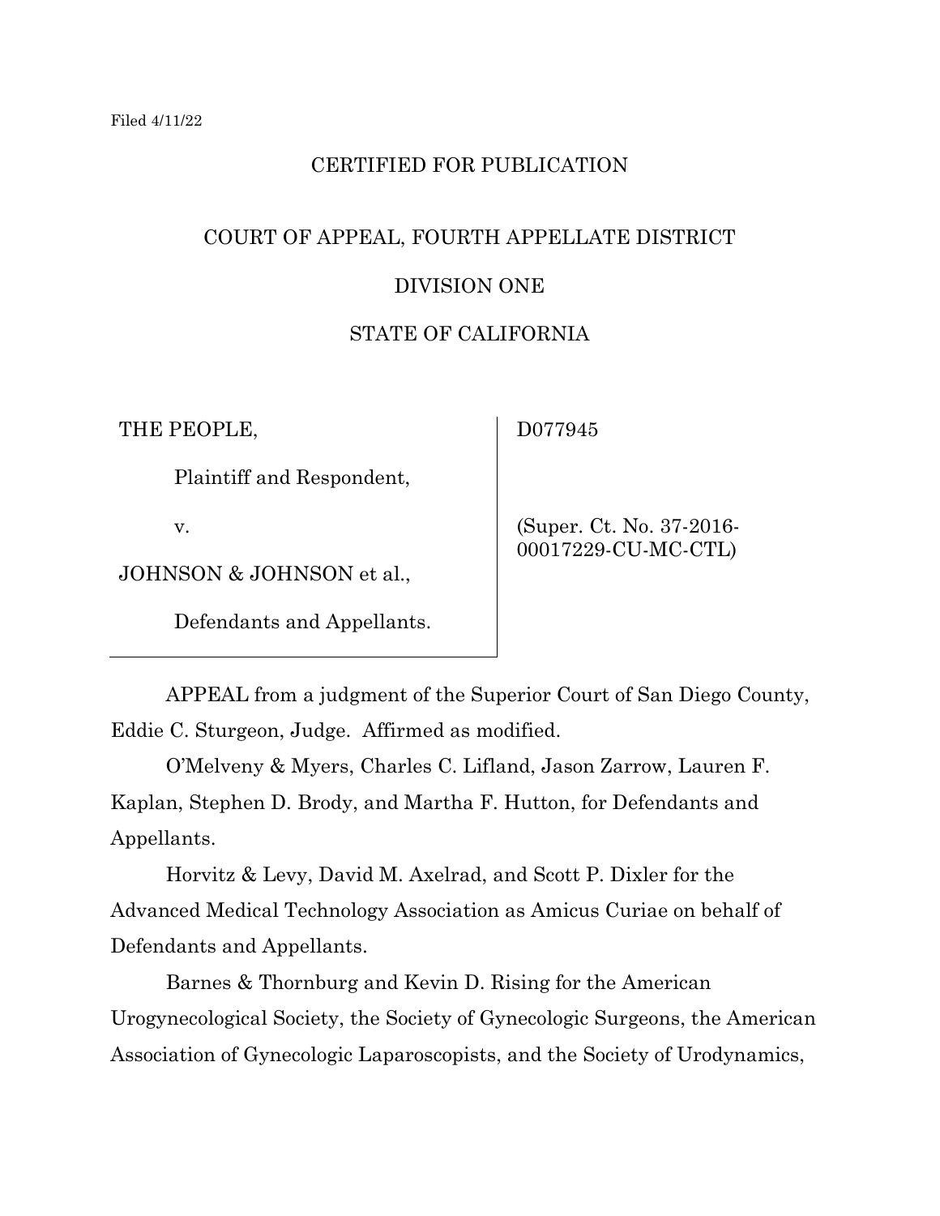Filed 4/11/22

CERTIFIED FOR PUBLICATION

COURT OF APPEAL, FOURTH APPELLATE DISTRICT

DIVISION ONE

STATE OF CALIFORNIA

| | |
|---|---|
| THE PEOPLE,<br><br>Plaintiff and Respondent,<br><br>v.<br><br>JOHNSON & JOHNSON et al.,<br><br>Defendants and Appellants. | D077945<br><br>(Super. Ct. No. 37-2016-00017229-CU-MC-CTL) |

APPEAL from a judgment of the Superior Court of San Diego County, Eddie C. Sturgeon, Judge. Affirmed as modified.

O'Melveny & Myers, Charles C. Lifland, Jason Zarrow, Lauren F. Kaplan, Stephen D. Brody, and Martha F. Hutton, for Defendants and Appellants.

Horvitz & Levy, David M. Axelrad, and Scott P. Dixler for the Advanced Medical Technology Association as Amicus Curiae on behalf of Defendants and Appellants.

Barnes & Thornburg and Kevin D. Rising for the American Urogynecological Society, the Society of Gynecologic Surgeons, the American Association of Gynecologic Laparoscopists, and the Society of Urodynamics,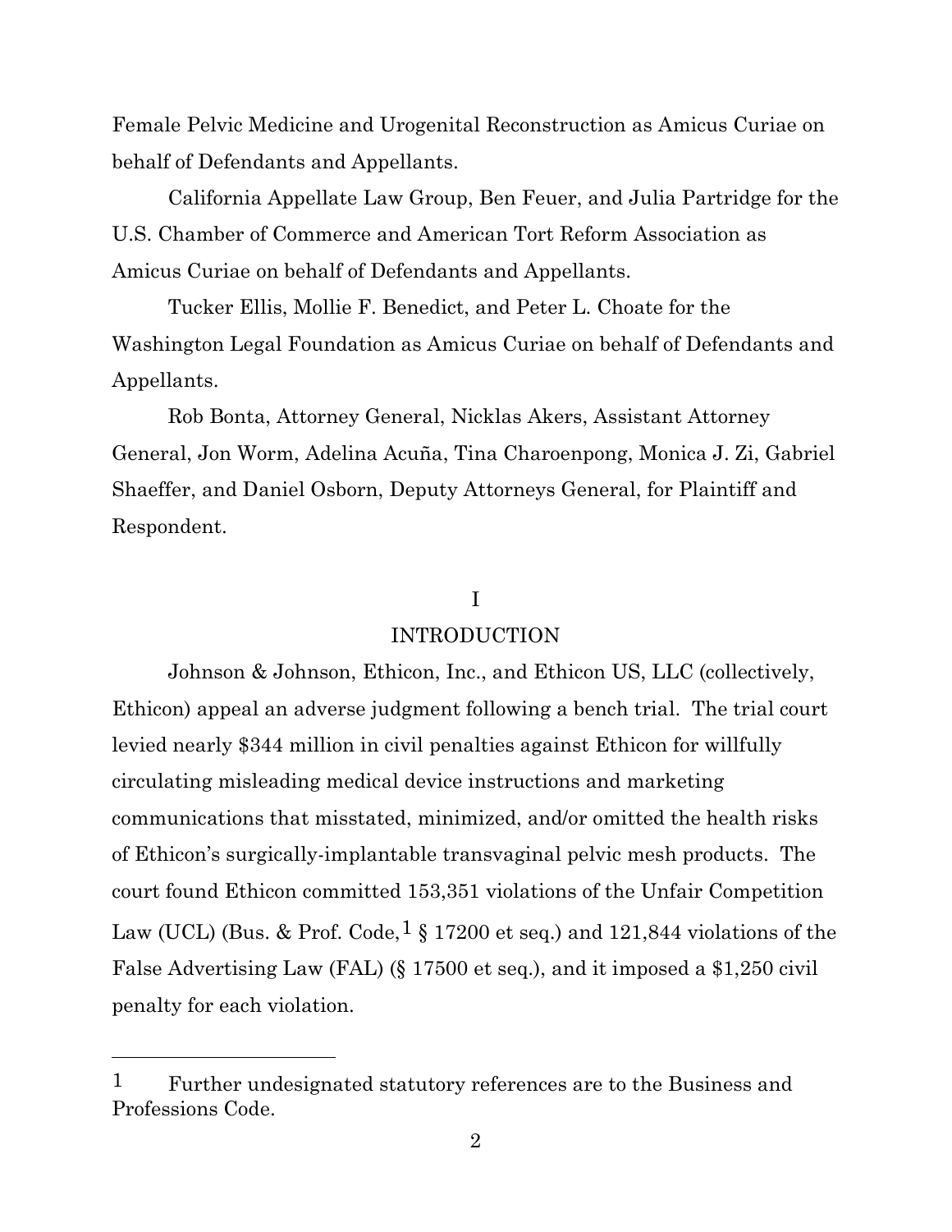Female Pelvic Medicine and Urogenital Reconstruction as Amicus Curiae on behalf of Defendants and Appellants.

California Appellate Law Group, Ben Feuer, and Julia Partridge for the U.S. Chamber of Commerce and American Tort Reform Association as Amicus Curiae on behalf of Defendants and Appellants.

Tucker Ellis, Mollie F. Benedict, and Peter L. Choate for the Washington Legal Foundation as Amicus Curiae on behalf of Defendants and Appellants.

Rob Bonta, Attorney General, Nicklas Akers, Assistant Attorney General, Jon Worm, Adelina Acuña, Tina Charoenpong, Monica J. Zi, Gabriel Shaeffer, and Daniel Osborn, Deputy Attorneys General, for Plaintiff and Respondent.

## I

## INTRODUCTION

Johnson & Johnson, Ethicon, Inc., and Ethicon US, LLC (collectively, Ethicon) appeal an adverse judgment following a bench trial. The trial court levied nearly $344 million in civil penalties against Ethicon for willfully circulating misleading medical device instructions and marketing communications that misstated, minimized, and/or omitted the health risks of Ethicon's surgically-implantable transvaginal pelvic mesh products. The court found Ethicon committed 153,351 violations of the Unfair Competition Law (UCL) (Bus. & Prof. Code,[1] § 17200 et seq.) and 121,844 violations of the False Advertising Law (FAL) (§ 17500 et seq.), and it imposed a $1,250 civil penalty for each violation.

---

[1] Further undesignated statutory references are to the Business and Professions Code.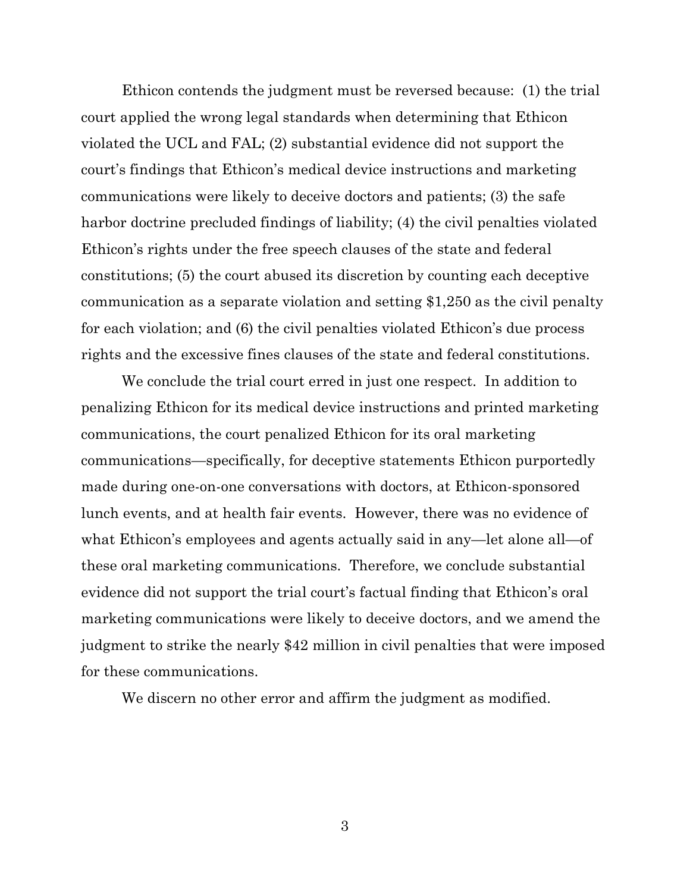Ethicon contends the judgment must be reversed because: (1) the trial court applied the wrong legal standards when determining that Ethicon violated the UCL and FAL; (2) substantial evidence did not support the court's findings that Ethicon's medical device instructions and marketing communications were likely to deceive doctors and patients; (3) the safe harbor doctrine precluded findings of liability; (4) the civil penalties violated Ethicon's rights under the free speech clauses of the state and federal constitutions; (5) the court abused its discretion by counting each deceptive communication as a separate violation and setting $1,250 as the civil penalty for each violation; and (6) the civil penalties violated Ethicon's due process rights and the excessive fines clauses of the state and federal constitutions.

We conclude the trial court erred in just one respect. In addition to penalizing Ethicon for its medical device instructions and printed marketing communications, the court penalized Ethicon for its oral marketing communications—specifically, for deceptive statements Ethicon purportedly made during one-on-one conversations with doctors, at Ethicon-sponsored lunch events, and at health fair events. However, there was no evidence of what Ethicon's employees and agents actually said in any—let alone all—of these oral marketing communications. Therefore, we conclude substantial evidence did not support the trial court's factual finding that Ethicon's oral marketing communications were likely to deceive doctors, and we amend the judgment to strike the nearly $42 million in civil penalties that were imposed for these communications.

We discern no other error and affirm the judgment as modified.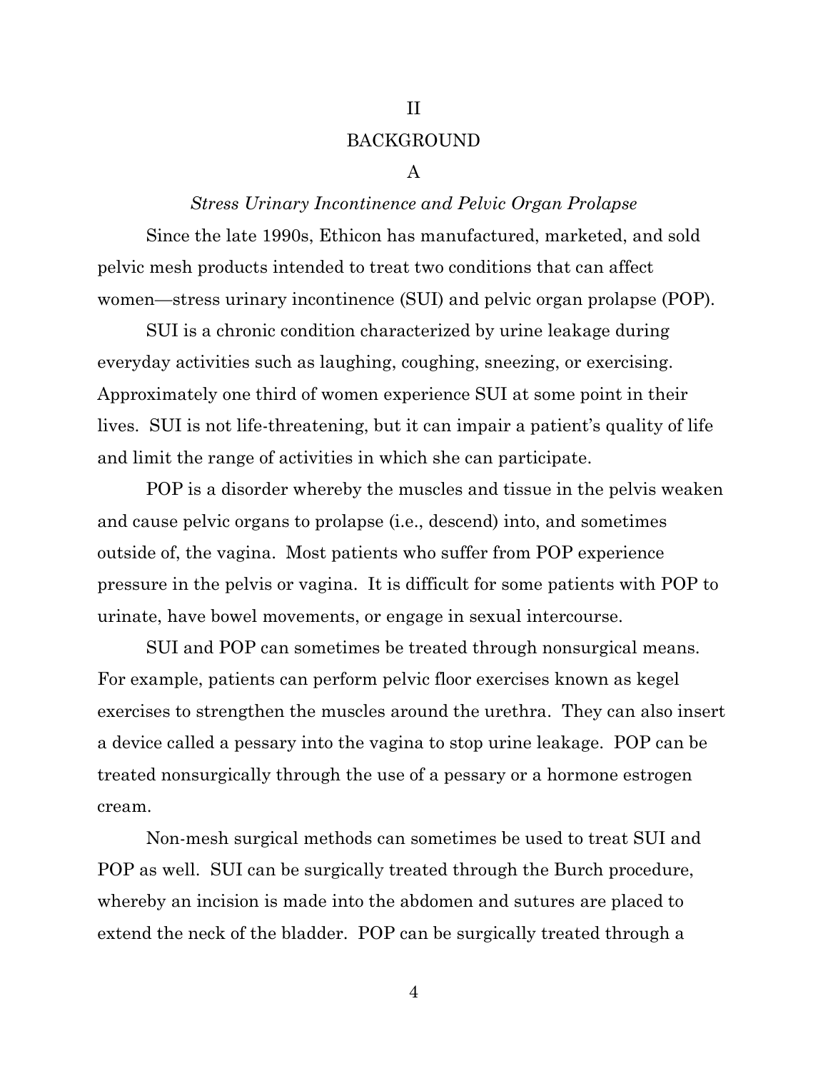# II

# BACKGROUND

## A

### *Stress Urinary Incontinence and Pelvic Organ Prolapse*

Since the late 1990s, Ethicon has manufactured, marketed, and sold pelvic mesh products intended to treat two conditions that can affect women—stress urinary incontinence (SUI) and pelvic organ prolapse (POP).

SUI is a chronic condition characterized by urine leakage during everyday activities such as laughing, coughing, sneezing, or exercising. Approximately one third of women experience SUI at some point in their lives. SUI is not life-threatening, but it can impair a patient's quality of life and limit the range of activities in which she can participate.

POP is a disorder whereby the muscles and tissue in the pelvis weaken and cause pelvic organs to prolapse (i.e., descend) into, and sometimes outside of, the vagina. Most patients who suffer from POP experience pressure in the pelvis or vagina. It is difficult for some patients with POP to urinate, have bowel movements, or engage in sexual intercourse.

SUI and POP can sometimes be treated through nonsurgical means. For example, patients can perform pelvic floor exercises known as kegel exercises to strengthen the muscles around the urethra. They can also insert a device called a pessary into the vagina to stop urine leakage. POP can be treated nonsurgically through the use of a pessary or a hormone estrogen cream.

Non-mesh surgical methods can sometimes be used to treat SUI and POP as well. SUI can be surgically treated through the Burch procedure, whereby an incision is made into the abdomen and sutures are placed to extend the neck of the bladder. POP can be surgically treated through a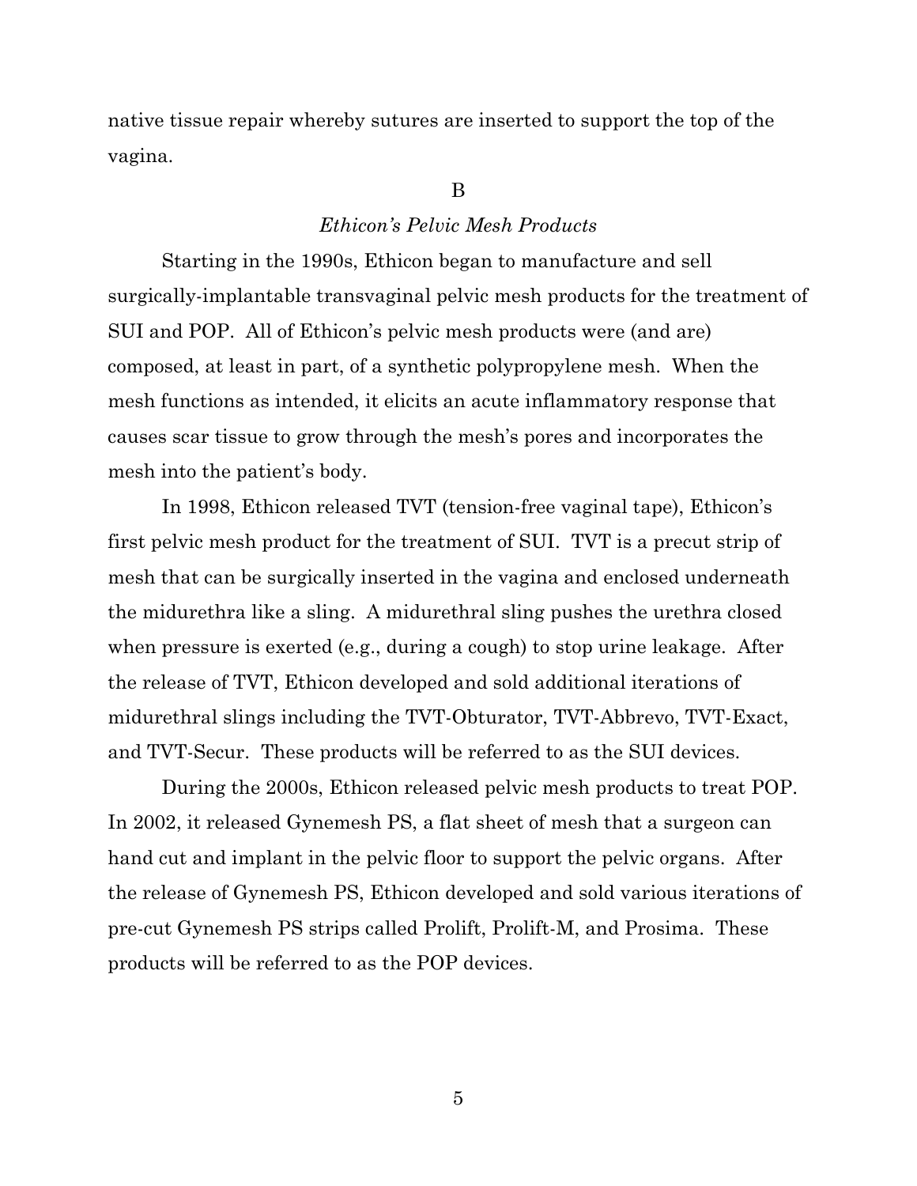native tissue repair whereby sutures are inserted to support the top of the vagina.

## B

### *Ethicon's Pelvic Mesh Products*

Starting in the 1990s, Ethicon began to manufacture and sell surgically-implantable transvaginal pelvic mesh products for the treatment of SUI and POP. All of Ethicon's pelvic mesh products were (and are) composed, at least in part, of a synthetic polypropylene mesh. When the mesh functions as intended, it elicits an acute inflammatory response that causes scar tissue to grow through the mesh's pores and incorporates the mesh into the patient's body.

In 1998, Ethicon released TVT (tension-free vaginal tape), Ethicon's first pelvic mesh product for the treatment of SUI. TVT is a precut strip of mesh that can be surgically inserted in the vagina and enclosed underneath the midurethra like a sling. A midurethral sling pushes the urethra closed when pressure is exerted (e.g., during a cough) to stop urine leakage. After the release of TVT, Ethicon developed and sold additional iterations of midurethral slings including the TVT-Obturator, TVT-Abbrevo, TVT-Exact, and TVT-Secur. These products will be referred to as the SUI devices.

During the 2000s, Ethicon released pelvic mesh products to treat POP. In 2002, it released Gynemesh PS, a flat sheet of mesh that a surgeon can hand cut and implant in the pelvic floor to support the pelvic organs. After the release of Gynemesh PS, Ethicon developed and sold various iterations of pre-cut Gynemesh PS strips called Prolift, Prolift-M, and Prosima. These products will be referred to as the POP devices.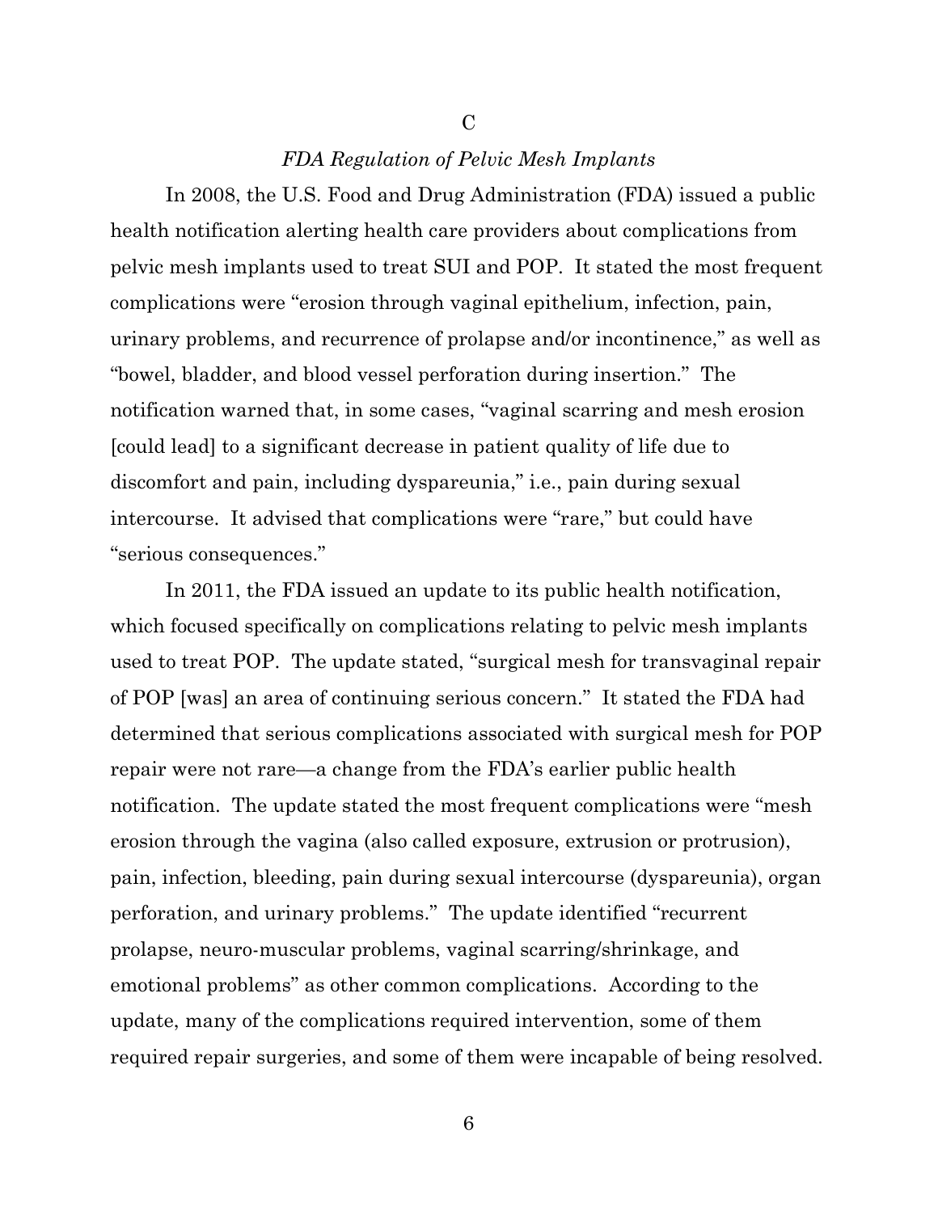## C

### *FDA Regulation of Pelvic Mesh Implants*

In 2008, the U.S. Food and Drug Administration (FDA) issued a public health notification alerting health care providers about complications from pelvic mesh implants used to treat SUI and POP. It stated the most frequent complications were "erosion through vaginal epithelium, infection, pain, urinary problems, and recurrence of prolapse and/or incontinence," as well as "bowel, bladder, and blood vessel perforation during insertion." The notification warned that, in some cases, "vaginal scarring and mesh erosion [could lead] to a significant decrease in patient quality of life due to discomfort and pain, including dyspareunia," i.e., pain during sexual intercourse. It advised that complications were "rare," but could have "serious consequences."

In 2011, the FDA issued an update to its public health notification, which focused specifically on complications relating to pelvic mesh implants used to treat POP. The update stated, "surgical mesh for transvaginal repair of POP [was] an area of continuing serious concern." It stated the FDA had determined that serious complications associated with surgical mesh for POP repair were not rare—a change from the FDA's earlier public health notification. The update stated the most frequent complications were "mesh erosion through the vagina (also called exposure, extrusion or protrusion), pain, infection, bleeding, pain during sexual intercourse (dyspareunia), organ perforation, and urinary problems." The update identified "recurrent prolapse, neuro-muscular problems, vaginal scarring/shrinkage, and emotional problems" as other common complications. According to the update, many of the complications required intervention, some of them required repair surgeries, and some of them were incapable of being resolved.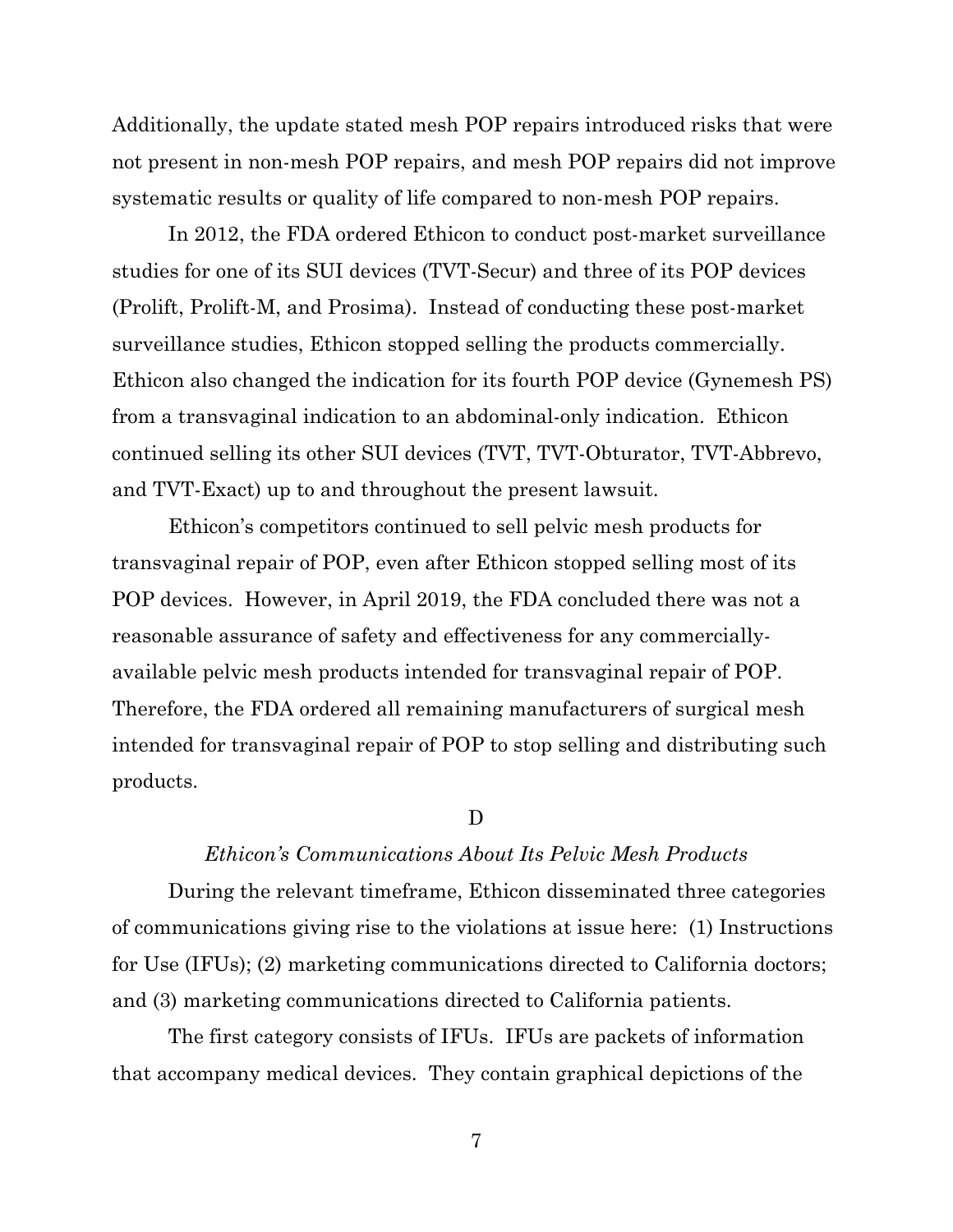Additionally, the update stated mesh POP repairs introduced risks that were not present in non-mesh POP repairs, and mesh POP repairs did not improve systematic results or quality of life compared to non-mesh POP repairs.

In 2012, the FDA ordered Ethicon to conduct post-market surveillance studies for one of its SUI devices (TVT-Secur) and three of its POP devices (Prolift, Prolift-M, and Prosima). Instead of conducting these post-market surveillance studies, Ethicon stopped selling the products commercially. Ethicon also changed the indication for its fourth POP device (Gynemesh PS) from a transvaginal indication to an abdominal-only indication. Ethicon continued selling its other SUI devices (TVT, TVT-Obturator, TVT-Abbrevo, and TVT-Exact) up to and throughout the present lawsuit.

Ethicon's competitors continued to sell pelvic mesh products for transvaginal repair of POP, even after Ethicon stopped selling most of its POP devices. However, in April 2019, the FDA concluded there was not a reasonable assurance of safety and effectiveness for any commercially-available pelvic mesh products intended for transvaginal repair of POP. Therefore, the FDA ordered all remaining manufacturers of surgical mesh intended for transvaginal repair of POP to stop selling and distributing such products.

## D

### *Ethicon's Communications About Its Pelvic Mesh Products*

During the relevant timeframe, Ethicon disseminated three categories of communications giving rise to the violations at issue here: (1) Instructions for Use (IFUs); (2) marketing communications directed to California doctors; and (3) marketing communications directed to California patients.

The first category consists of IFUs. IFUs are packets of information that accompany medical devices. They contain graphical depictions of the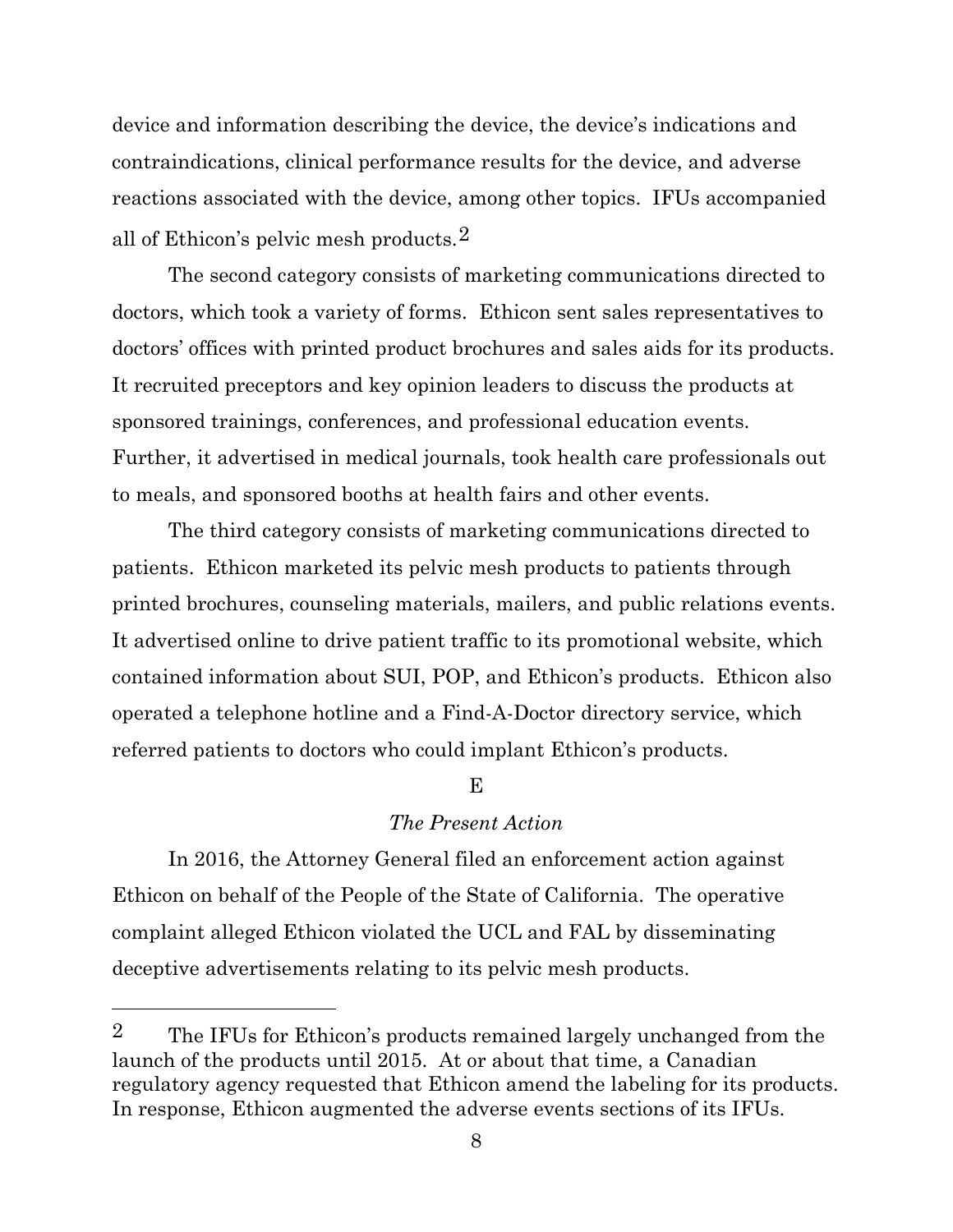device and information describing the device, the device's indications and contraindications, clinical performance results for the device, and adverse reactions associated with the device, among other topics. IFUs accompanied all of Ethicon's pelvic mesh products.[2]

The second category consists of marketing communications directed to doctors, which took a variety of forms. Ethicon sent sales representatives to doctors' offices with printed product brochures and sales aids for its products. It recruited preceptors and key opinion leaders to discuss the products at sponsored trainings, conferences, and professional education events. Further, it advertised in medical journals, took health care professionals out to meals, and sponsored booths at health fairs and other events.

The third category consists of marketing communications directed to patients. Ethicon marketed its pelvic mesh products to patients through printed brochures, counseling materials, mailers, and public relations events. It advertised online to drive patient traffic to its promotional website, which contained information about SUI, POP, and Ethicon's products. Ethicon also operated a telephone hotline and a Find-A-Doctor directory service, which referred patients to doctors who could implant Ethicon's products.

### E

### *The Present Action*

In 2016, the Attorney General filed an enforcement action against Ethicon on behalf of the People of the State of California. The operative complaint alleged Ethicon violated the UCL and FAL by disseminating deceptive advertisements relating to its pelvic mesh products.

---

[2] The IFUs for Ethicon's products remained largely unchanged from the launch of the products until 2015. At or about that time, a Canadian regulatory agency requested that Ethicon amend the labeling for its products. In response, Ethicon augmented the adverse events sections of its IFUs.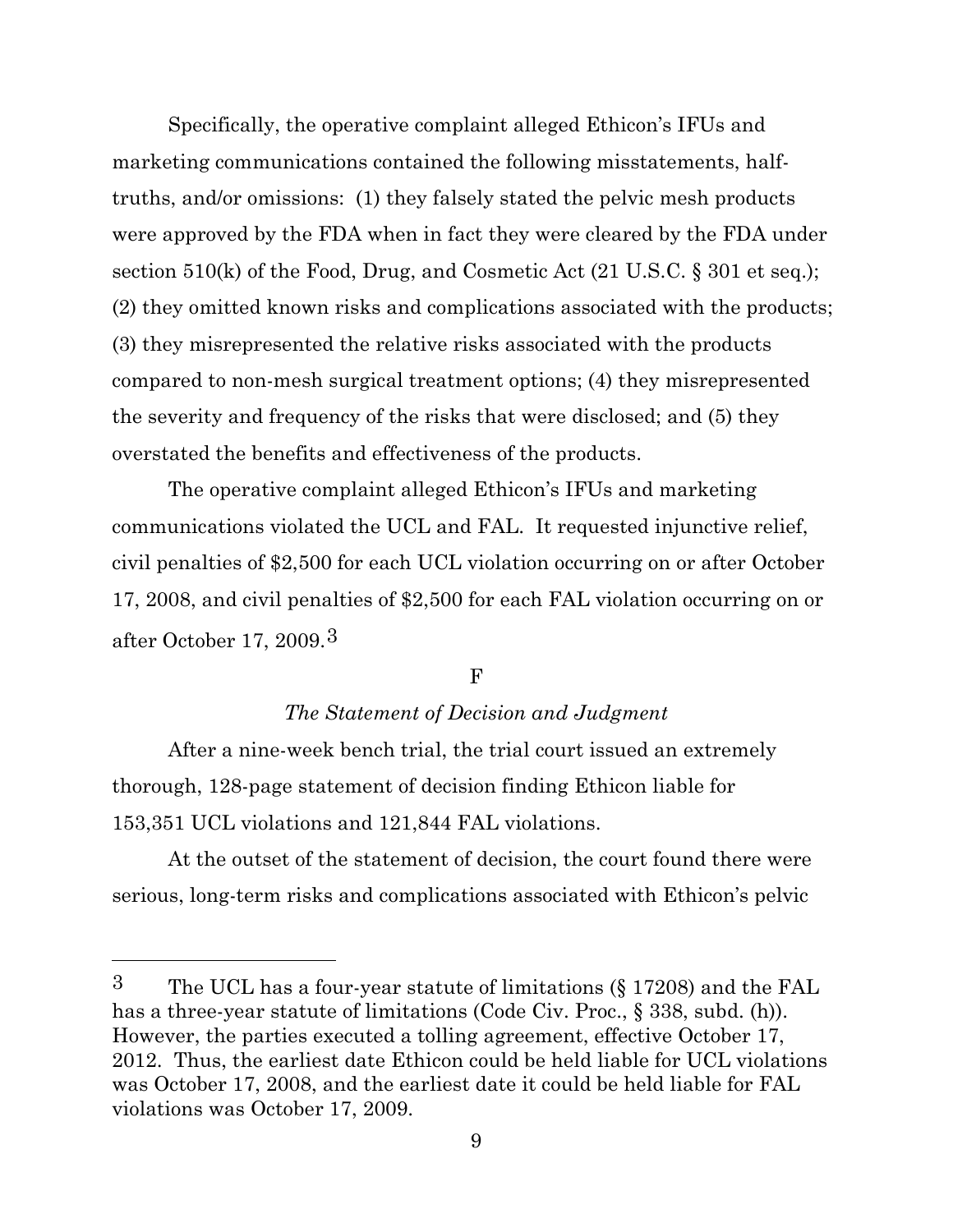Specifically, the operative complaint alleged Ethicon's IFUs and marketing communications contained the following misstatements, half-truths, and/or omissions: (1) they falsely stated the pelvic mesh products were approved by the FDA when in fact they were cleared by the FDA under section 510(k) of the Food, Drug, and Cosmetic Act (21 U.S.C. § 301 et seq.); (2) they omitted known risks and complications associated with the products; (3) they misrepresented the relative risks associated with the products compared to non-mesh surgical treatment options; (4) they misrepresented the severity and frequency of the risks that were disclosed; and (5) they overstated the benefits and effectiveness of the products.

The operative complaint alleged Ethicon's IFUs and marketing communications violated the UCL and FAL. It requested injunctive relief, civil penalties of $2,500 for each UCL violation occurring on or after October 17, 2008, and civil penalties of $2,500 for each FAL violation occurring on or after October 17, 2009.[3]

### F

### *The Statement of Decision and Judgment*

After a nine-week bench trial, the trial court issued an extremely thorough, 128-page statement of decision finding Ethicon liable for 153,351 UCL violations and 121,844 FAL violations.

At the outset of the statement of decision, the court found there were serious, long-term risks and complications associated with Ethicon's pelvic

---

[3] The UCL has a four-year statute of limitations (§ 17208) and the FAL has a three-year statute of limitations (Code Civ. Proc., § 338, subd. (h)). However, the parties executed a tolling agreement, effective October 17, 2012. Thus, the earliest date Ethicon could be held liable for UCL violations was October 17, 2008, and the earliest date it could be held liable for FAL violations was October 17, 2009.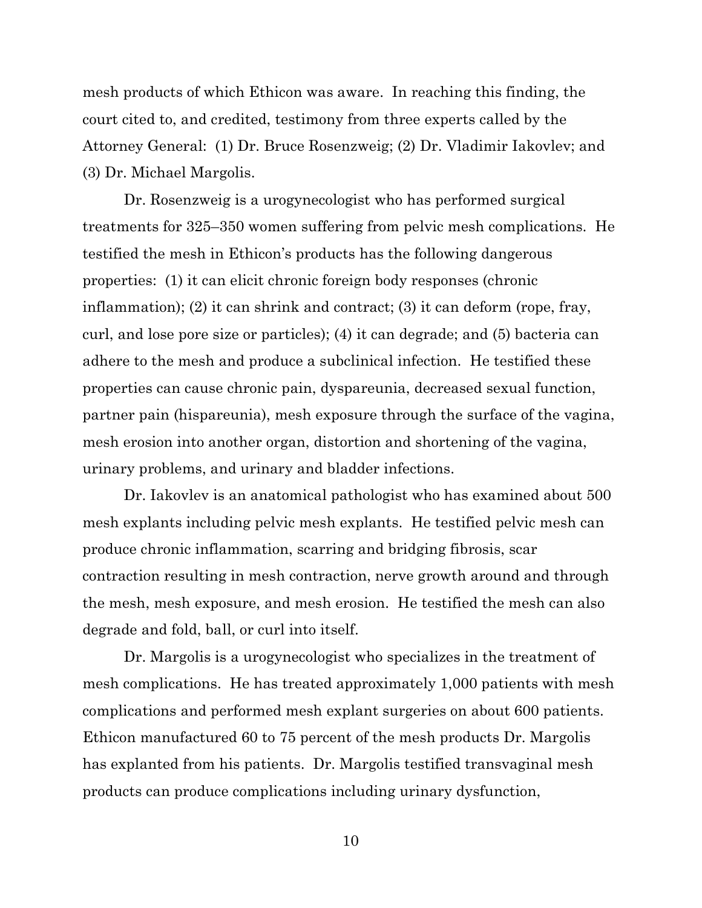mesh products of which Ethicon was aware. In reaching this finding, the court cited to, and credited, testimony from three experts called by the Attorney General: (1) Dr. Bruce Rosenzweig; (2) Dr. Vladimir Iakovlev; and (3) Dr. Michael Margolis.

Dr. Rosenzweig is a urogynecologist who has performed surgical treatments for 325–350 women suffering from pelvic mesh complications. He testified the mesh in Ethicon's products has the following dangerous properties: (1) it can elicit chronic foreign body responses (chronic inflammation); (2) it can shrink and contract; (3) it can deform (rope, fray, curl, and lose pore size or particles); (4) it can degrade; and (5) bacteria can adhere to the mesh and produce a subclinical infection. He testified these properties can cause chronic pain, dyspareunia, decreased sexual function, partner pain (hispareunia), mesh exposure through the surface of the vagina, mesh erosion into another organ, distortion and shortening of the vagina, urinary problems, and urinary and bladder infections.

Dr. Iakovlev is an anatomical pathologist who has examined about 500 mesh explants including pelvic mesh explants. He testified pelvic mesh can produce chronic inflammation, scarring and bridging fibrosis, scar contraction resulting in mesh contraction, nerve growth around and through the mesh, mesh exposure, and mesh erosion. He testified the mesh can also degrade and fold, ball, or curl into itself.

Dr. Margolis is a urogynecologist who specializes in the treatment of mesh complications. He has treated approximately 1,000 patients with mesh complications and performed mesh explant surgeries on about 600 patients. Ethicon manufactured 60 to 75 percent of the mesh products Dr. Margolis has explanted from his patients. Dr. Margolis testified transvaginal mesh products can produce complications including urinary dysfunction,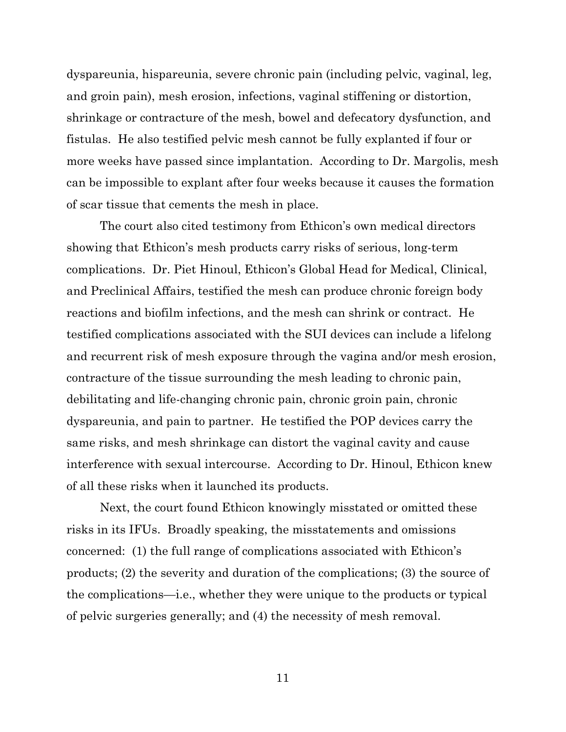dyspareunia, hispareunia, severe chronic pain (including pelvic, vaginal, leg, and groin pain), mesh erosion, infections, vaginal stiffening or distortion, shrinkage or contracture of the mesh, bowel and defecatory dysfunction, and fistulas. He also testified pelvic mesh cannot be fully explanted if four or more weeks have passed since implantation. According to Dr. Margolis, mesh can be impossible to explant after four weeks because it causes the formation of scar tissue that cements the mesh in place.

The court also cited testimony from Ethicon's own medical directors showing that Ethicon's mesh products carry risks of serious, long-term complications. Dr. Piet Hinoul, Ethicon's Global Head for Medical, Clinical, and Preclinical Affairs, testified the mesh can produce chronic foreign body reactions and biofilm infections, and the mesh can shrink or contract. He testified complications associated with the SUI devices can include a lifelong and recurrent risk of mesh exposure through the vagina and/or mesh erosion, contracture of the tissue surrounding the mesh leading to chronic pain, debilitating and life-changing chronic pain, chronic groin pain, chronic dyspareunia, and pain to partner. He testified the POP devices carry the same risks, and mesh shrinkage can distort the vaginal cavity and cause interference with sexual intercourse. According to Dr. Hinoul, Ethicon knew of all these risks when it launched its products.

Next, the court found Ethicon knowingly misstated or omitted these risks in its IFUs. Broadly speaking, the misstatements and omissions concerned: (1) the full range of complications associated with Ethicon's products; (2) the severity and duration of the complications; (3) the source of the complications—i.e., whether they were unique to the products or typical of pelvic surgeries generally; and (4) the necessity of mesh removal.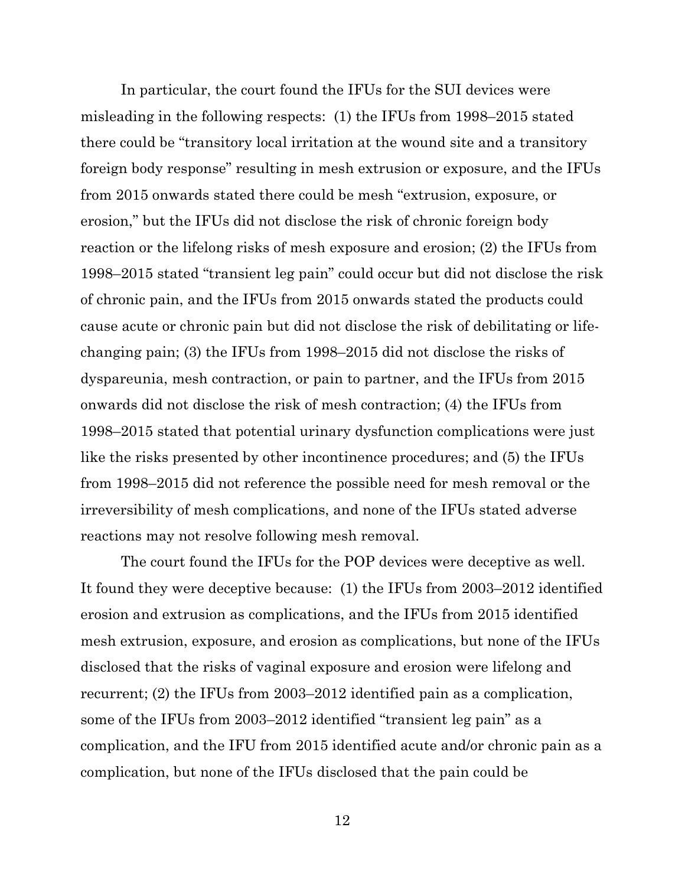In particular, the court found the IFUs for the SUI devices were misleading in the following respects: (1) the IFUs from 1998–2015 stated there could be "transitory local irritation at the wound site and a transitory foreign body response" resulting in mesh extrusion or exposure, and the IFUs from 2015 onwards stated there could be mesh "extrusion, exposure, or erosion," but the IFUs did not disclose the risk of chronic foreign body reaction or the lifelong risks of mesh exposure and erosion; (2) the IFUs from 1998–2015 stated "transient leg pain" could occur but did not disclose the risk of chronic pain, and the IFUs from 2015 onwards stated the products could cause acute or chronic pain but did not disclose the risk of debilitating or life-changing pain; (3) the IFUs from 1998–2015 did not disclose the risks of dyspareunia, mesh contraction, or pain to partner, and the IFUs from 2015 onwards did not disclose the risk of mesh contraction; (4) the IFUs from 1998–2015 stated that potential urinary dysfunction complications were just like the risks presented by other incontinence procedures; and (5) the IFUs from 1998–2015 did not reference the possible need for mesh removal or the irreversibility of mesh complications, and none of the IFUs stated adverse reactions may not resolve following mesh removal.

The court found the IFUs for the POP devices were deceptive as well. It found they were deceptive because: (1) the IFUs from 2003–2012 identified erosion and extrusion as complications, and the IFUs from 2015 identified mesh extrusion, exposure, and erosion as complications, but none of the IFUs disclosed that the risks of vaginal exposure and erosion were lifelong and recurrent; (2) the IFUs from 2003–2012 identified pain as a complication, some of the IFUs from 2003–2012 identified "transient leg pain" as a complication, and the IFU from 2015 identified acute and/or chronic pain as a complication, but none of the IFUs disclosed that the pain could be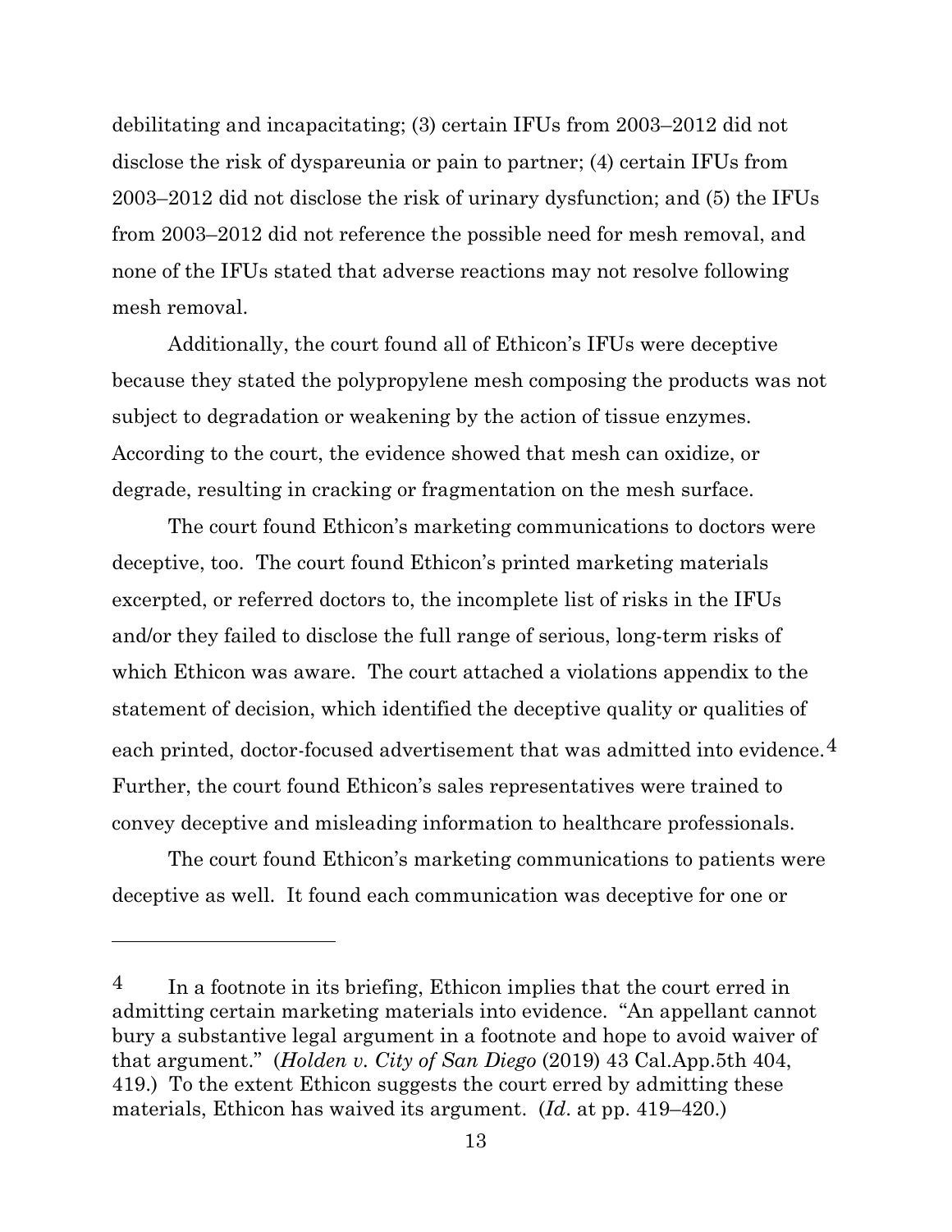debilitating and incapacitating; (3) certain IFUs from 2003–2012 did not disclose the risk of dyspareunia or pain to partner; (4) certain IFUs from 2003–2012 did not disclose the risk of urinary dysfunction; and (5) the IFUs from 2003–2012 did not reference the possible need for mesh removal, and none of the IFUs stated that adverse reactions may not resolve following mesh removal.

Additionally, the court found all of Ethicon's IFUs were deceptive because they stated the polypropylene mesh composing the products was not subject to degradation or weakening by the action of tissue enzymes. According to the court, the evidence showed that mesh can oxidize, or degrade, resulting in cracking or fragmentation on the mesh surface.

The court found Ethicon's marketing communications to doctors were deceptive, too. The court found Ethicon's printed marketing materials excerpted, or referred doctors to, the incomplete list of risks in the IFUs and/or they failed to disclose the full range of serious, long-term risks of which Ethicon was aware. The court attached a violations appendix to the statement of decision, which identified the deceptive quality or qualities of each printed, doctor-focused advertisement that was admitted into evidence.[4] Further, the court found Ethicon's sales representatives were trained to convey deceptive and misleading information to healthcare professionals.

The court found Ethicon's marketing communications to patients were deceptive as well. It found each communication was deceptive for one or

---

[4] In a footnote in its briefing, Ethicon implies that the court erred in admitting certain marketing materials into evidence. "An appellant cannot bury a substantive legal argument in a footnote and hope to avoid waiver of that argument." (*Holden v. City of San Diego* (2019) 43 Cal.App.5th 404, 419.) To the extent Ethicon suggests the court erred by admitting these materials, Ethicon has waived its argument. (*Id*. at pp. 419–420.)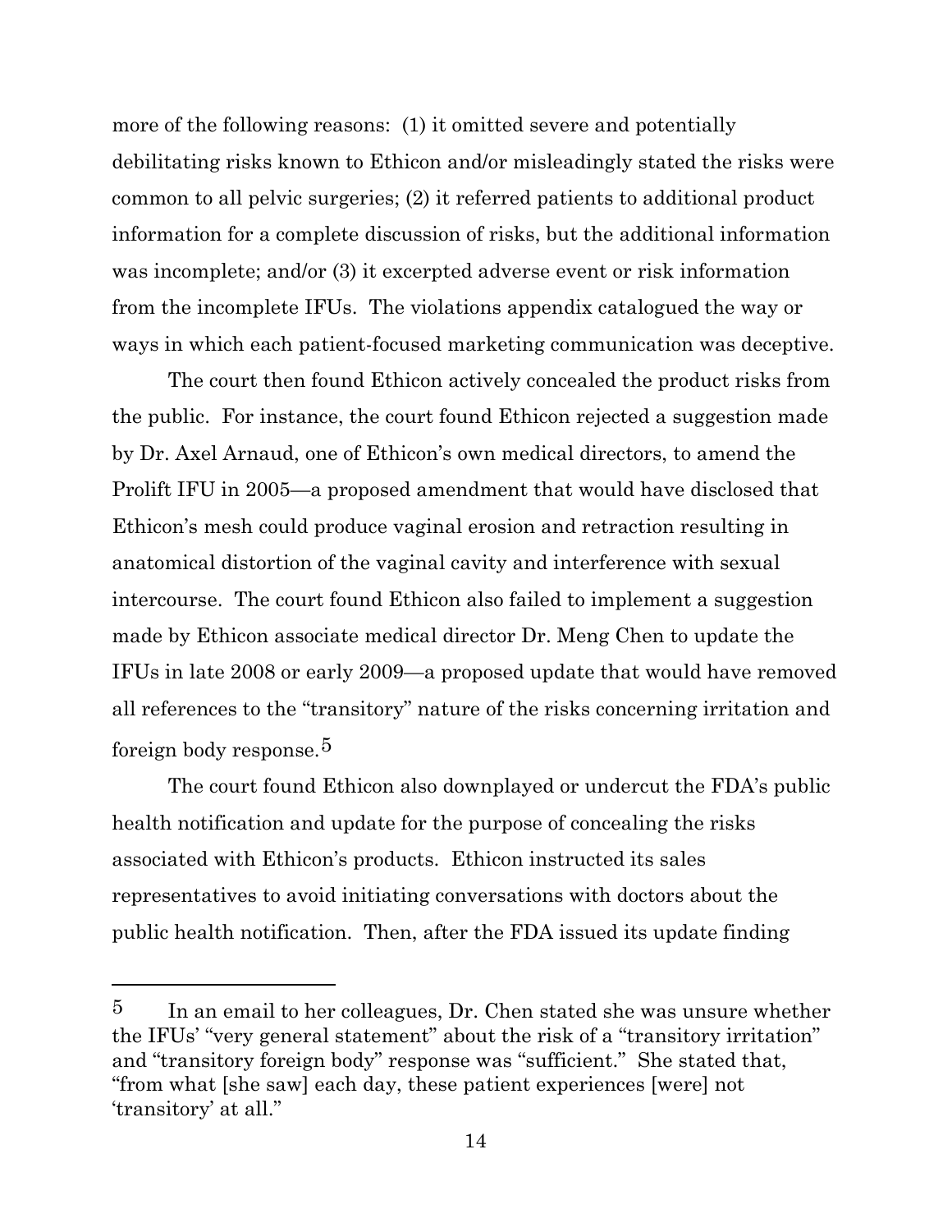more of the following reasons: (1) it omitted severe and potentially debilitating risks known to Ethicon and/or misleadingly stated the risks were common to all pelvic surgeries; (2) it referred patients to additional product information for a complete discussion of risks, but the additional information was incomplete; and/or (3) it excerpted adverse event or risk information from the incomplete IFUs. The violations appendix catalogued the way or ways in which each patient-focused marketing communication was deceptive.

The court then found Ethicon actively concealed the product risks from the public. For instance, the court found Ethicon rejected a suggestion made by Dr. Axel Arnaud, one of Ethicon's own medical directors, to amend the Prolift IFU in 2005—a proposed amendment that would have disclosed that Ethicon's mesh could produce vaginal erosion and retraction resulting in anatomical distortion of the vaginal cavity and interference with sexual intercourse. The court found Ethicon also failed to implement a suggestion made by Ethicon associate medical director Dr. Meng Chen to update the IFUs in late 2008 or early 2009—a proposed update that would have removed all references to the "transitory" nature of the risks concerning irritation and foreign body response.[5]

The court found Ethicon also downplayed or undercut the FDA's public health notification and update for the purpose of concealing the risks associated with Ethicon's products. Ethicon instructed its sales representatives to avoid initiating conversations with doctors about the public health notification. Then, after the FDA issued its update finding

---

[5] In an email to her colleagues, Dr. Chen stated she was unsure whether the IFUs' "very general statement" about the risk of a "transitory irritation" and "transitory foreign body" response was "sufficient." She stated that, "from what [she saw] each day, these patient experiences [were] not 'transitory' at all."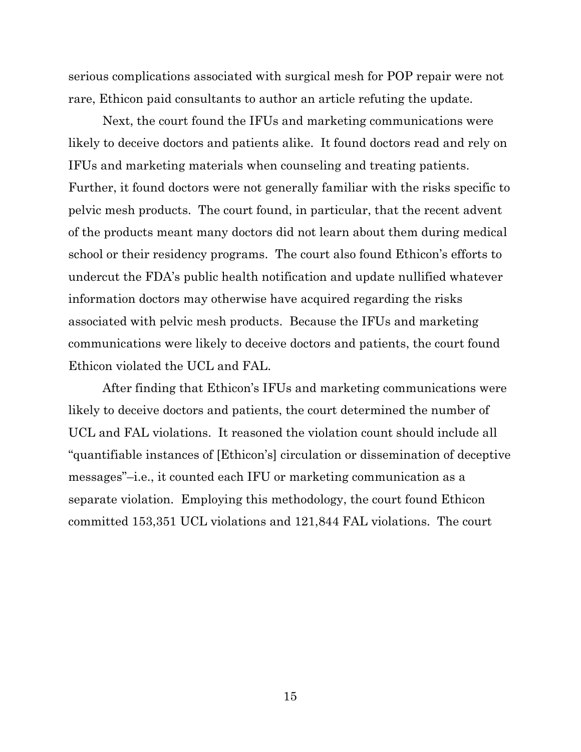serious complications associated with surgical mesh for POP repair were not rare, Ethicon paid consultants to author an article refuting the update.

Next, the court found the IFUs and marketing communications were likely to deceive doctors and patients alike. It found doctors read and rely on IFUs and marketing materials when counseling and treating patients. Further, it found doctors were not generally familiar with the risks specific to pelvic mesh products. The court found, in particular, that the recent advent of the products meant many doctors did not learn about them during medical school or their residency programs. The court also found Ethicon's efforts to undercut the FDA's public health notification and update nullified whatever information doctors may otherwise have acquired regarding the risks associated with pelvic mesh products. Because the IFUs and marketing communications were likely to deceive doctors and patients, the court found Ethicon violated the UCL and FAL.

After finding that Ethicon's IFUs and marketing communications were likely to deceive doctors and patients, the court determined the number of UCL and FAL violations. It reasoned the violation count should include all "quantifiable instances of [Ethicon's] circulation or dissemination of deceptive messages"–i.e., it counted each IFU or marketing communication as a separate violation. Employing this methodology, the court found Ethicon committed 153,351 UCL violations and 121,844 FAL violations. The court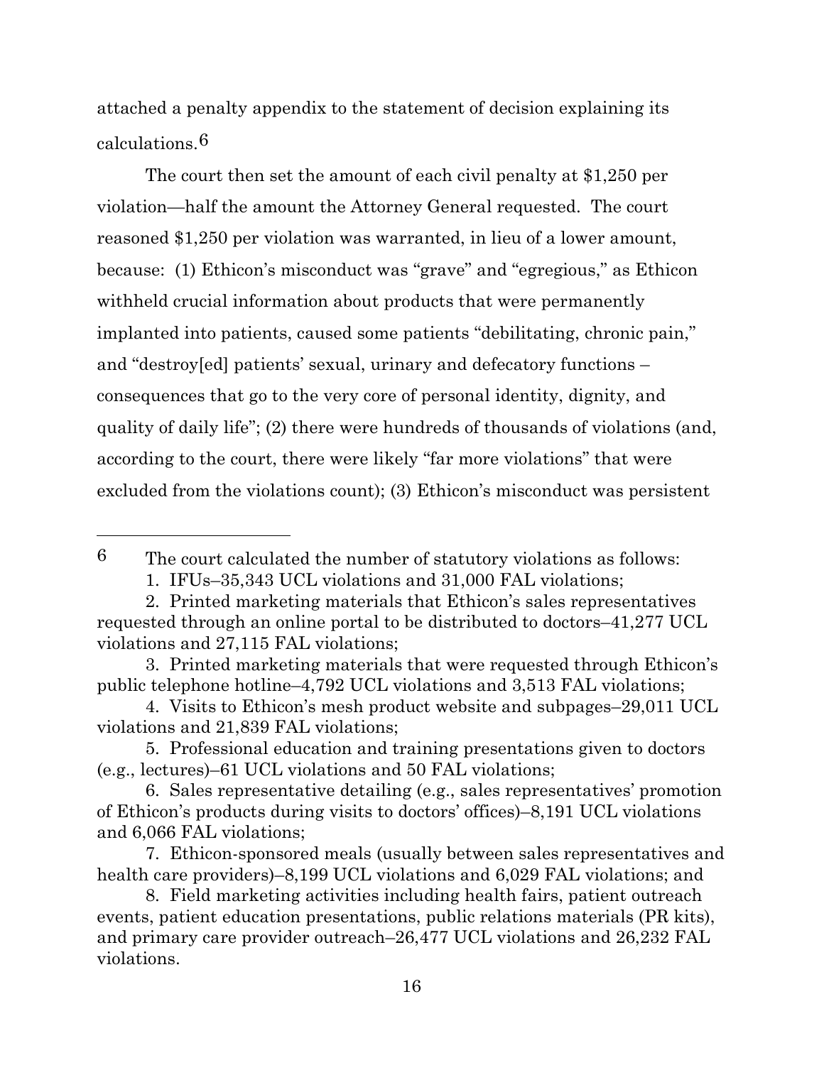attached a penalty appendix to the statement of decision explaining its calculations.[6]

The court then set the amount of each civil penalty at $1,250 per violation—half the amount the Attorney General requested. The court reasoned $1,250 per violation was warranted, in lieu of a lower amount, because: (1) Ethicon's misconduct was "grave" and "egregious," as Ethicon withheld crucial information about products that were permanently implanted into patients, caused some patients "debilitating, chronic pain," and "destroy[ed] patients' sexual, urinary and defecatory functions – consequences that go to the very core of personal identity, dignity, and quality of daily life"; (2) there were hundreds of thousands of violations (and, according to the court, there were likely "far more violations" that were excluded from the violations count); (3) Ethicon's misconduct was persistent

---

[6] The court calculated the number of statutory violations as follows:

1. IFUs–35,343 UCL violations and 31,000 FAL violations;
2. Printed marketing materials that Ethicon's sales representatives requested through an online portal to be distributed to doctors–41,277 UCL violations and 27,115 FAL violations;
3. Printed marketing materials that were requested through Ethicon's public telephone hotline–4,792 UCL violations and 3,513 FAL violations;
4. Visits to Ethicon's mesh product website and subpages–29,011 UCL violations and 21,839 FAL violations;
5. Professional education and training presentations given to doctors (e.g., lectures)–61 UCL violations and 50 FAL violations;
6. Sales representative detailing (e.g., sales representatives' promotion of Ethicon's products during visits to doctors' offices)–8,191 UCL violations and 6,066 FAL violations;
7. Ethicon-sponsored meals (usually between sales representatives and health care providers)–8,199 UCL violations and 6,029 FAL violations; and
8. Field marketing activities including health fairs, patient outreach events, patient education presentations, public relations materials (PR kits), and primary care provider outreach–26,477 UCL violations and 26,232 FAL violations.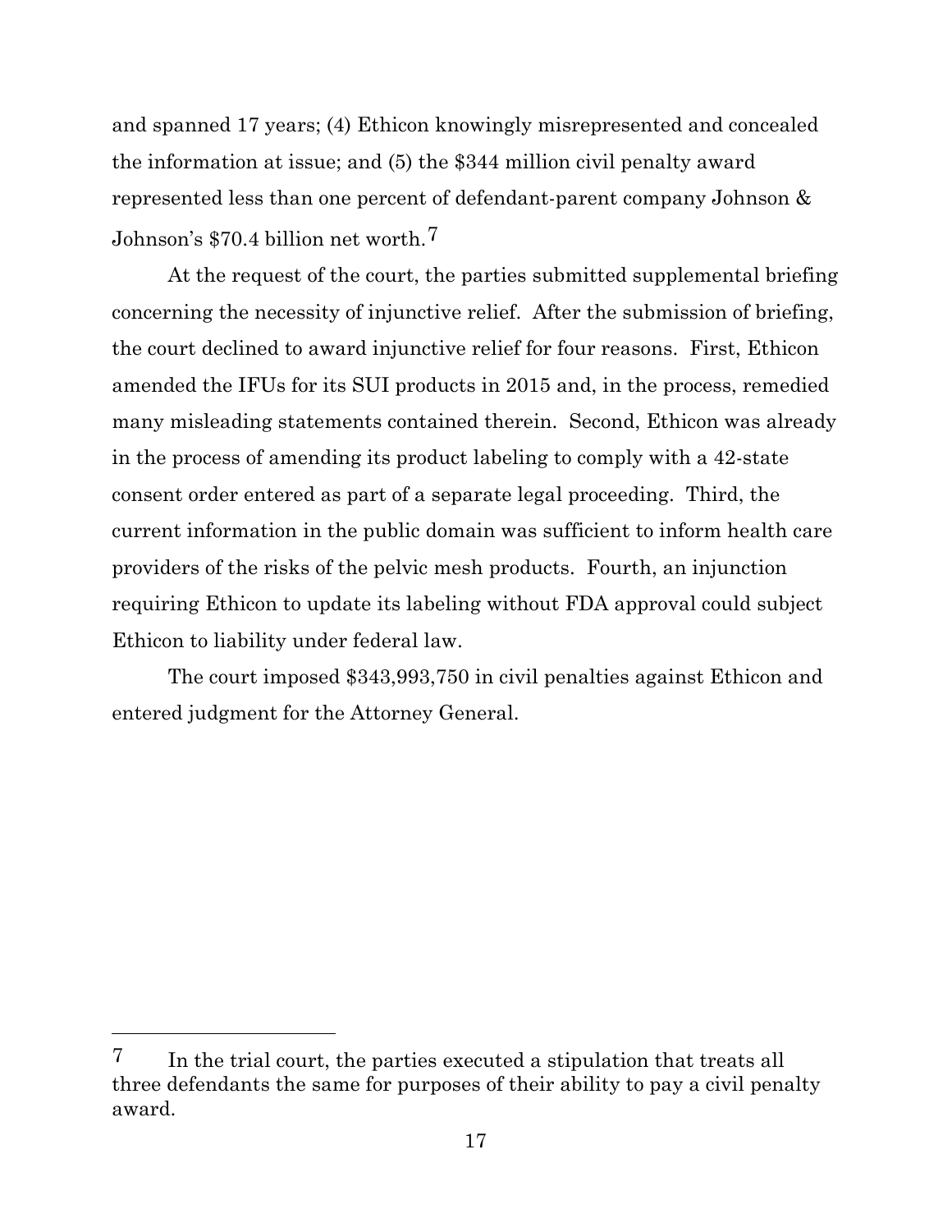and spanned 17 years; (4) Ethicon knowingly misrepresented and concealed the information at issue; and (5) the $344 million civil penalty award represented less than one percent of defendant-parent company Johnson & Johnson's $70.4 billion net worth.[7]

At the request of the court, the parties submitted supplemental briefing concerning the necessity of injunctive relief. After the submission of briefing, the court declined to award injunctive relief for four reasons. First, Ethicon amended the IFUs for its SUI products in 2015 and, in the process, remedied many misleading statements contained therein. Second, Ethicon was already in the process of amending its product labeling to comply with a 42-state consent order entered as part of a separate legal proceeding. Third, the current information in the public domain was sufficient to inform health care providers of the risks of the pelvic mesh products. Fourth, an injunction requiring Ethicon to update its labeling without FDA approval could subject Ethicon to liability under federal law.

The court imposed $343,993,750 in civil penalties against Ethicon and entered judgment for the Attorney General.

---

[7] In the trial court, the parties executed a stipulation that treats all three defendants the same for purposes of their ability to pay a civil penalty award.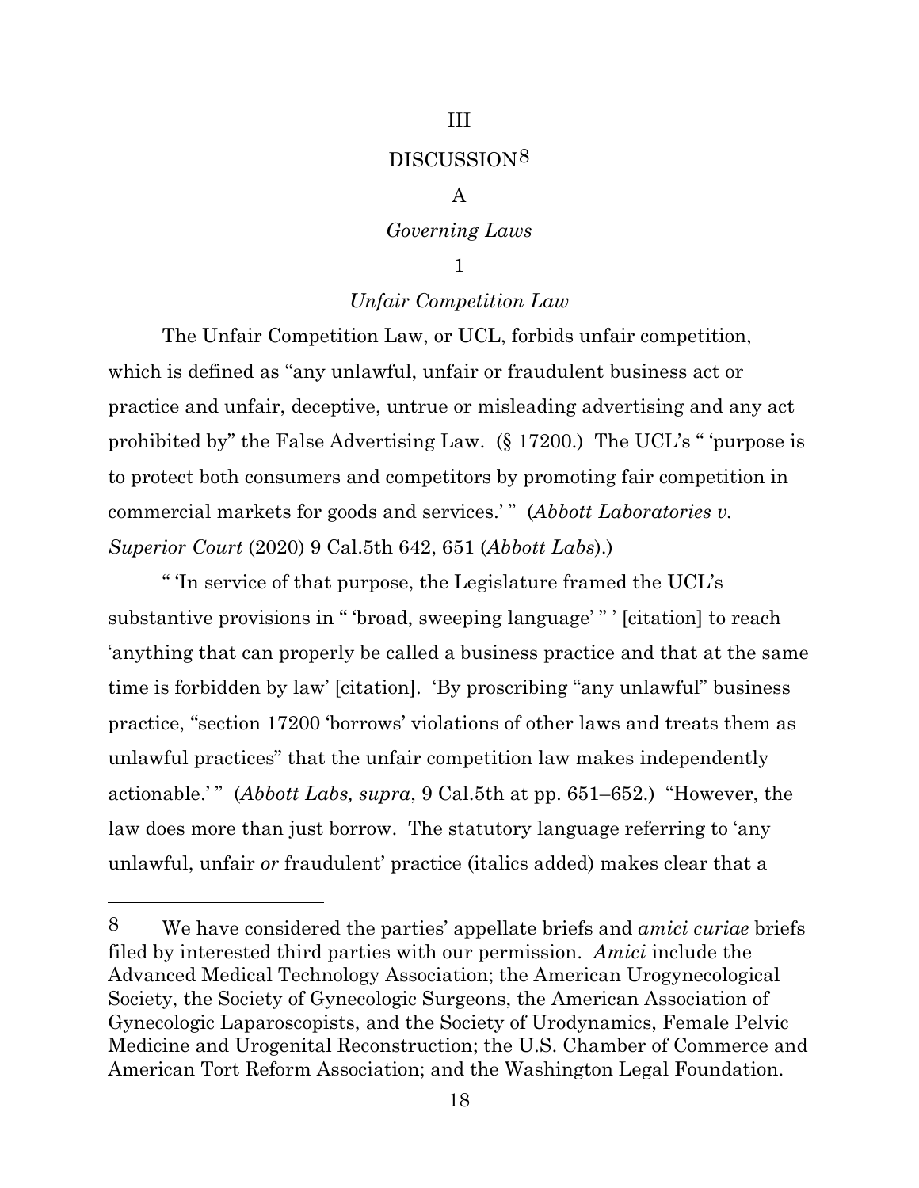# III

# DISCUSSION[8]

## A

## *Governing Laws*

### 1

### *Unfair Competition Law*

The Unfair Competition Law, or UCL, forbids unfair competition, which is defined as "any unlawful, unfair or fraudulent business act or practice and unfair, deceptive, untrue or misleading advertising and any act prohibited by" the False Advertising Law. (§ 17200.) The UCL's " 'purpose is to protect both consumers and competitors by promoting fair competition in commercial markets for goods and services.' " (*Abbott Laboratories v. Superior Court* (2020) 9 Cal.5th 642, 651 (*Abbott Labs*).)

" 'In service of that purpose, the Legislature framed the UCL's substantive provisions in " 'broad, sweeping language' " ' [citation] to reach 'anything that can properly be called a business practice and that at the same time is forbidden by law' [citation]. 'By proscribing "any unlawful" business practice, "section 17200 'borrows' violations of other laws and treats them as unlawful practices" that the unfair competition law makes independently actionable.' " (*Abbott Labs, supra*, 9 Cal.5th at pp. 651–652.) "However, the law does more than just borrow. The statutory language referring to 'any unlawful, unfair *or* fraudulent' practice (italics added) makes clear that a

---

[8] We have considered the parties' appellate briefs and *amici curiae* briefs filed by interested third parties with our permission. *Amici* include the Advanced Medical Technology Association; the American Urogynecological Society, the Society of Gynecologic Surgeons, the American Association of Gynecologic Laparoscopists, and the Society of Urodynamics, Female Pelvic Medicine and Urogenital Reconstruction; the U.S. Chamber of Commerce and American Tort Reform Association; and the Washington Legal Foundation.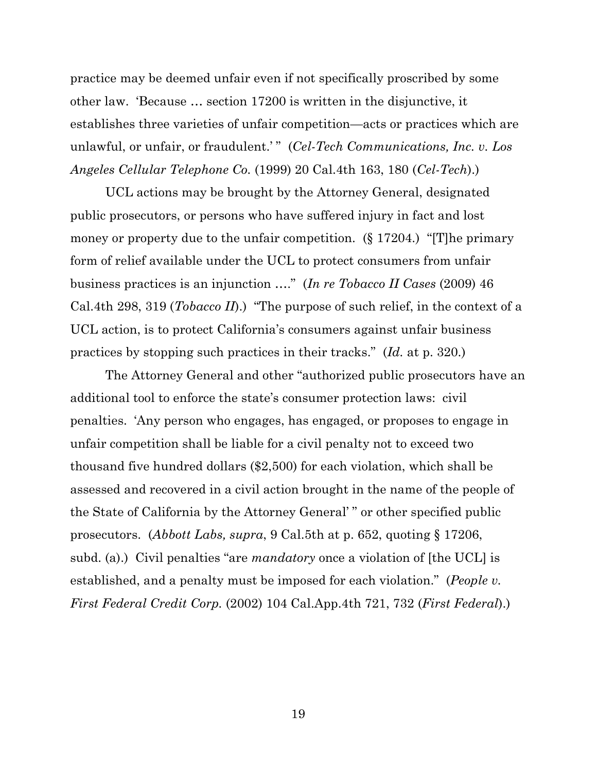practice may be deemed unfair even if not specifically proscribed by some other law. 'Because … section 17200 is written in the disjunctive, it establishes three varieties of unfair competition—acts or practices which are unlawful, or unfair, or fraudulent.' " (*Cel-Tech Communications, Inc. v. Los Angeles Cellular Telephone Co.* (1999) 20 Cal.4th 163, 180 (*Cel-Tech*).)

UCL actions may be brought by the Attorney General, designated public prosecutors, or persons who have suffered injury in fact and lost money or property due to the unfair competition. (§ 17204.) "[T]he primary form of relief available under the UCL to protect consumers from unfair business practices is an injunction …." (*In re Tobacco II Cases* (2009) 46 Cal.4th 298, 319 (*Tobacco II*).) "The purpose of such relief, in the context of a UCL action, is to protect California's consumers against unfair business practices by stopping such practices in their tracks." (*Id.* at p. 320.)

The Attorney General and other "authorized public prosecutors have an additional tool to enforce the state's consumer protection laws: civil penalties. 'Any person who engages, has engaged, or proposes to engage in unfair competition shall be liable for a civil penalty not to exceed two thousand five hundred dollars ($2,500) for each violation, which shall be assessed and recovered in a civil action brought in the name of the people of the State of California by the Attorney General' " or other specified public prosecutors. (*Abbott Labs, supra*, 9 Cal.5th at p. 652, quoting § 17206, subd. (a).) Civil penalties "are *mandatory* once a violation of [the UCL] is established, and a penalty must be imposed for each violation." (*People v. First Federal Credit Corp.* (2002) 104 Cal.App.4th 721, 732 (*First Federal*).)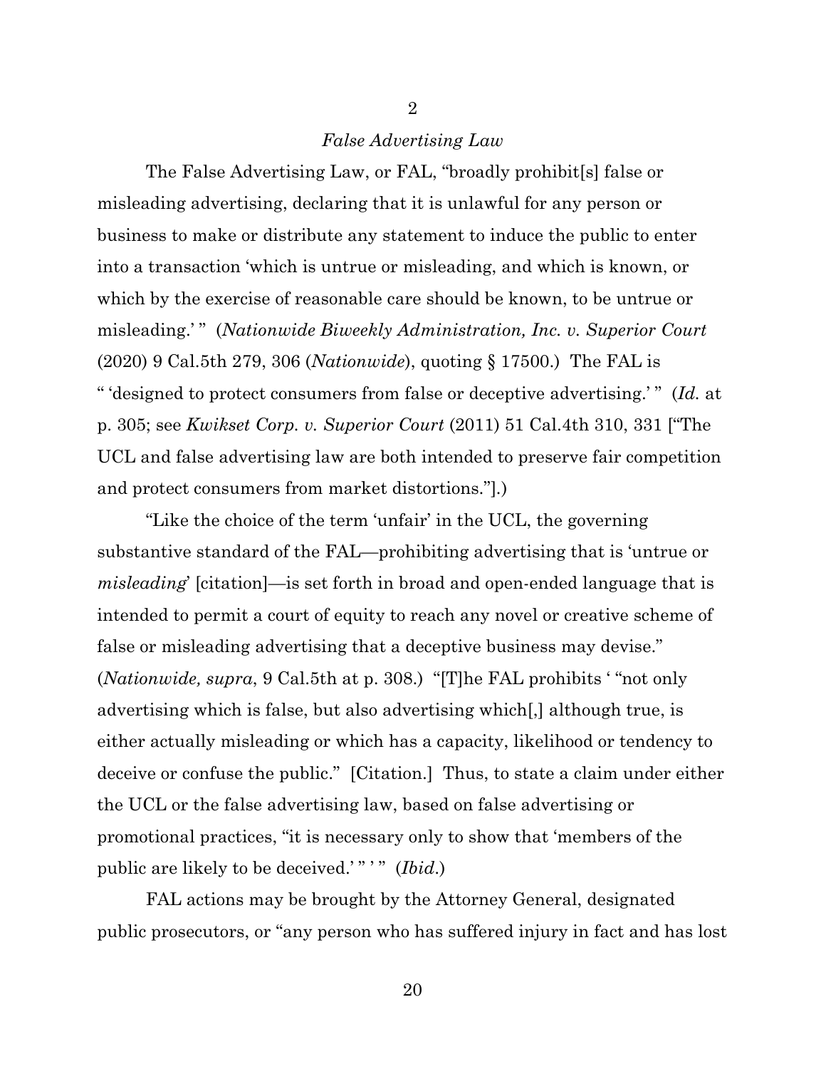## 2

### *False Advertising Law*

The False Advertising Law, or FAL, "broadly prohibit[s] false or misleading advertising, declaring that it is unlawful for any person or business to make or distribute any statement to induce the public to enter into a transaction 'which is untrue or misleading, and which is known, or which by the exercise of reasonable care should be known, to be untrue or misleading.' " (*Nationwide Biweekly Administration, Inc. v. Superior Court* (2020) 9 Cal.5th 279, 306 (*Nationwide*), quoting § 17500.) The FAL is " 'designed to protect consumers from false or deceptive advertising.' " (*Id.* at p. 305; see *Kwikset Corp. v. Superior Court* (2011) 51 Cal.4th 310, 331 ["The UCL and false advertising law are both intended to preserve fair competition and protect consumers from market distortions."].)

"Like the choice of the term 'unfair' in the UCL, the governing substantive standard of the FAL—prohibiting advertising that is 'untrue or *misleading*' [citation]—is set forth in broad and open-ended language that is intended to permit a court of equity to reach any novel or creative scheme of false or misleading advertising that a deceptive business may devise." (*Nationwide, supra*, 9 Cal.5th at p. 308.) "[T]he FAL prohibits ' "not only advertising which is false, but also advertising which[,] although true, is either actually misleading or which has a capacity, likelihood or tendency to deceive or confuse the public." [Citation.] Thus, to state a claim under either the UCL or the false advertising law, based on false advertising or promotional practices, "it is necessary only to show that 'members of the public are likely to be deceived.' " ' " (*Ibid*.)

FAL actions may be brought by the Attorney General, designated public prosecutors, or "any person who has suffered injury in fact and has lost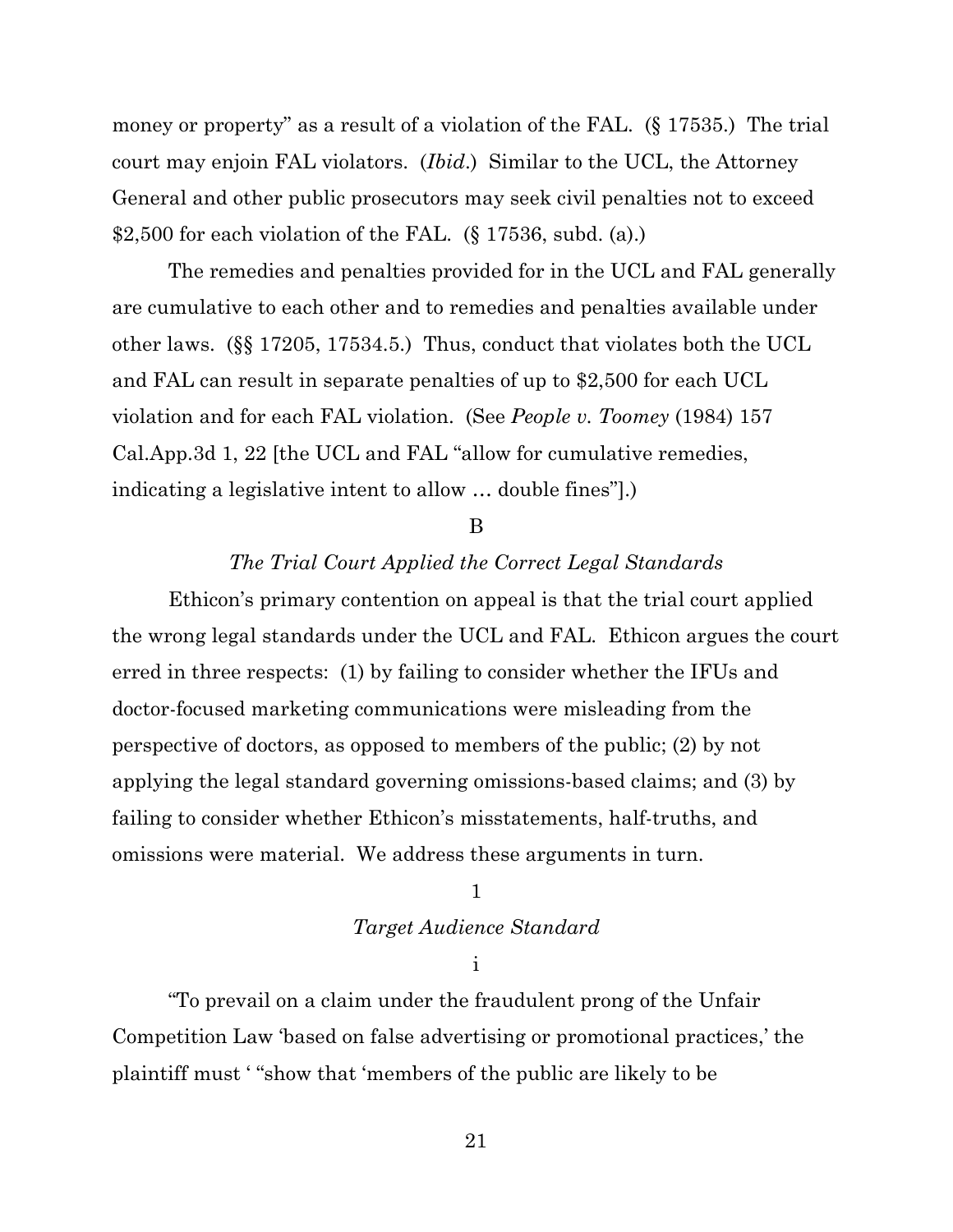money or property" as a result of a violation of the FAL. (§ 17535.) The trial court may enjoin FAL violators. (*Ibid*.) Similar to the UCL, the Attorney General and other public prosecutors may seek civil penalties not to exceed $2,500 for each violation of the FAL. (§ 17536, subd. (a).)

The remedies and penalties provided for in the UCL and FAL generally are cumulative to each other and to remedies and penalties available under other laws. (§§ 17205, 17534.5.) Thus, conduct that violates both the UCL and FAL can result in separate penalties of up to $2,500 for each UCL violation and for each FAL violation. (See *People v. Toomey* (1984) 157 Cal.App.3d 1, 22 [the UCL and FAL "allow for cumulative remedies, indicating a legislative intent to allow … double fines"].)

### B

### *The Trial Court Applied the Correct Legal Standards*

Ethicon's primary contention on appeal is that the trial court applied the wrong legal standards under the UCL and FAL. Ethicon argues the court erred in three respects: (1) by failing to consider whether the IFUs and doctor-focused marketing communications were misleading from the perspective of doctors, as opposed to members of the public; (2) by not applying the legal standard governing omissions-based claims; and (3) by failing to consider whether Ethicon's misstatements, half-truths, and omissions were material. We address these arguments in turn.

#### 1

#### *Target Audience Standard*

##### i

"To prevail on a claim under the fraudulent prong of the Unfair Competition Law 'based on false advertising or promotional practices,' the plaintiff must ' "show that 'members of the public are likely to be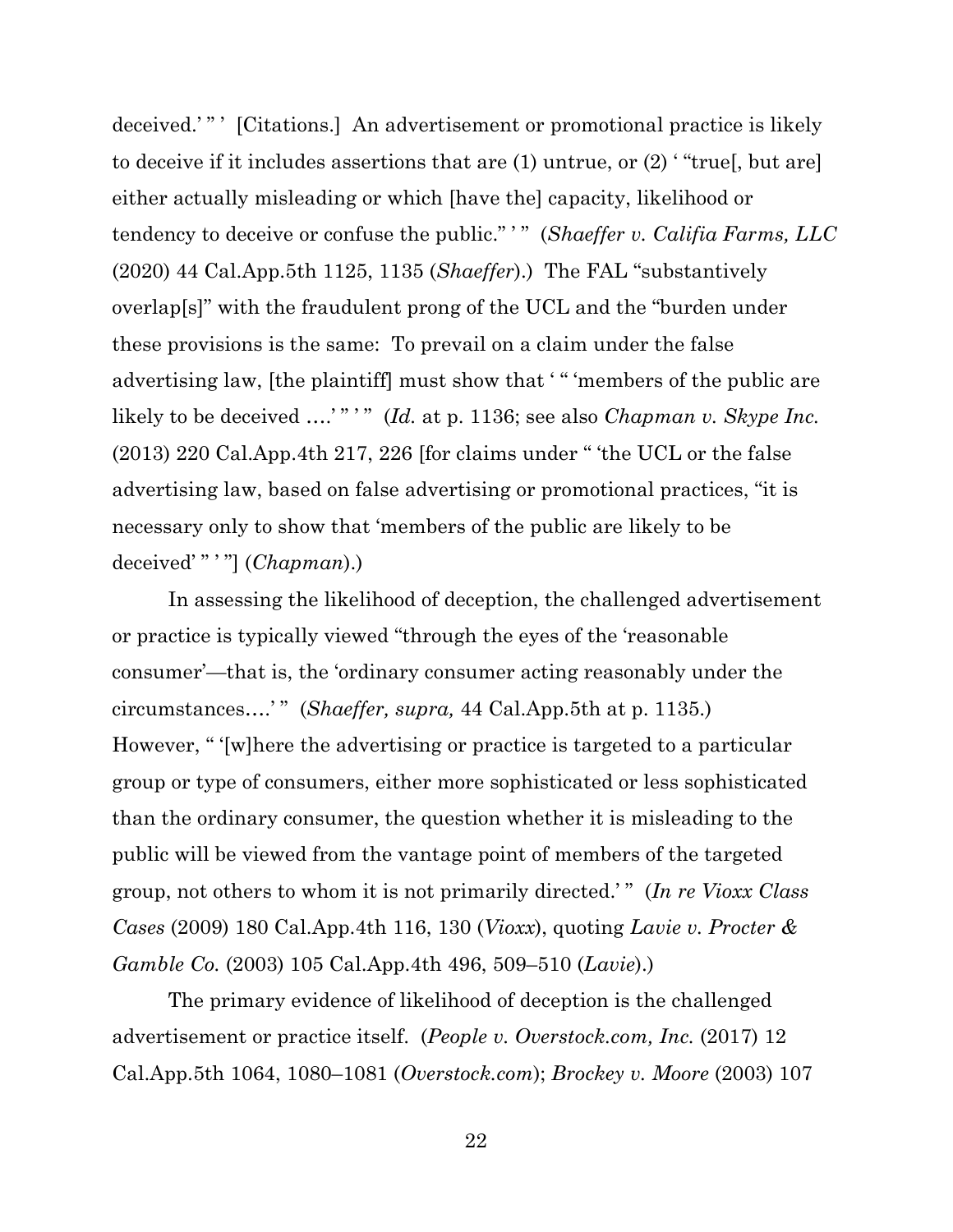deceived.' " ' [Citations.] An advertisement or promotional practice is likely to deceive if it includes assertions that are (1) untrue, or (2) ' "true[, but are] either actually misleading or which [have the] capacity, likelihood or tendency to deceive or confuse the public." ' " (*Shaeffer v. Califia Farms, LLC* (2020) 44 Cal.App.5th 1125, 1135 (*Shaeffer*).) The FAL "substantively overlap[s]" with the fraudulent prong of the UCL and the "burden under these provisions is the same: To prevail on a claim under the false advertising law, [the plaintiff] must show that ' " 'members of the public are likely to be deceived ….' " ' " (*Id.* at p. 1136; see also *Chapman v. Skype Inc.* (2013) 220 Cal.App.4th 217, 226 [for claims under " 'the UCL or the false advertising law, based on false advertising or promotional practices, "it is necessary only to show that 'members of the public are likely to be deceived' " ' "] (*Chapman*).)

In assessing the likelihood of deception, the challenged advertisement or practice is typically viewed "through the eyes of the 'reasonable consumer'—that is, the 'ordinary consumer acting reasonably under the circumstances….' " (*Shaeffer, supra,* 44 Cal.App.5th at p. 1135.) However, " '[w]here the advertising or practice is targeted to a particular group or type of consumers, either more sophisticated or less sophisticated than the ordinary consumer, the question whether it is misleading to the public will be viewed from the vantage point of members of the targeted group, not others to whom it is not primarily directed.' " (*In re Vioxx Class Cases* (2009) 180 Cal.App.4th 116, 130 (*Vioxx*), quoting *Lavie v. Procter & Gamble Co.* (2003) 105 Cal.App.4th 496, 509–510 (*Lavie*).)

The primary evidence of likelihood of deception is the challenged advertisement or practice itself. (*People v. Overstock.com, Inc.* (2017) 12 Cal.App.5th 1064, 1080–1081 (*Overstock.com*); *Brockey v. Moore* (2003) 107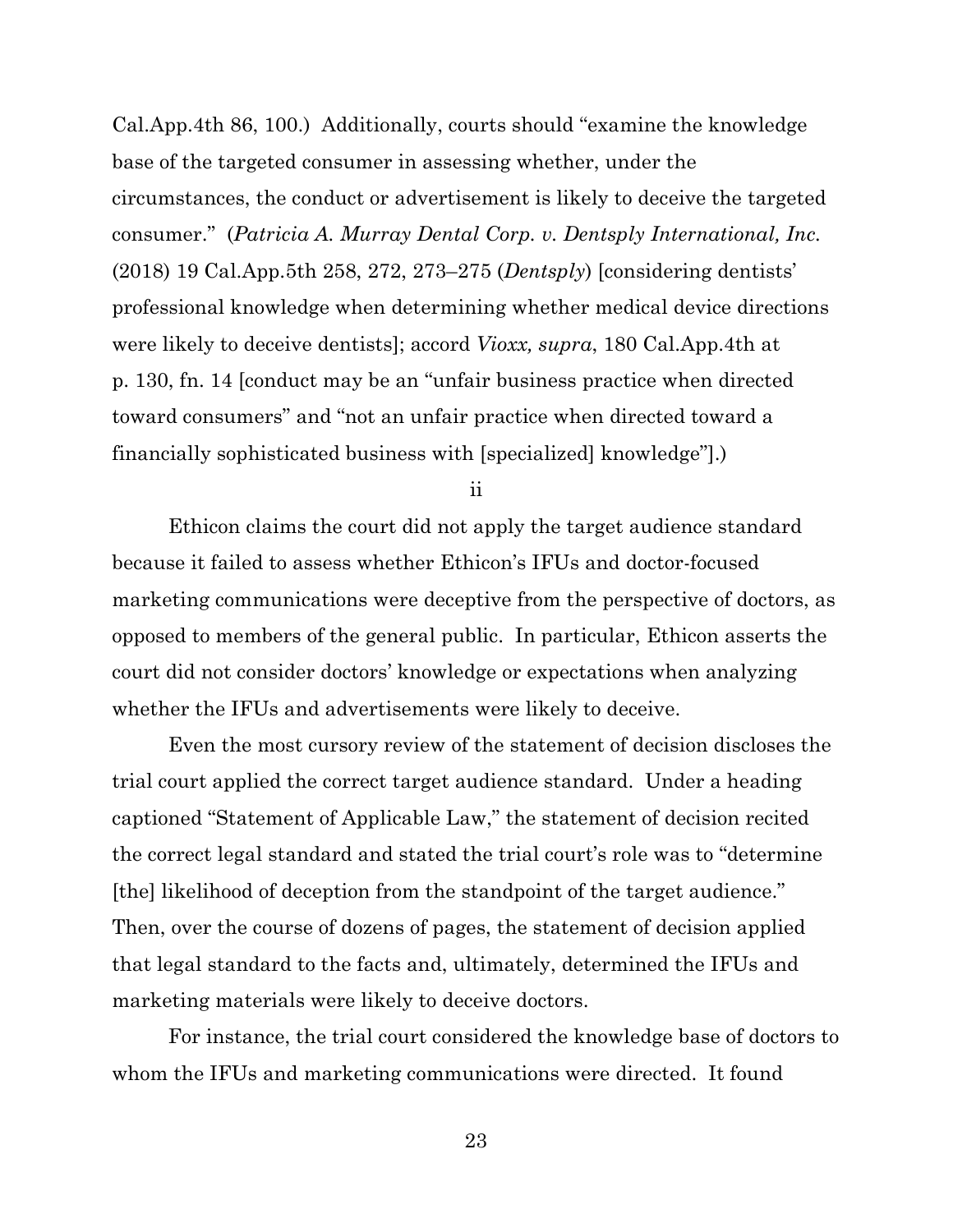Cal.App.4th 86, 100.) Additionally, courts should "examine the knowledge base of the targeted consumer in assessing whether, under the circumstances, the conduct or advertisement is likely to deceive the targeted consumer." (*Patricia A. Murray Dental Corp. v. Dentsply International, Inc.* (2018) 19 Cal.App.5th 258, 272, 273–275 (*Dentsply*) [considering dentists' professional knowledge when determining whether medical device directions were likely to deceive dentists]; accord *Vioxx, supra*, 180 Cal.App.4th at p. 130, fn. 14 [conduct may be an "unfair business practice when directed toward consumers" and "not an unfair practice when directed toward a financially sophisticated business with [specialized] knowledge"].)

ii

Ethicon claims the court did not apply the target audience standard because it failed to assess whether Ethicon's IFUs and doctor-focused marketing communications were deceptive from the perspective of doctors, as opposed to members of the general public. In particular, Ethicon asserts the court did not consider doctors' knowledge or expectations when analyzing whether the IFUs and advertisements were likely to deceive.

Even the most cursory review of the statement of decision discloses the trial court applied the correct target audience standard. Under a heading captioned "Statement of Applicable Law," the statement of decision recited the correct legal standard and stated the trial court's role was to "determine [the] likelihood of deception from the standpoint of the target audience." Then, over the course of dozens of pages, the statement of decision applied that legal standard to the facts and, ultimately, determined the IFUs and marketing materials were likely to deceive doctors.

For instance, the trial court considered the knowledge base of doctors to whom the IFUs and marketing communications were directed. It found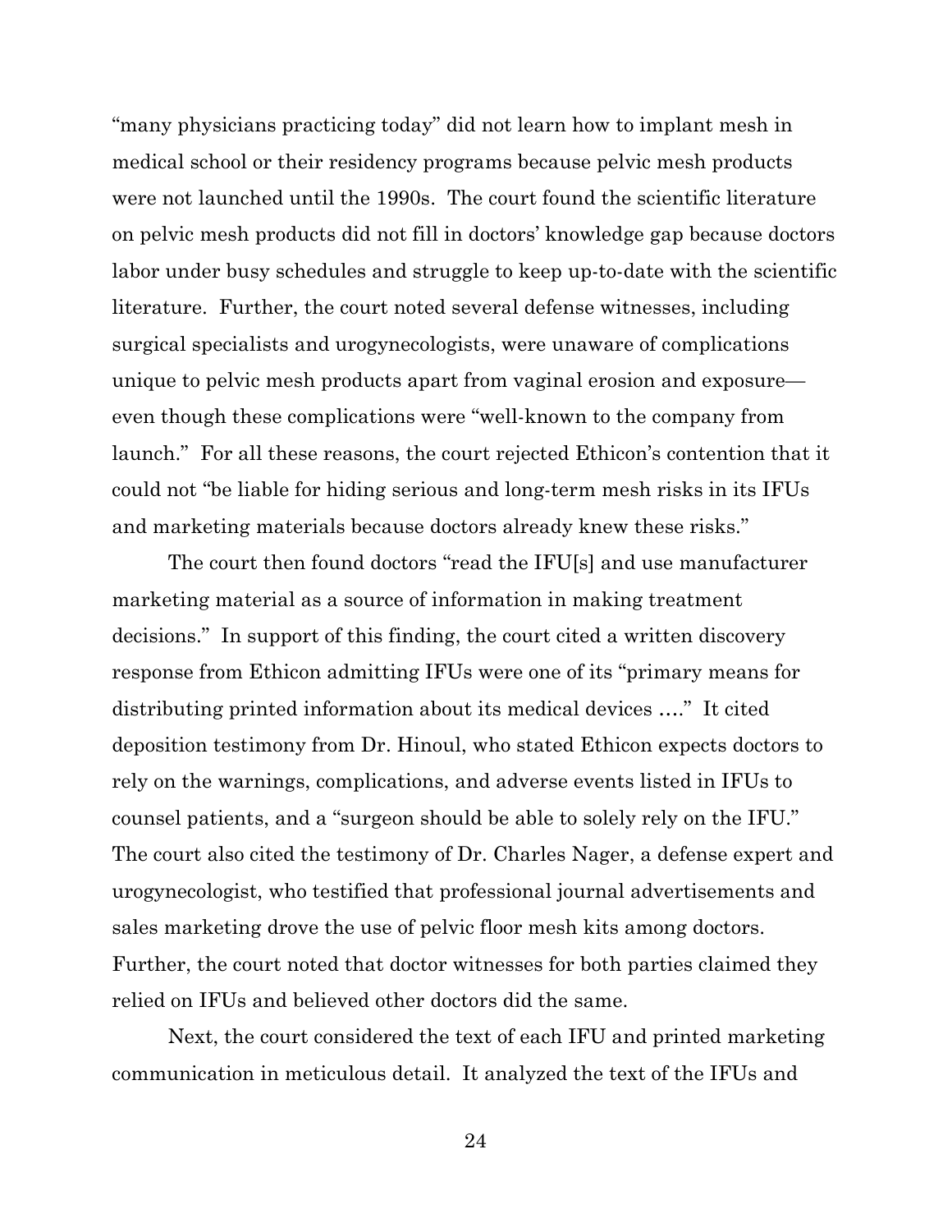"many physicians practicing today" did not learn how to implant mesh in medical school or their residency programs because pelvic mesh products were not launched until the 1990s. The court found the scientific literature on pelvic mesh products did not fill in doctors' knowledge gap because doctors labor under busy schedules and struggle to keep up-to-date with the scientific literature. Further, the court noted several defense witnesses, including surgical specialists and urogynecologists, were unaware of complications unique to pelvic mesh products apart from vaginal erosion and exposure—even though these complications were "well-known to the company from launch." For all these reasons, the court rejected Ethicon's contention that it could not "be liable for hiding serious and long-term mesh risks in its IFUs and marketing materials because doctors already knew these risks."

The court then found doctors "read the IFU[s] and use manufacturer marketing material as a source of information in making treatment decisions." In support of this finding, the court cited a written discovery response from Ethicon admitting IFUs were one of its "primary means for distributing printed information about its medical devices …." It cited deposition testimony from Dr. Hinoul, who stated Ethicon expects doctors to rely on the warnings, complications, and adverse events listed in IFUs to counsel patients, and a "surgeon should be able to solely rely on the IFU." The court also cited the testimony of Dr. Charles Nager, a defense expert and urogynecologist, who testified that professional journal advertisements and sales marketing drove the use of pelvic floor mesh kits among doctors. Further, the court noted that doctor witnesses for both parties claimed they relied on IFUs and believed other doctors did the same.

Next, the court considered the text of each IFU and printed marketing communication in meticulous detail. It analyzed the text of the IFUs and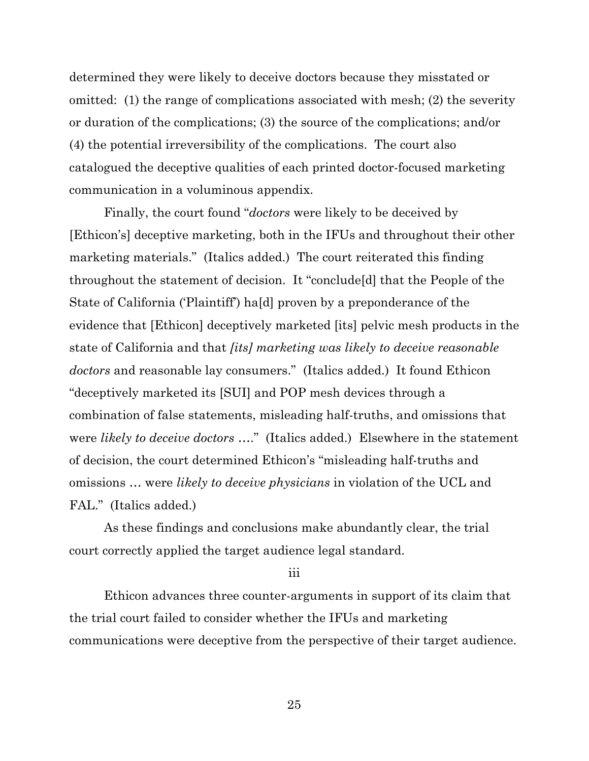determined they were likely to deceive doctors because they misstated or omitted: (1) the range of complications associated with mesh; (2) the severity or duration of the complications; (3) the source of the complications; and/or (4) the potential irreversibility of the complications. The court also catalogued the deceptive qualities of each printed doctor-focused marketing communication in a voluminous appendix.

Finally, the court found "*doctors* were likely to be deceived by [Ethicon's] deceptive marketing, both in the IFUs and throughout their other marketing materials." (Italics added.) The court reiterated this finding throughout the statement of decision. It "conclude[d] that the People of the State of California ('Plaintiff') ha[d] proven by a preponderance of the evidence that [Ethicon] deceptively marketed [its] pelvic mesh products in the state of California and that *[its] marketing was likely to deceive reasonable doctors* and reasonable lay consumers." (Italics added.) It found Ethicon "deceptively marketed its [SUI] and POP mesh devices through a combination of false statements, misleading half-truths, and omissions that were *likely to deceive doctors* …." (Italics added.) Elsewhere in the statement of decision, the court determined Ethicon's "misleading half-truths and omissions … were *likely to deceive physicians* in violation of the UCL and FAL." (Italics added.)

As these findings and conclusions make abundantly clear, the trial court correctly applied the target audience legal standard.

iii

Ethicon advances three counter-arguments in support of its claim that the trial court failed to consider whether the IFUs and marketing communications were deceptive from the perspective of their target audience.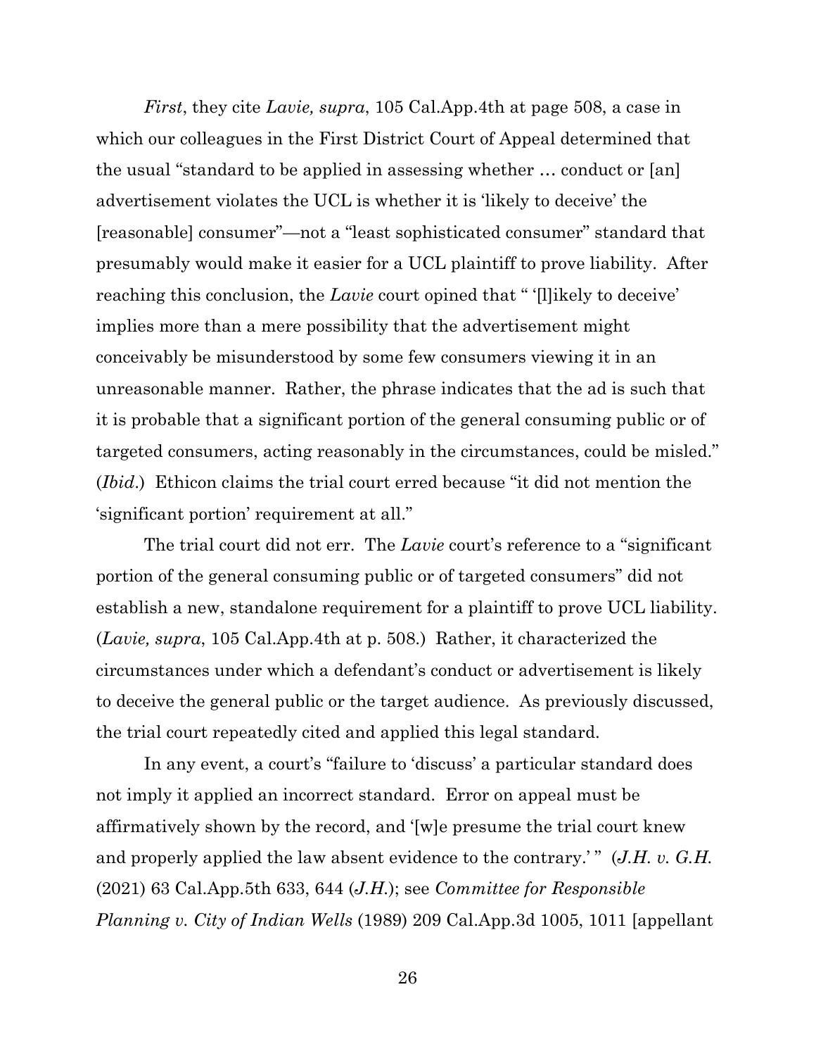*First*, they cite *Lavie, supra*, 105 Cal.App.4th at page 508, a case in which our colleagues in the First District Court of Appeal determined that the usual "standard to be applied in assessing whether … conduct or [an] advertisement violates the UCL is whether it is 'likely to deceive' the [reasonable] consumer"—not a "least sophisticated consumer" standard that presumably would make it easier for a UCL plaintiff to prove liability. After reaching this conclusion, the *Lavie* court opined that " '[l]ikely to deceive' implies more than a mere possibility that the advertisement might conceivably be misunderstood by some few consumers viewing it in an unreasonable manner. Rather, the phrase indicates that the ad is such that it is probable that a significant portion of the general consuming public or of targeted consumers, acting reasonably in the circumstances, could be misled." (*Ibid*.) Ethicon claims the trial court erred because "it did not mention the 'significant portion' requirement at all."

The trial court did not err. The *Lavie* court's reference to a "significant portion of the general consuming public or of targeted consumers" did not establish a new, standalone requirement for a plaintiff to prove UCL liability. (*Lavie, supra*, 105 Cal.App.4th at p. 508.) Rather, it characterized the circumstances under which a defendant's conduct or advertisement is likely to deceive the general public or the target audience. As previously discussed, the trial court repeatedly cited and applied this legal standard.

In any event, a court's "failure to 'discuss' a particular standard does not imply it applied an incorrect standard. Error on appeal must be affirmatively shown by the record, and '[w]e presume the trial court knew and properly applied the law absent evidence to the contrary.' " (*J.H. v. G.H.* (2021) 63 Cal.App.5th 633, 644 (*J.H.*); see *Committee for Responsible Planning v. City of Indian Wells* (1989) 209 Cal.App.3d 1005, 1011 [appellant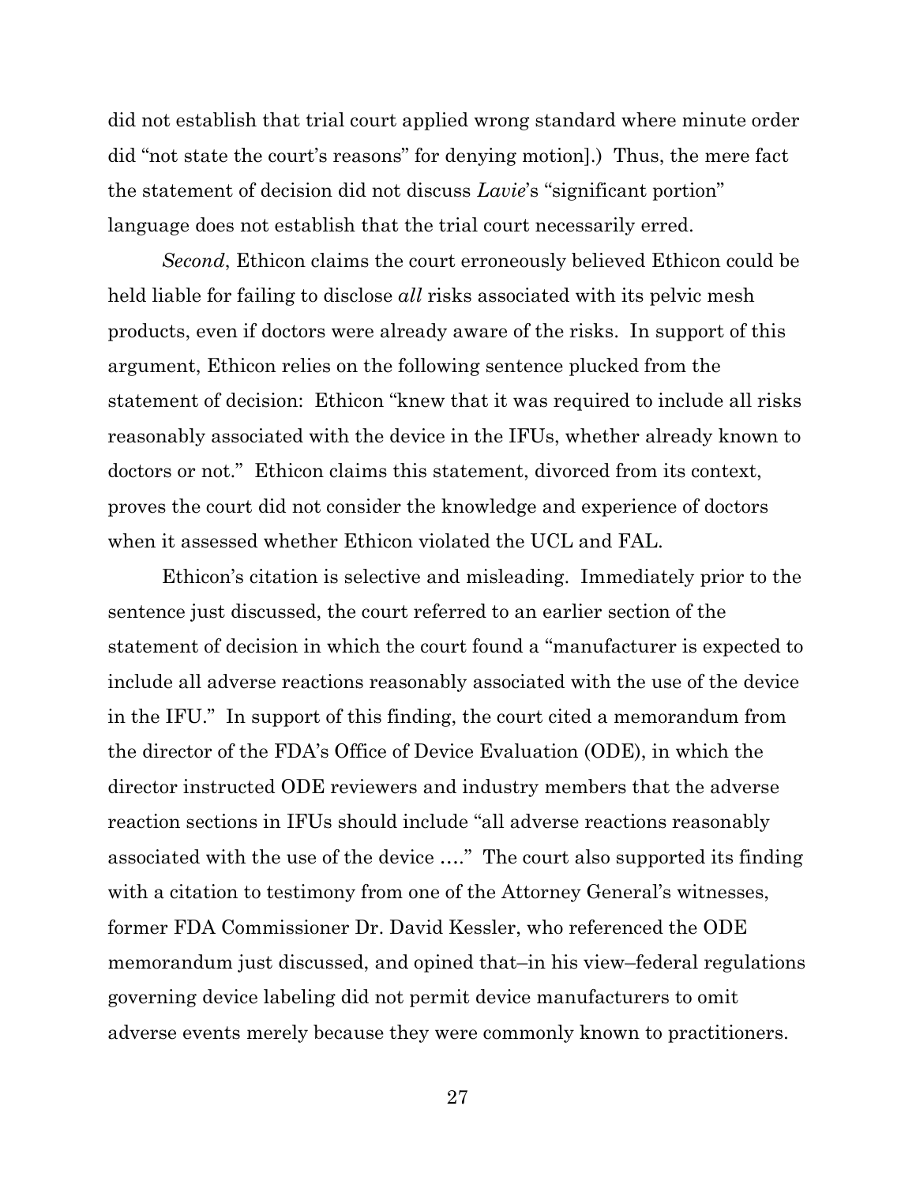did not establish that trial court applied wrong standard where minute order did "not state the court's reasons" for denying motion].) Thus, the mere fact the statement of decision did not discuss *Lavie*'s "significant portion" language does not establish that the trial court necessarily erred.

*Second*, Ethicon claims the court erroneously believed Ethicon could be held liable for failing to disclose *all* risks associated with its pelvic mesh products, even if doctors were already aware of the risks. In support of this argument, Ethicon relies on the following sentence plucked from the statement of decision: Ethicon "knew that it was required to include all risks reasonably associated with the device in the IFUs, whether already known to doctors or not." Ethicon claims this statement, divorced from its context, proves the court did not consider the knowledge and experience of doctors when it assessed whether Ethicon violated the UCL and FAL.

Ethicon's citation is selective and misleading. Immediately prior to the sentence just discussed, the court referred to an earlier section of the statement of decision in which the court found a "manufacturer is expected to include all adverse reactions reasonably associated with the use of the device in the IFU." In support of this finding, the court cited a memorandum from the director of the FDA's Office of Device Evaluation (ODE), in which the director instructed ODE reviewers and industry members that the adverse reaction sections in IFUs should include "all adverse reactions reasonably associated with the use of the device …." The court also supported its finding with a citation to testimony from one of the Attorney General's witnesses, former FDA Commissioner Dr. David Kessler, who referenced the ODE memorandum just discussed, and opined that–in his view–federal regulations governing device labeling did not permit device manufacturers to omit adverse events merely because they were commonly known to practitioners.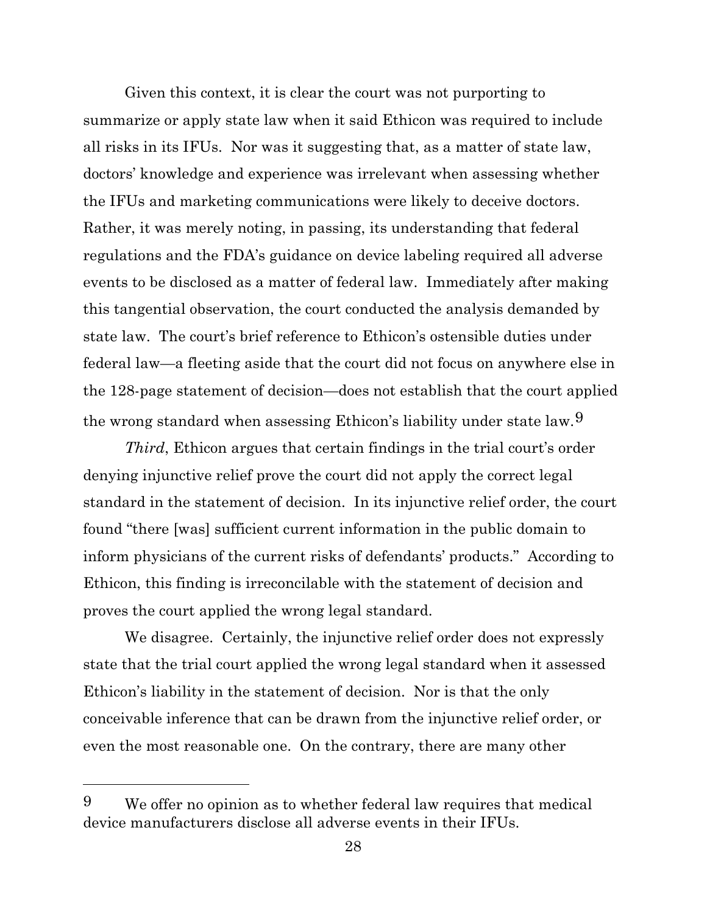Given this context, it is clear the court was not purporting to summarize or apply state law when it said Ethicon was required to include all risks in its IFUs. Nor was it suggesting that, as a matter of state law, doctors' knowledge and experience was irrelevant when assessing whether the IFUs and marketing communications were likely to deceive doctors. Rather, it was merely noting, in passing, its understanding that federal regulations and the FDA's guidance on device labeling required all adverse events to be disclosed as a matter of federal law. Immediately after making this tangential observation, the court conducted the analysis demanded by state law. The court's brief reference to Ethicon's ostensible duties under federal law—a fleeting aside that the court did not focus on anywhere else in the 128-page statement of decision—does not establish that the court applied the wrong standard when assessing Ethicon's liability under state law.[9]

*Third*, Ethicon argues that certain findings in the trial court's order denying injunctive relief prove the court did not apply the correct legal standard in the statement of decision. In its injunctive relief order, the court found "there [was] sufficient current information in the public domain to inform physicians of the current risks of defendants' products." According to Ethicon, this finding is irreconcilable with the statement of decision and proves the court applied the wrong legal standard.

We disagree. Certainly, the injunctive relief order does not expressly state that the trial court applied the wrong legal standard when it assessed Ethicon's liability in the statement of decision. Nor is that the only conceivable inference that can be drawn from the injunctive relief order, or even the most reasonable one. On the contrary, there are many other

---

[9] We offer no opinion as to whether federal law requires that medical device manufacturers disclose all adverse events in their IFUs.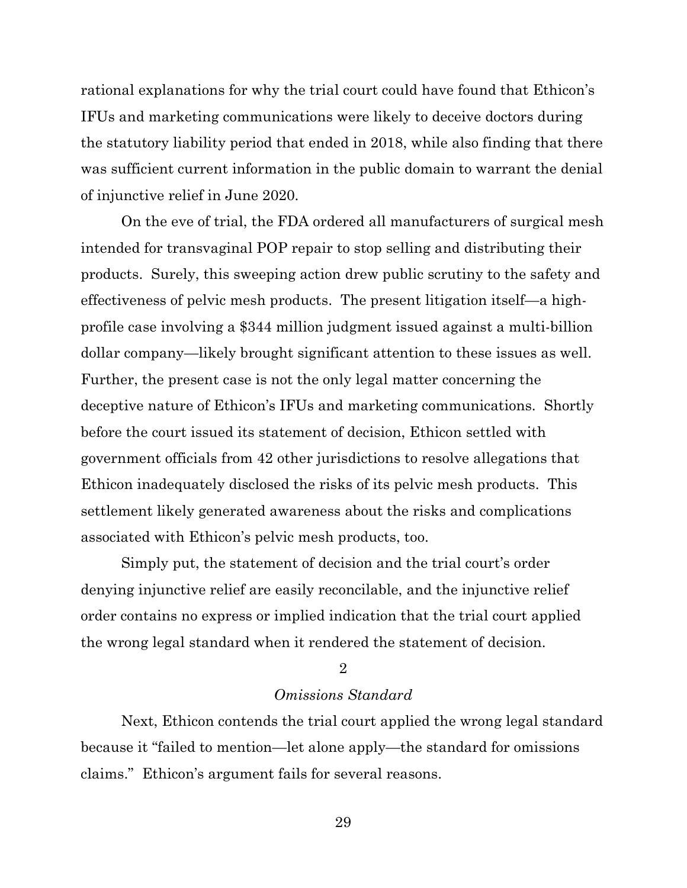rational explanations for why the trial court could have found that Ethicon's IFUs and marketing communications were likely to deceive doctors during the statutory liability period that ended in 2018, while also finding that there was sufficient current information in the public domain to warrant the denial of injunctive relief in June 2020.

On the eve of trial, the FDA ordered all manufacturers of surgical mesh intended for transvaginal POP repair to stop selling and distributing their products. Surely, this sweeping action drew public scrutiny to the safety and effectiveness of pelvic mesh products. The present litigation itself—a high-profile case involving a $344 million judgment issued against a multi-billion dollar company—likely brought significant attention to these issues as well. Further, the present case is not the only legal matter concerning the deceptive nature of Ethicon's IFUs and marketing communications. Shortly before the court issued its statement of decision, Ethicon settled with government officials from 42 other jurisdictions to resolve allegations that Ethicon inadequately disclosed the risks of its pelvic mesh products. This settlement likely generated awareness about the risks and complications associated with Ethicon's pelvic mesh products, too.

Simply put, the statement of decision and the trial court's order denying injunctive relief are easily reconcilable, and the injunctive relief order contains no express or implied indication that the trial court applied the wrong legal standard when it rendered the statement of decision.

2

*Omissions Standard*

Next, Ethicon contends the trial court applied the wrong legal standard because it "failed to mention—let alone apply—the standard for omissions claims." Ethicon's argument fails for several reasons.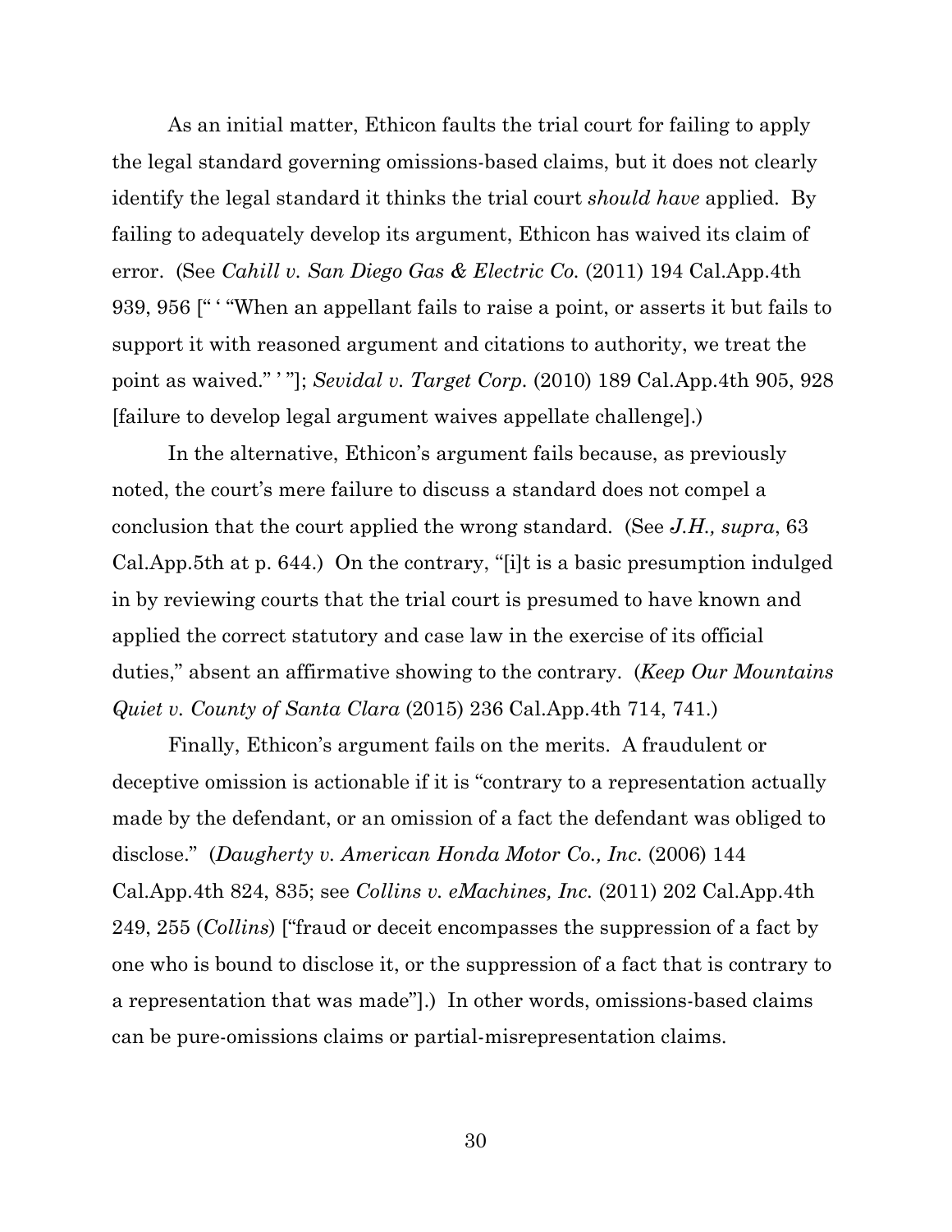As an initial matter, Ethicon faults the trial court for failing to apply the legal standard governing omissions-based claims, but it does not clearly identify the legal standard it thinks the trial court *should have* applied. By failing to adequately develop its argument, Ethicon has waived its claim of error. (See *Cahill v. San Diego Gas & Electric Co.* (2011) 194 Cal.App.4th 939, 956 [" ' "When an appellant fails to raise a point, or asserts it but fails to support it with reasoned argument and citations to authority, we treat the point as waived." ' "]; *Sevidal v. Target Corp.* (2010) 189 Cal.App.4th 905, 928 [failure to develop legal argument waives appellate challenge].)

In the alternative, Ethicon's argument fails because, as previously noted, the court's mere failure to discuss a standard does not compel a conclusion that the court applied the wrong standard. (See *J.H., supra*, 63 Cal.App.5th at p. 644.) On the contrary, "[i]t is a basic presumption indulged in by reviewing courts that the trial court is presumed to have known and applied the correct statutory and case law in the exercise of its official duties," absent an affirmative showing to the contrary. (*Keep Our Mountains Quiet v. County of Santa Clara* (2015) 236 Cal.App.4th 714, 741.)

Finally, Ethicon's argument fails on the merits. A fraudulent or deceptive omission is actionable if it is "contrary to a representation actually made by the defendant, or an omission of a fact the defendant was obliged to disclose." (*Daugherty v. American Honda Motor Co., Inc.* (2006) 144 Cal.App.4th 824, 835; see *Collins v. eMachines, Inc.* (2011) 202 Cal.App.4th 249, 255 (*Collins*) ["fraud or deceit encompasses the suppression of a fact by one who is bound to disclose it, or the suppression of a fact that is contrary to a representation that was made"].) In other words, omissions-based claims can be pure-omissions claims or partial-misrepresentation claims.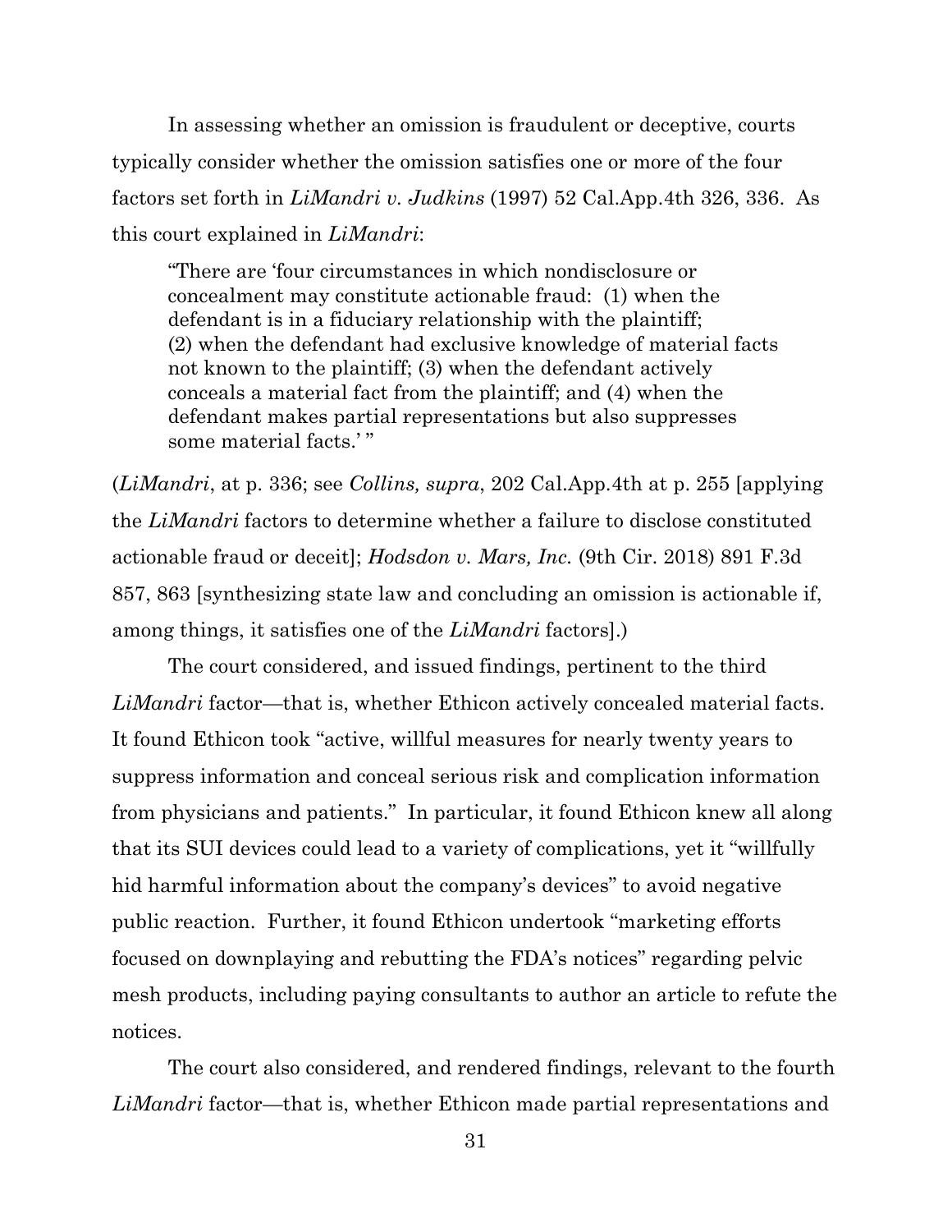In assessing whether an omission is fraudulent or deceptive, courts typically consider whether the omission satisfies one or more of the four factors set forth in *LiMandri v. Judkins* (1997) 52 Cal.App.4th 326, 336. As this court explained in *LiMandri*:

> "There are 'four circumstances in which nondisclosure or concealment may constitute actionable fraud: (1) when the defendant is in a fiduciary relationship with the plaintiff; (2) when the defendant had exclusive knowledge of material facts not known to the plaintiff; (3) when the defendant actively conceals a material fact from the plaintiff; and (4) when the defendant makes partial representations but also suppresses some material facts.' "

(*LiMandri*, at p. 336; see *Collins, supra*, 202 Cal.App.4th at p. 255 [applying the *LiMandri* factors to determine whether a failure to disclose constituted actionable fraud or deceit]; *Hodsdon v. Mars, Inc.* (9th Cir. 2018) 891 F.3d 857, 863 [synthesizing state law and concluding an omission is actionable if, among things, it satisfies one of the *LiMandri* factors].)

The court considered, and issued findings, pertinent to the third *LiMandri* factor—that is, whether Ethicon actively concealed material facts. It found Ethicon took "active, willful measures for nearly twenty years to suppress information and conceal serious risk and complication information from physicians and patients." In particular, it found Ethicon knew all along that its SUI devices could lead to a variety of complications, yet it "willfully hid harmful information about the company's devices" to avoid negative public reaction. Further, it found Ethicon undertook "marketing efforts focused on downplaying and rebutting the FDA's notices" regarding pelvic mesh products, including paying consultants to author an article to refute the notices.

The court also considered, and rendered findings, relevant to the fourth *LiMandri* factor—that is, whether Ethicon made partial representations and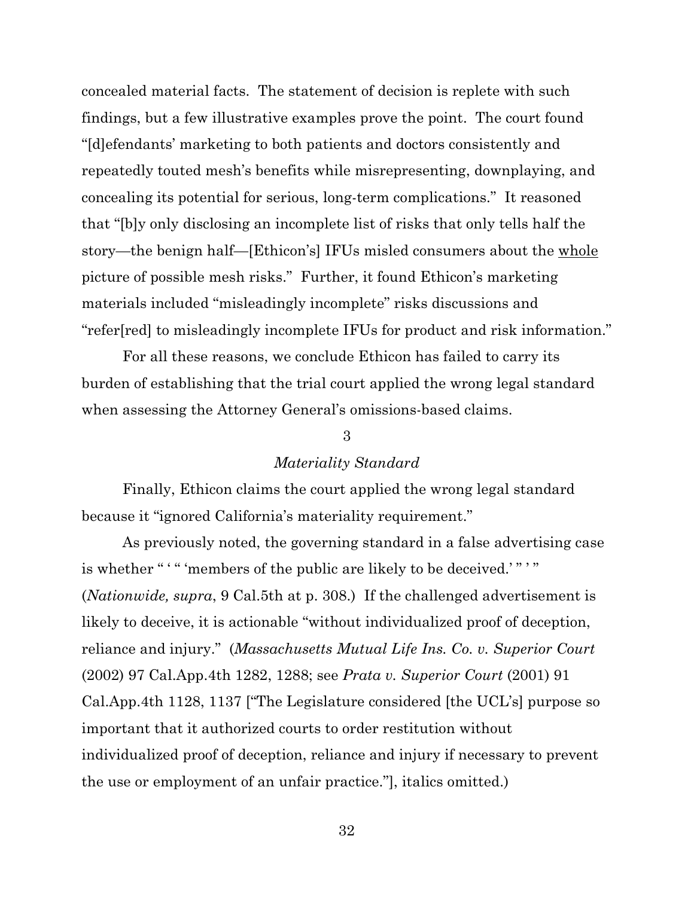concealed material facts. The statement of decision is replete with such findings, but a few illustrative examples prove the point. The court found "[d]efendants' marketing to both patients and doctors consistently and repeatedly touted mesh's benefits while misrepresenting, downplaying, and concealing its potential for serious, long-term complications." It reasoned that "[b]y only disclosing an incomplete list of risks that only tells half the story—the benign half—[Ethicon's] IFUs misled consumers about the whole picture of possible mesh risks." Further, it found Ethicon's marketing materials included "misleadingly incomplete" risks discussions and "refer[red] to misleadingly incomplete IFUs for product and risk information."

For all these reasons, we conclude Ethicon has failed to carry its burden of establishing that the trial court applied the wrong legal standard when assessing the Attorney General's omissions-based claims.

3

*Materiality Standard*

Finally, Ethicon claims the court applied the wrong legal standard because it "ignored California's materiality requirement."

As previously noted, the governing standard in a false advertising case is whether " ' " 'members of the public are likely to be deceived.' " ' " (*Nationwide, supra*, 9 Cal.5th at p. 308.) If the challenged advertisement is likely to deceive, it is actionable "without individualized proof of deception, reliance and injury." (*Massachusetts Mutual Life Ins. Co. v. Superior Court* (2002) 97 Cal.App.4th 1282, 1288; see *Prata v. Superior Court* (2001) 91 Cal.App.4th 1128, 1137 ["The Legislature considered [the UCL's] purpose so important that it authorized courts to order restitution without individualized proof of deception, reliance and injury if necessary to prevent the use or employment of an unfair practice."], italics omitted.)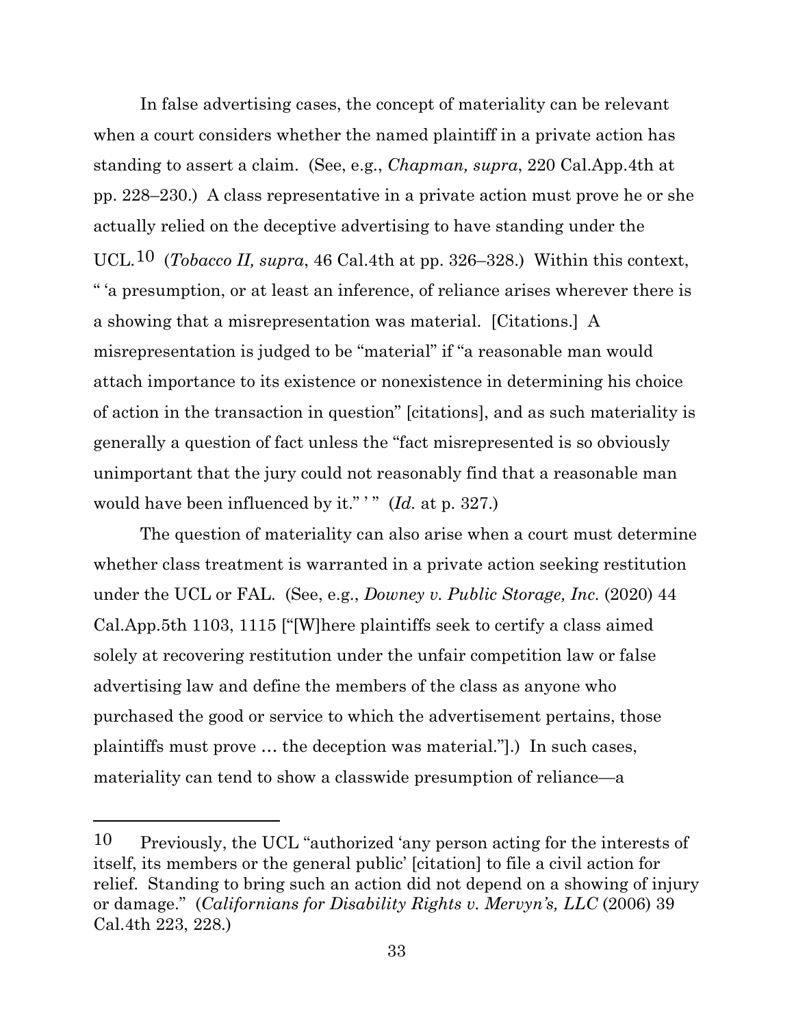In false advertising cases, the concept of materiality can be relevant when a court considers whether the named plaintiff in a private action has standing to assert a claim. (See, e.g., *Chapman, supra*, 220 Cal.App.4th at pp. 228–230.) A class representative in a private action must prove he or she actually relied on the deceptive advertising to have standing under the UCL.[10] (*Tobacco II, supra*, 46 Cal.4th at pp. 326–328.) Within this context, " 'a presumption, or at least an inference, of reliance arises wherever there is a showing that a misrepresentation was material. [Citations.] A misrepresentation is judged to be "material" if "a reasonable man would attach importance to its existence or nonexistence in determining his choice of action in the transaction in question" [citations], and as such materiality is generally a question of fact unless the "fact misrepresented is so obviously unimportant that the jury could not reasonably find that a reasonable man would have been influenced by it." ' " (*Id.* at p. 327.)

The question of materiality can also arise when a court must determine whether class treatment is warranted in a private action seeking restitution under the UCL or FAL. (See, e.g., *Downey v. Public Storage, Inc.* (2020) 44 Cal.App.5th 1103, 1115 ["[W]here plaintiffs seek to certify a class aimed solely at recovering restitution under the unfair competition law or false advertising law and define the members of the class as anyone who purchased the good or service to which the advertisement pertains, those plaintiffs must prove … the deception was material."].) In such cases, materiality can tend to show a classwide presumption of reliance—a

---

[10] Previously, the UCL "authorized 'any person acting for the interests of itself, its members or the general public' [citation] to file a civil action for relief. Standing to bring such an action did not depend on a showing of injury or damage." (*Californians for Disability Rights v. Mervyn's, LLC* (2006) 39 Cal.4th 223, 228.)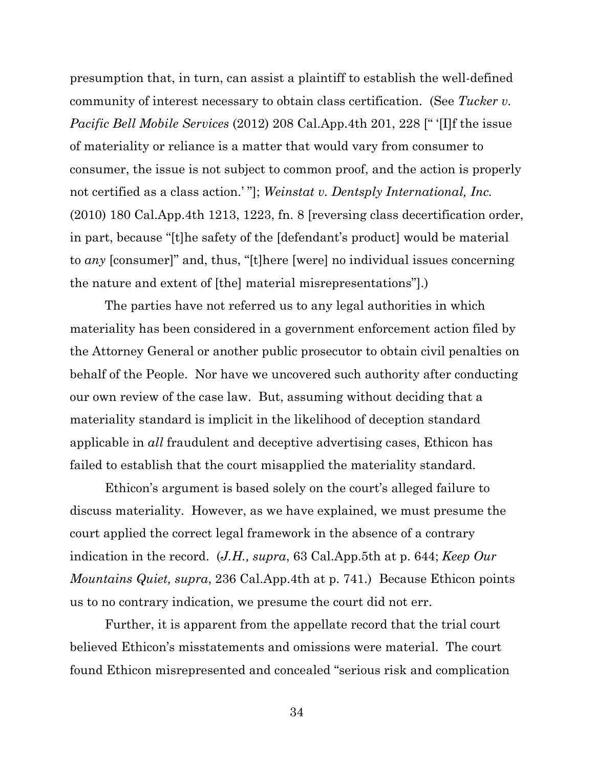presumption that, in turn, can assist a plaintiff to establish the well-defined community of interest necessary to obtain class certification. (See *Tucker v. Pacific Bell Mobile Services* (2012) 208 Cal.App.4th 201, 228 [" '[I]f the issue of materiality or reliance is a matter that would vary from consumer to consumer, the issue is not subject to common proof, and the action is properly not certified as a class action.' "]; *Weinstat v. Dentsply International, Inc.* (2010) 180 Cal.App.4th 1213, 1223, fn. 8 [reversing class decertification order, in part, because "[t]he safety of the [defendant's product] would be material to *any* [consumer]" and, thus, "[t]here [were] no individual issues concerning the nature and extent of [the] material misrepresentations"].)

The parties have not referred us to any legal authorities in which materiality has been considered in a government enforcement action filed by the Attorney General or another public prosecutor to obtain civil penalties on behalf of the People. Nor have we uncovered such authority after conducting our own review of the case law. But, assuming without deciding that a materiality standard is implicit in the likelihood of deception standard applicable in *all* fraudulent and deceptive advertising cases, Ethicon has failed to establish that the court misapplied the materiality standard.

Ethicon's argument is based solely on the court's alleged failure to discuss materiality. However, as we have explained, we must presume the court applied the correct legal framework in the absence of a contrary indication in the record. (*J.H., supra*, 63 Cal.App.5th at p. 644; *Keep Our Mountains Quiet, supra*, 236 Cal.App.4th at p. 741.) Because Ethicon points us to no contrary indication, we presume the court did not err.

Further, it is apparent from the appellate record that the trial court believed Ethicon's misstatements and omissions were material. The court found Ethicon misrepresented and concealed "serious risk and complication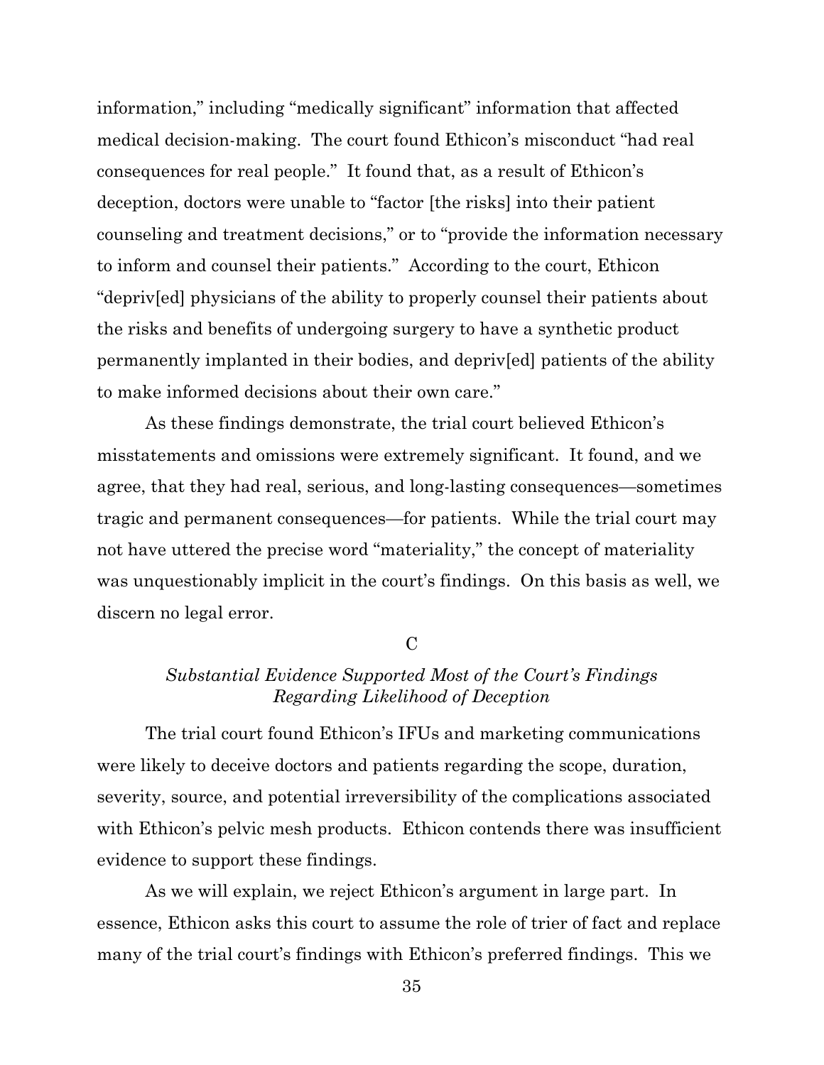information," including "medically significant" information that affected medical decision-making. The court found Ethicon's misconduct "had real consequences for real people." It found that, as a result of Ethicon's deception, doctors were unable to "factor [the risks] into their patient counseling and treatment decisions," or to "provide the information necessary to inform and counsel their patients." According to the court, Ethicon "depriv[ed] physicians of the ability to properly counsel their patients about the risks and benefits of undergoing surgery to have a synthetic product permanently implanted in their bodies, and depriv[ed] patients of the ability to make informed decisions about their own care."

As these findings demonstrate, the trial court believed Ethicon's misstatements and omissions were extremely significant. It found, and we agree, that they had real, serious, and long-lasting consequences—sometimes tragic and permanent consequences—for patients. While the trial court may not have uttered the precise word "materiality," the concept of materiality was unquestionably implicit in the court's findings. On this basis as well, we discern no legal error.

C

*Substantial Evidence Supported Most of the Court's Findings Regarding Likelihood of Deception*

The trial court found Ethicon's IFUs and marketing communications were likely to deceive doctors and patients regarding the scope, duration, severity, source, and potential irreversibility of the complications associated with Ethicon's pelvic mesh products. Ethicon contends there was insufficient evidence to support these findings.

As we will explain, we reject Ethicon's argument in large part. In essence, Ethicon asks this court to assume the role of trier of fact and replace many of the trial court's findings with Ethicon's preferred findings. This we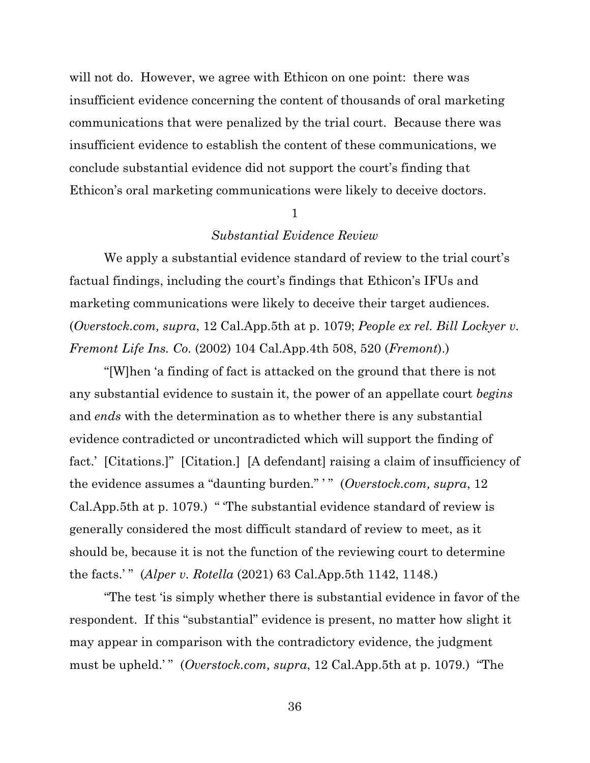will not do. However, we agree with Ethicon on one point: there was insufficient evidence concerning the content of thousands of oral marketing communications that were penalized by the trial court. Because there was insufficient evidence to establish the content of these communications, we conclude substantial evidence did not support the court's finding that Ethicon's oral marketing communications were likely to deceive doctors.

### 1

### *Substantial Evidence Review*

We apply a substantial evidence standard of review to the trial court's factual findings, including the court's findings that Ethicon's IFUs and marketing communications were likely to deceive their target audiences. (*Overstock.com, supra*, 12 Cal.App.5th at p. 1079; *People ex rel. Bill Lockyer v. Fremont Life Ins. Co.* (2002) 104 Cal.App.4th 508, 520 (*Fremont*).)

"[W]hen 'a finding of fact is attacked on the ground that there is not any substantial evidence to sustain it, the power of an appellate court *begins* and *ends* with the determination as to whether there is any substantial evidence contradicted or uncontradicted which will support the finding of fact.' [Citations.]" [Citation.] [A defendant] raising a claim of insufficiency of the evidence assumes a "daunting burden." ' " (*Overstock.com, supra*, 12 Cal.App.5th at p. 1079.) " 'The substantial evidence standard of review is generally considered the most difficult standard of review to meet, as it should be, because it is not the function of the reviewing court to determine the facts.' " (*Alper v. Rotella* (2021) 63 Cal.App.5th 1142, 1148.)

"The test 'is simply whether there is substantial evidence in favor of the respondent. If this "substantial" evidence is present, no matter how slight it may appear in comparison with the contradictory evidence, the judgment must be upheld.' " (*Overstock.com, supra*, 12 Cal.App.5th at p. 1079.) "The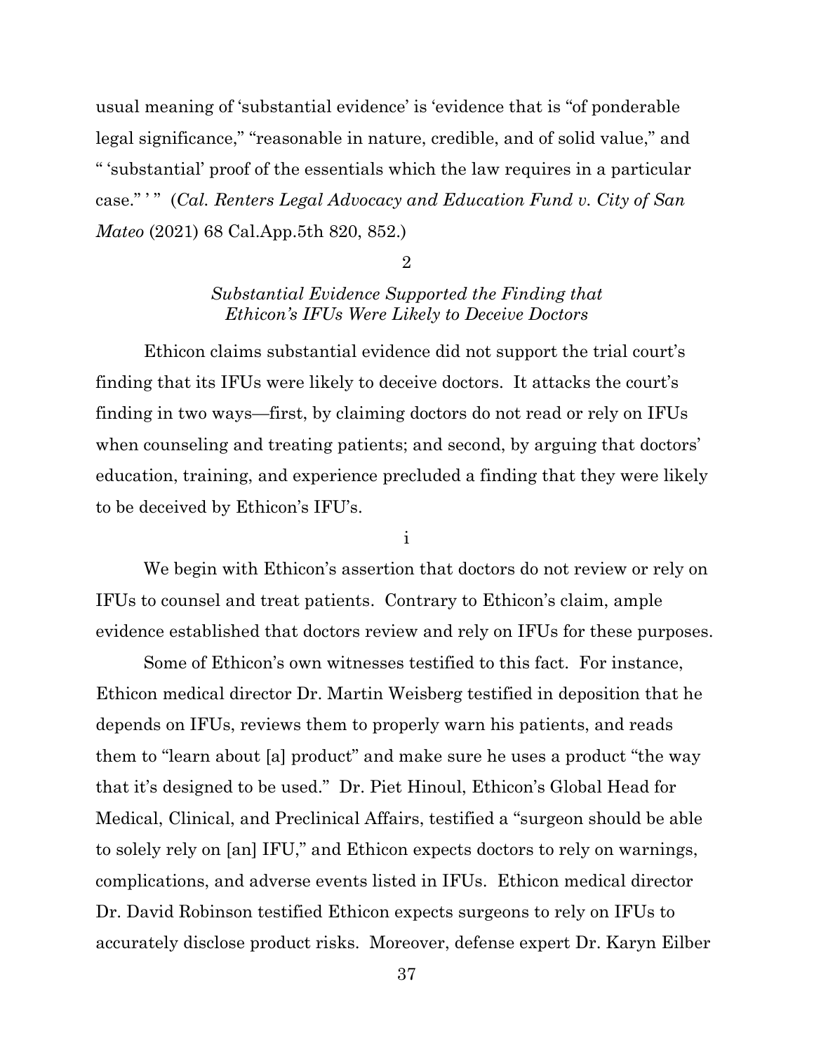usual meaning of 'substantial evidence' is 'evidence that is "of ponderable legal significance," "reasonable in nature, credible, and of solid value," and " 'substantial' proof of the essentials which the law requires in a particular case." ' " (*Cal. Renters Legal Advocacy and Education Fund v. City of San Mateo* (2021) 68 Cal.App.5th 820, 852.)

2

*Substantial Evidence Supported the Finding that Ethicon's IFUs Were Likely to Deceive Doctors*

Ethicon claims substantial evidence did not support the trial court's finding that its IFUs were likely to deceive doctors. It attacks the court's finding in two ways—first, by claiming doctors do not read or rely on IFUs when counseling and treating patients; and second, by arguing that doctors' education, training, and experience precluded a finding that they were likely to be deceived by Ethicon's IFU's.

i

We begin with Ethicon's assertion that doctors do not review or rely on IFUs to counsel and treat patients. Contrary to Ethicon's claim, ample evidence established that doctors review and rely on IFUs for these purposes.

Some of Ethicon's own witnesses testified to this fact. For instance, Ethicon medical director Dr. Martin Weisberg testified in deposition that he depends on IFUs, reviews them to properly warn his patients, and reads them to "learn about [a] product" and make sure he uses a product "the way that it's designed to be used." Dr. Piet Hinoul, Ethicon's Global Head for Medical, Clinical, and Preclinical Affairs, testified a "surgeon should be able to solely rely on [an] IFU," and Ethicon expects doctors to rely on warnings, complications, and adverse events listed in IFUs. Ethicon medical director Dr. David Robinson testified Ethicon expects surgeons to rely on IFUs to accurately disclose product risks. Moreover, defense expert Dr. Karyn Eilber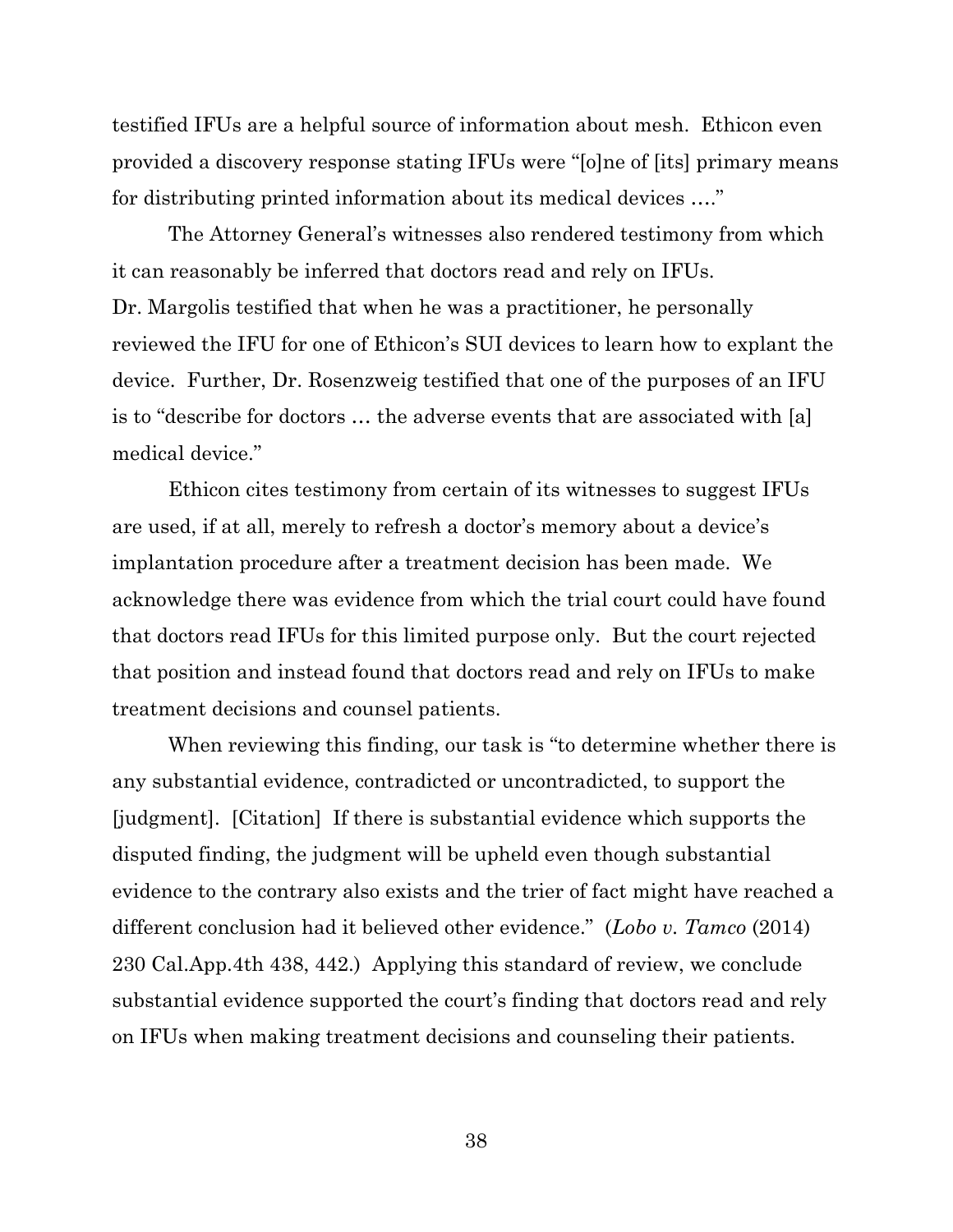testified IFUs are a helpful source of information about mesh. Ethicon even provided a discovery response stating IFUs were "[o]ne of [its] primary means for distributing printed information about its medical devices …."

The Attorney General's witnesses also rendered testimony from which it can reasonably be inferred that doctors read and rely on IFUs. Dr. Margolis testified that when he was a practitioner, he personally reviewed the IFU for one of Ethicon's SUI devices to learn how to explant the device. Further, Dr. Rosenzweig testified that one of the purposes of an IFU is to "describe for doctors … the adverse events that are associated with [a] medical device."

Ethicon cites testimony from certain of its witnesses to suggest IFUs are used, if at all, merely to refresh a doctor's memory about a device's implantation procedure after a treatment decision has been made. We acknowledge there was evidence from which the trial court could have found that doctors read IFUs for this limited purpose only. But the court rejected that position and instead found that doctors read and rely on IFUs to make treatment decisions and counsel patients.

When reviewing this finding, our task is "to determine whether there is any substantial evidence, contradicted or uncontradicted, to support the [judgment]. [Citation] If there is substantial evidence which supports the disputed finding, the judgment will be upheld even though substantial evidence to the contrary also exists and the trier of fact might have reached a different conclusion had it believed other evidence." (*Lobo v. Tamco* (2014) 230 Cal.App.4th 438, 442.) Applying this standard of review, we conclude substantial evidence supported the court's finding that doctors read and rely on IFUs when making treatment decisions and counseling their patients.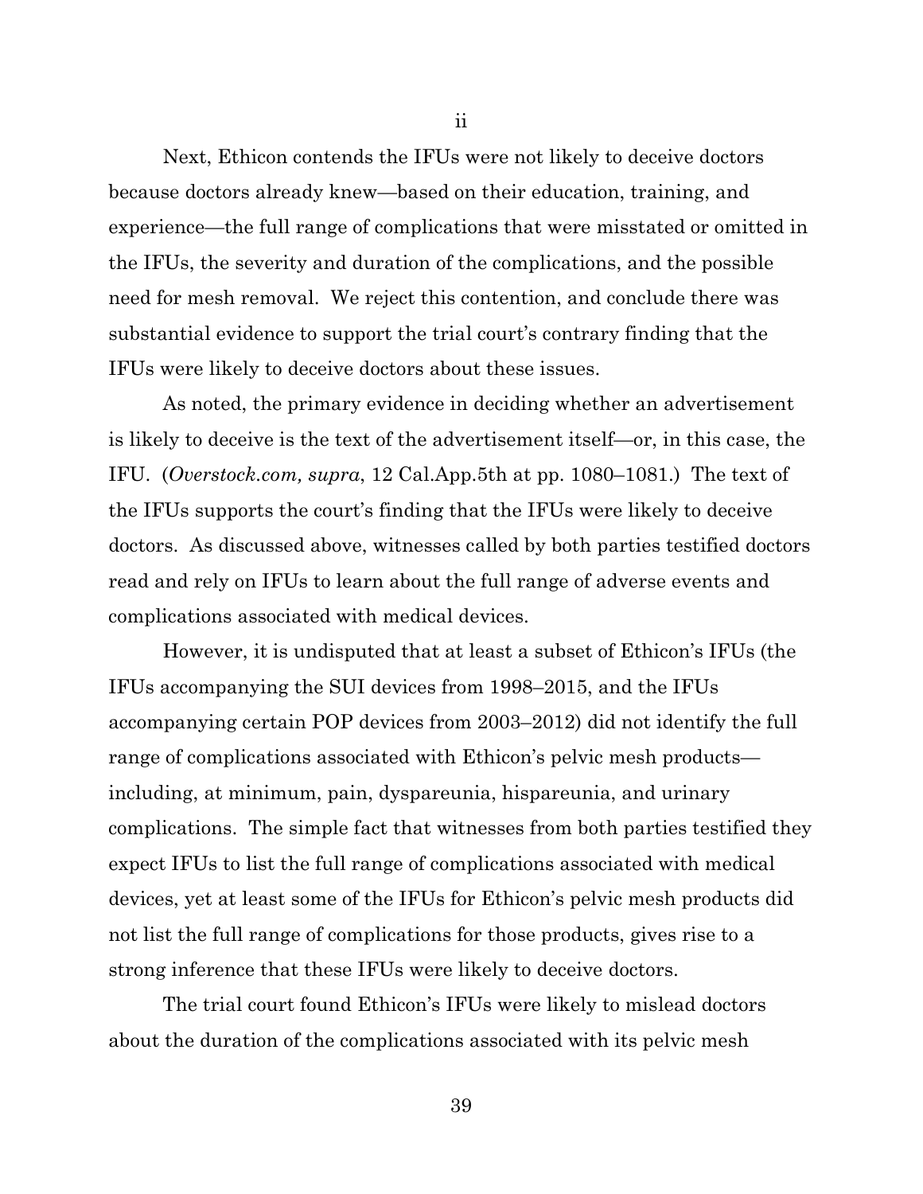ii

Next, Ethicon contends the IFUs were not likely to deceive doctors because doctors already knew—based on their education, training, and experience—the full range of complications that were misstated or omitted in the IFUs, the severity and duration of the complications, and the possible need for mesh removal. We reject this contention, and conclude there was substantial evidence to support the trial court's contrary finding that the IFUs were likely to deceive doctors about these issues.

As noted, the primary evidence in deciding whether an advertisement is likely to deceive is the text of the advertisement itself—or, in this case, the IFU. (*Overstock.com, supra*, 12 Cal.App.5th at pp. 1080–1081.) The text of the IFUs supports the court's finding that the IFUs were likely to deceive doctors. As discussed above, witnesses called by both parties testified doctors read and rely on IFUs to learn about the full range of adverse events and complications associated with medical devices.

However, it is undisputed that at least a subset of Ethicon's IFUs (the IFUs accompanying the SUI devices from 1998–2015, and the IFUs accompanying certain POP devices from 2003–2012) did not identify the full range of complications associated with Ethicon's pelvic mesh products—including, at minimum, pain, dyspareunia, hispareunia, and urinary complications. The simple fact that witnesses from both parties testified they expect IFUs to list the full range of complications associated with medical devices, yet at least some of the IFUs for Ethicon's pelvic mesh products did not list the full range of complications for those products, gives rise to a strong inference that these IFUs were likely to deceive doctors.

The trial court found Ethicon's IFUs were likely to mislead doctors about the duration of the complications associated with its pelvic mesh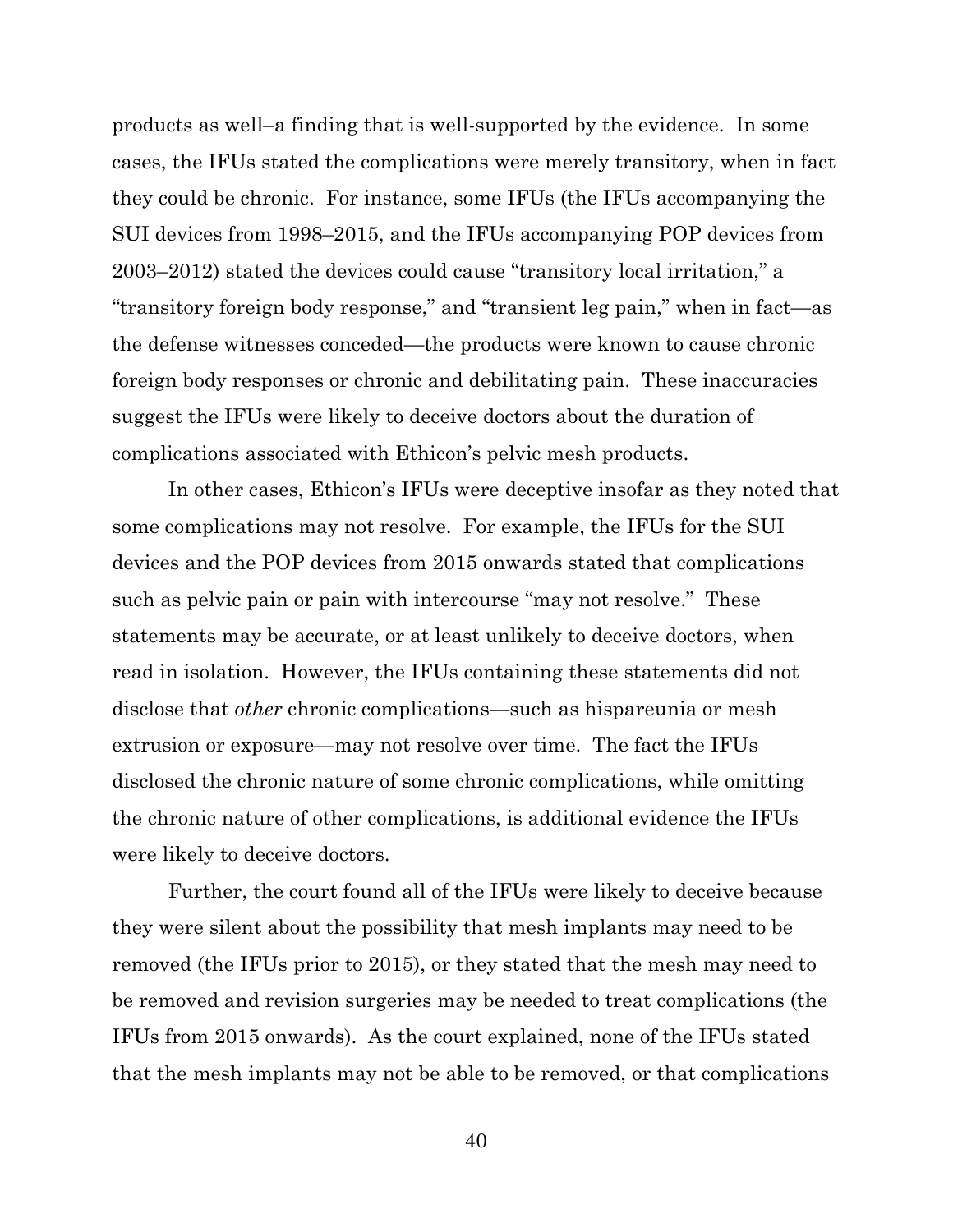products as well–a finding that is well-supported by the evidence. In some cases, the IFUs stated the complications were merely transitory, when in fact they could be chronic. For instance, some IFUs (the IFUs accompanying the SUI devices from 1998–2015, and the IFUs accompanying POP devices from 2003–2012) stated the devices could cause "transitory local irritation," a "transitory foreign body response," and "transient leg pain," when in fact—as the defense witnesses conceded—the products were known to cause chronic foreign body responses or chronic and debilitating pain. These inaccuracies suggest the IFUs were likely to deceive doctors about the duration of complications associated with Ethicon's pelvic mesh products.

In other cases, Ethicon's IFUs were deceptive insofar as they noted that some complications may not resolve. For example, the IFUs for the SUI devices and the POP devices from 2015 onwards stated that complications such as pelvic pain or pain with intercourse "may not resolve." These statements may be accurate, or at least unlikely to deceive doctors, when read in isolation. However, the IFUs containing these statements did not disclose that *other* chronic complications—such as hispareunia or mesh extrusion or exposure—may not resolve over time. The fact the IFUs disclosed the chronic nature of some chronic complications, while omitting the chronic nature of other complications, is additional evidence the IFUs were likely to deceive doctors.

Further, the court found all of the IFUs were likely to deceive because they were silent about the possibility that mesh implants may need to be removed (the IFUs prior to 2015), or they stated that the mesh may need to be removed and revision surgeries may be needed to treat complications (the IFUs from 2015 onwards). As the court explained, none of the IFUs stated that the mesh implants may not be able to be removed, or that complications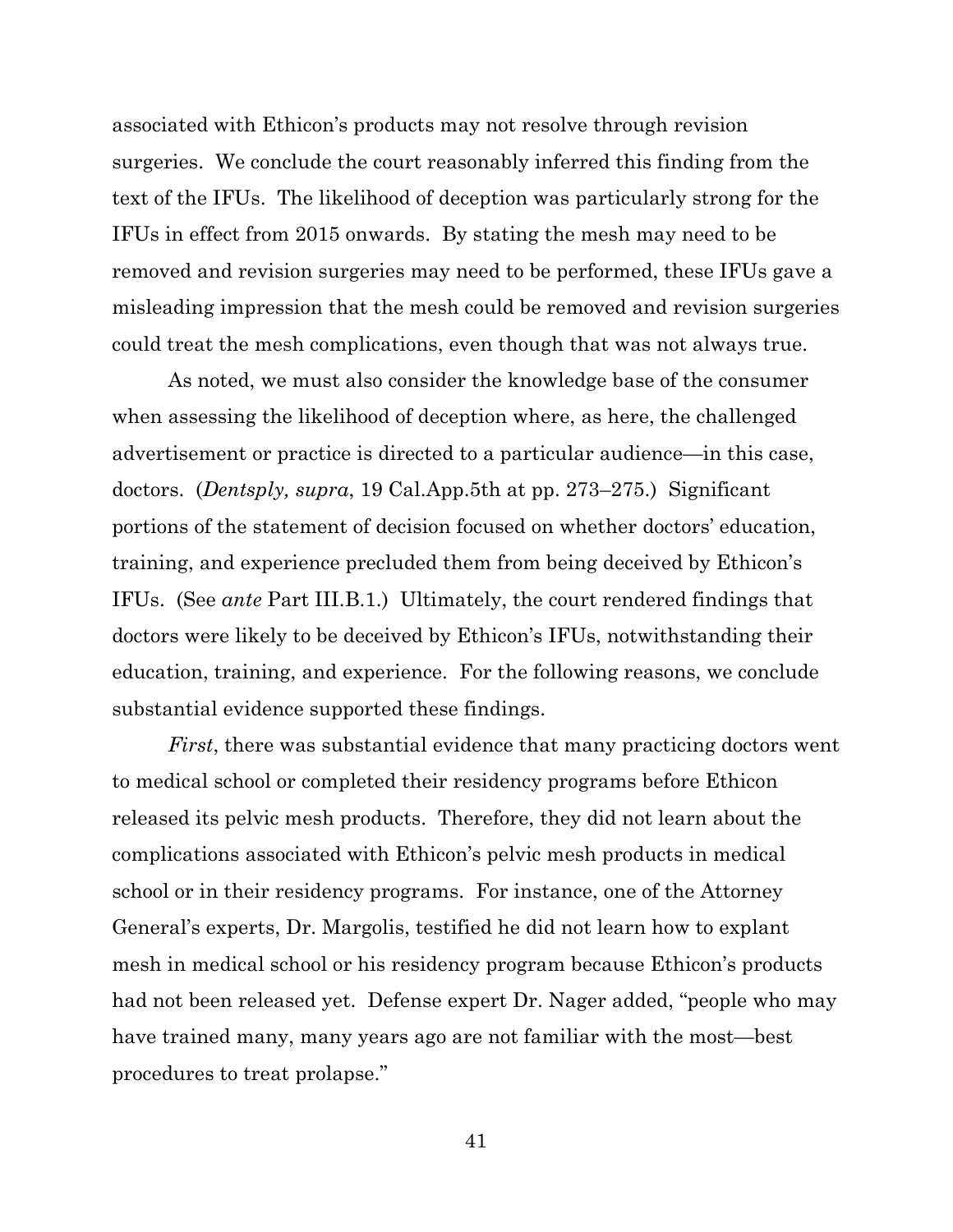associated with Ethicon's products may not resolve through revision surgeries. We conclude the court reasonably inferred this finding from the text of the IFUs. The likelihood of deception was particularly strong for the IFUs in effect from 2015 onwards. By stating the mesh may need to be removed and revision surgeries may need to be performed, these IFUs gave a misleading impression that the mesh could be removed and revision surgeries could treat the mesh complications, even though that was not always true.

As noted, we must also consider the knowledge base of the consumer when assessing the likelihood of deception where, as here, the challenged advertisement or practice is directed to a particular audience—in this case, doctors. (*Dentsply, supra*, 19 Cal.App.5th at pp. 273–275.) Significant portions of the statement of decision focused on whether doctors' education, training, and experience precluded them from being deceived by Ethicon's IFUs. (See *ante* Part III.B.1.) Ultimately, the court rendered findings that doctors were likely to be deceived by Ethicon's IFUs, notwithstanding their education, training, and experience. For the following reasons, we conclude substantial evidence supported these findings.

*First*, there was substantial evidence that many practicing doctors went to medical school or completed their residency programs before Ethicon released its pelvic mesh products. Therefore, they did not learn about the complications associated with Ethicon's pelvic mesh products in medical school or in their residency programs. For instance, one of the Attorney General's experts, Dr. Margolis, testified he did not learn how to explant mesh in medical school or his residency program because Ethicon's products had not been released yet. Defense expert Dr. Nager added, "people who may have trained many, many years ago are not familiar with the most—best procedures to treat prolapse."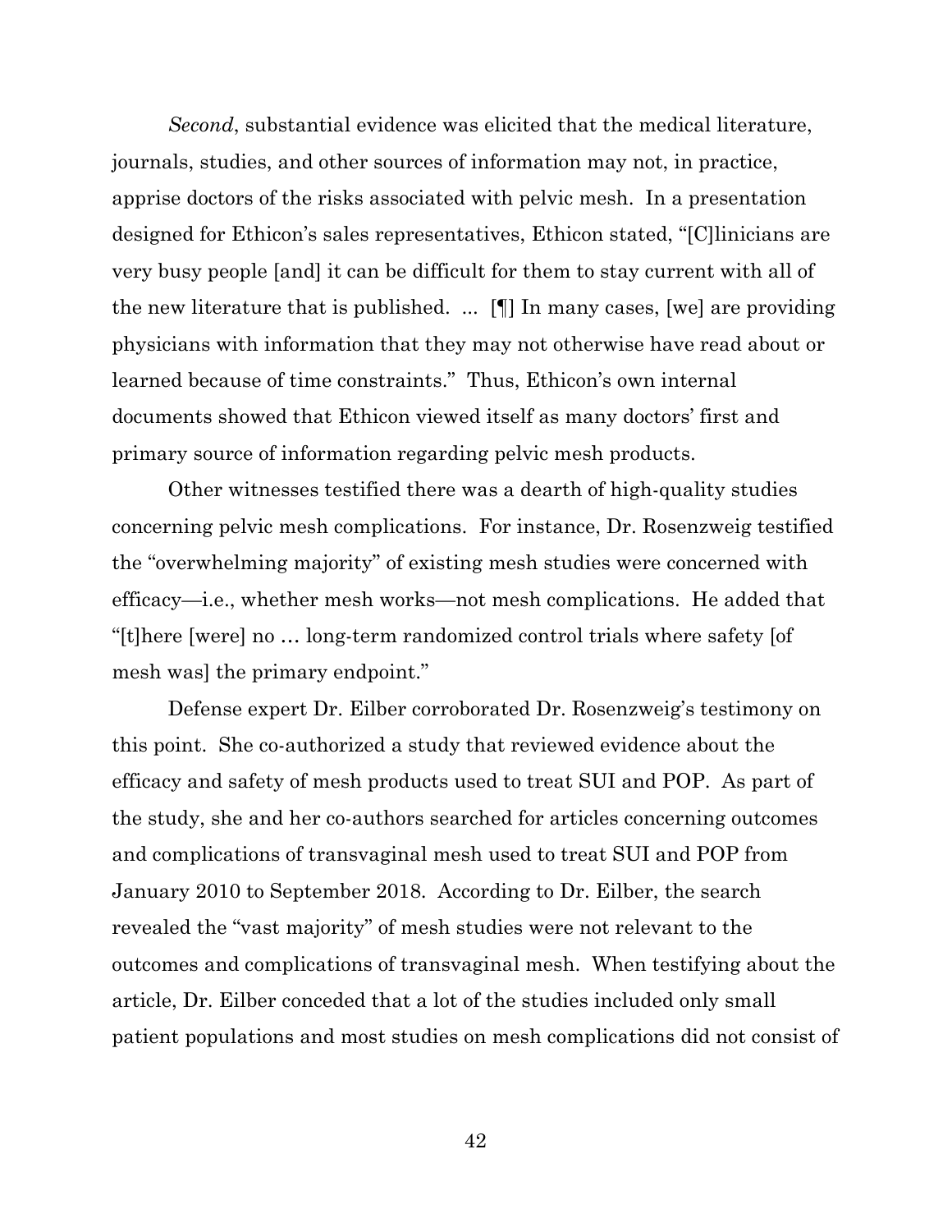*Second*, substantial evidence was elicited that the medical literature, journals, studies, and other sources of information may not, in practice, apprise doctors of the risks associated with pelvic mesh. In a presentation designed for Ethicon's sales representatives, Ethicon stated, "[C]linicians are very busy people [and] it can be difficult for them to stay current with all of the new literature that is published. ... [¶] In many cases, [we] are providing physicians with information that they may not otherwise have read about or learned because of time constraints." Thus, Ethicon's own internal documents showed that Ethicon viewed itself as many doctors' first and primary source of information regarding pelvic mesh products.

Other witnesses testified there was a dearth of high-quality studies concerning pelvic mesh complications. For instance, Dr. Rosenzweig testified the "overwhelming majority" of existing mesh studies were concerned with efficacy—i.e., whether mesh works—not mesh complications. He added that "[t]here [were] no … long-term randomized control trials where safety [of mesh was] the primary endpoint."

Defense expert Dr. Eilber corroborated Dr. Rosenzweig's testimony on this point. She co-authorized a study that reviewed evidence about the efficacy and safety of mesh products used to treat SUI and POP. As part of the study, she and her co-authors searched for articles concerning outcomes and complications of transvaginal mesh used to treat SUI and POP from January 2010 to September 2018. According to Dr. Eilber, the search revealed the "vast majority" of mesh studies were not relevant to the outcomes and complications of transvaginal mesh. When testifying about the article, Dr. Eilber conceded that a lot of the studies included only small patient populations and most studies on mesh complications did not consist of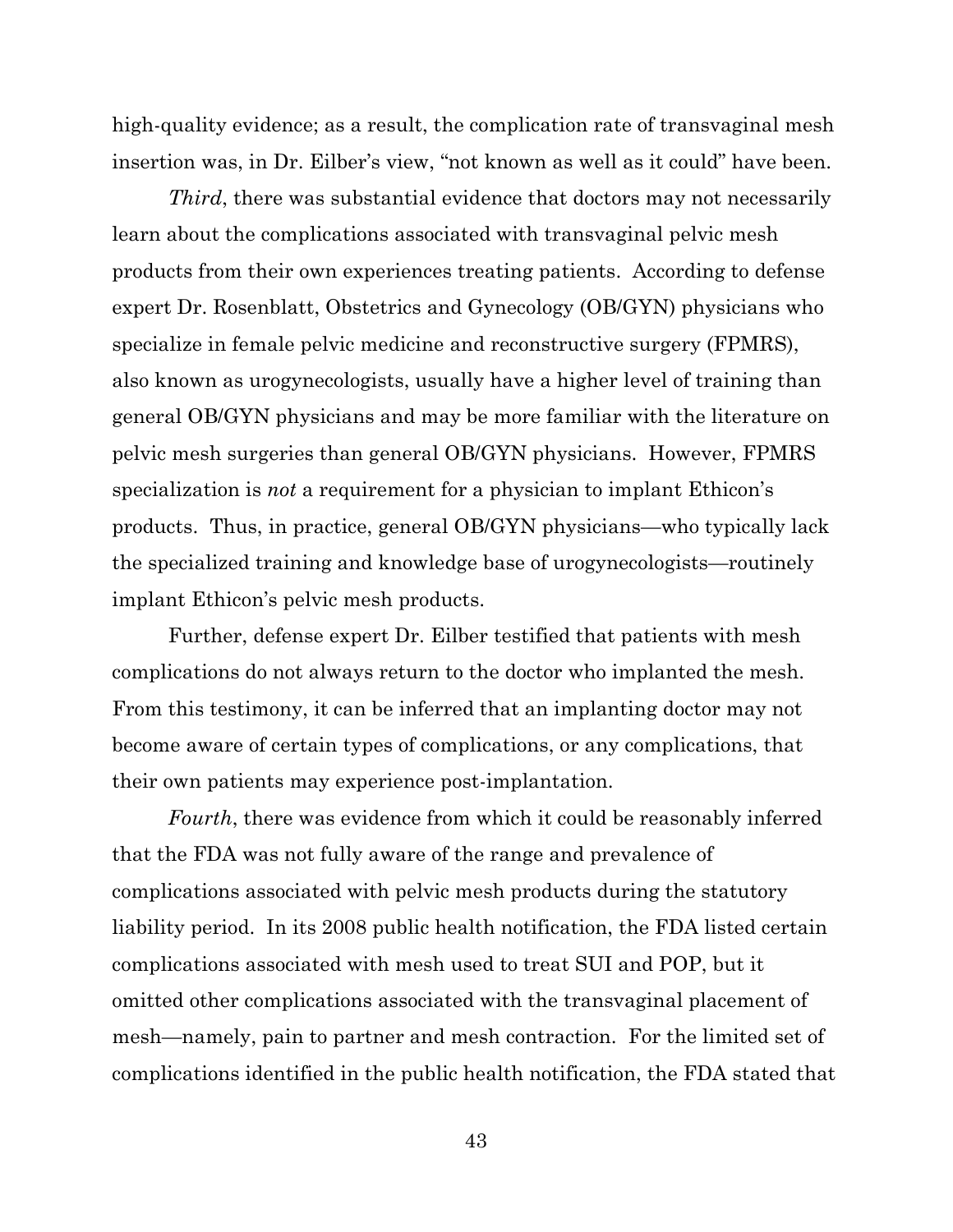high-quality evidence; as a result, the complication rate of transvaginal mesh insertion was, in Dr. Eilber's view, "not known as well as it could" have been.

*Third*, there was substantial evidence that doctors may not necessarily learn about the complications associated with transvaginal pelvic mesh products from their own experiences treating patients. According to defense expert Dr. Rosenblatt, Obstetrics and Gynecology (OB/GYN) physicians who specialize in female pelvic medicine and reconstructive surgery (FPMRS), also known as urogynecologists, usually have a higher level of training than general OB/GYN physicians and may be more familiar with the literature on pelvic mesh surgeries than general OB/GYN physicians. However, FPMRS specialization is *not* a requirement for a physician to implant Ethicon's products. Thus, in practice, general OB/GYN physicians—who typically lack the specialized training and knowledge base of urogynecologists—routinely implant Ethicon's pelvic mesh products.

Further, defense expert Dr. Eilber testified that patients with mesh complications do not always return to the doctor who implanted the mesh. From this testimony, it can be inferred that an implanting doctor may not become aware of certain types of complications, or any complications, that their own patients may experience post-implantation.

*Fourth*, there was evidence from which it could be reasonably inferred that the FDA was not fully aware of the range and prevalence of complications associated with pelvic mesh products during the statutory liability period. In its 2008 public health notification, the FDA listed certain complications associated with mesh used to treat SUI and POP, but it omitted other complications associated with the transvaginal placement of mesh—namely, pain to partner and mesh contraction. For the limited set of complications identified in the public health notification, the FDA stated that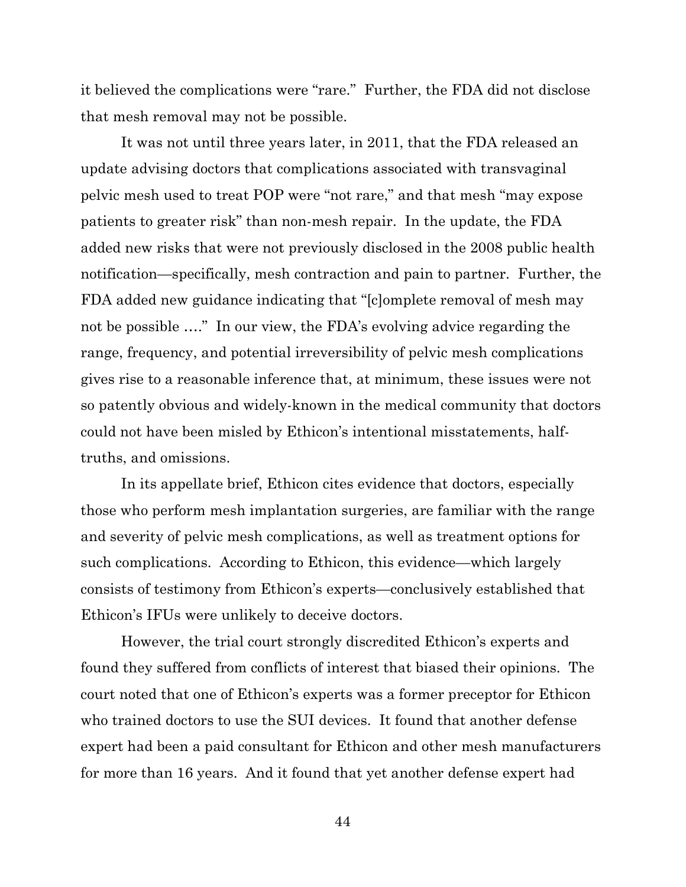it believed the complications were "rare." Further, the FDA did not disclose that mesh removal may not be possible.

It was not until three years later, in 2011, that the FDA released an update advising doctors that complications associated with transvaginal pelvic mesh used to treat POP were "not rare," and that mesh "may expose patients to greater risk" than non-mesh repair. In the update, the FDA added new risks that were not previously disclosed in the 2008 public health notification—specifically, mesh contraction and pain to partner. Further, the FDA added new guidance indicating that "[c]omplete removal of mesh may not be possible …." In our view, the FDA's evolving advice regarding the range, frequency, and potential irreversibility of pelvic mesh complications gives rise to a reasonable inference that, at minimum, these issues were not so patently obvious and widely-known in the medical community that doctors could not have been misled by Ethicon's intentional misstatements, half-truths, and omissions.

In its appellate brief, Ethicon cites evidence that doctors, especially those who perform mesh implantation surgeries, are familiar with the range and severity of pelvic mesh complications, as well as treatment options for such complications. According to Ethicon, this evidence—which largely consists of testimony from Ethicon's experts—conclusively established that Ethicon's IFUs were unlikely to deceive doctors.

However, the trial court strongly discredited Ethicon's experts and found they suffered from conflicts of interest that biased their opinions. The court noted that one of Ethicon's experts was a former preceptor for Ethicon who trained doctors to use the SUI devices. It found that another defense expert had been a paid consultant for Ethicon and other mesh manufacturers for more than 16 years. And it found that yet another defense expert had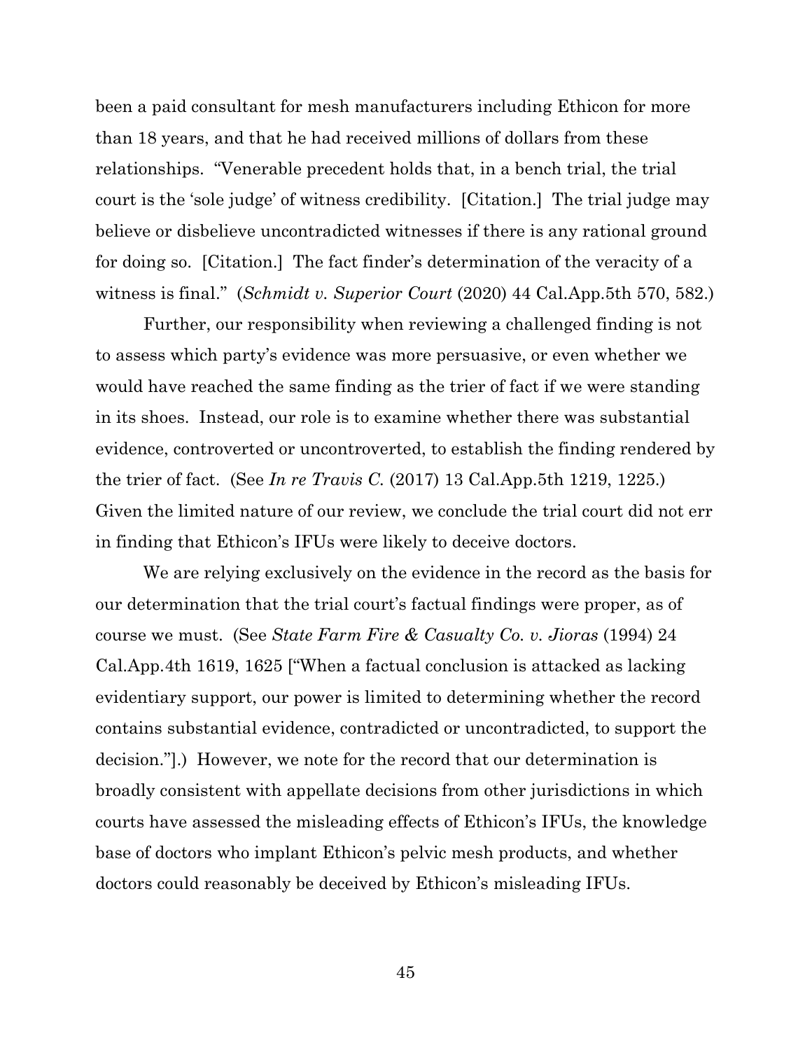been a paid consultant for mesh manufacturers including Ethicon for more than 18 years, and that he had received millions of dollars from these relationships. "Venerable precedent holds that, in a bench trial, the trial court is the 'sole judge' of witness credibility. [Citation.] The trial judge may believe or disbelieve uncontradicted witnesses if there is any rational ground for doing so. [Citation.] The fact finder's determination of the veracity of a witness is final." (*Schmidt v. Superior Court* (2020) 44 Cal.App.5th 570, 582.)

Further, our responsibility when reviewing a challenged finding is not to assess which party's evidence was more persuasive, or even whether we would have reached the same finding as the trier of fact if we were standing in its shoes. Instead, our role is to examine whether there was substantial evidence, controverted or uncontroverted, to establish the finding rendered by the trier of fact. (See *In re Travis C.* (2017) 13 Cal.App.5th 1219, 1225.) Given the limited nature of our review, we conclude the trial court did not err in finding that Ethicon's IFUs were likely to deceive doctors.

We are relying exclusively on the evidence in the record as the basis for our determination that the trial court's factual findings were proper, as of course we must. (See *State Farm Fire & Casualty Co. v. Jioras* (1994) 24 Cal.App.4th 1619, 1625 ["When a factual conclusion is attacked as lacking evidentiary support, our power is limited to determining whether the record contains substantial evidence, contradicted or uncontradicted, to support the decision."].) However, we note for the record that our determination is broadly consistent with appellate decisions from other jurisdictions in which courts have assessed the misleading effects of Ethicon's IFUs, the knowledge base of doctors who implant Ethicon's pelvic mesh products, and whether doctors could reasonably be deceived by Ethicon's misleading IFUs.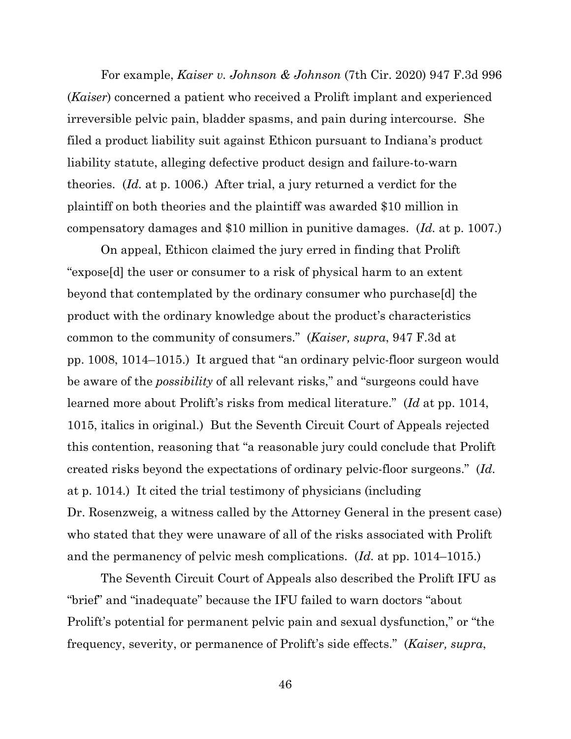For example, *Kaiser v. Johnson & Johnson* (7th Cir. 2020) 947 F.3d 996 (*Kaiser*) concerned a patient who received a Prolift implant and experienced irreversible pelvic pain, bladder spasms, and pain during intercourse. She filed a product liability suit against Ethicon pursuant to Indiana's product liability statute, alleging defective product design and failure-to-warn theories. (*Id.* at p. 1006.) After trial, a jury returned a verdict for the plaintiff on both theories and the plaintiff was awarded $10 million in compensatory damages and $10 million in punitive damages. (*Id.* at p. 1007.)

On appeal, Ethicon claimed the jury erred in finding that Prolift "expose[d] the user or consumer to a risk of physical harm to an extent beyond that contemplated by the ordinary consumer who purchase[d] the product with the ordinary knowledge about the product's characteristics common to the community of consumers." (*Kaiser, supra*, 947 F.3d at pp. 1008, 1014–1015.) It argued that "an ordinary pelvic-floor surgeon would be aware of the *possibility* of all relevant risks," and "surgeons could have learned more about Prolift's risks from medical literature." (*Id* at pp. 1014, 1015, italics in original.) But the Seventh Circuit Court of Appeals rejected this contention, reasoning that "a reasonable jury could conclude that Prolift created risks beyond the expectations of ordinary pelvic-floor surgeons." (*Id.* at p. 1014.) It cited the trial testimony of physicians (including Dr. Rosenzweig, a witness called by the Attorney General in the present case) who stated that they were unaware of all of the risks associated with Prolift and the permanency of pelvic mesh complications. (*Id.* at pp. 1014–1015.)

The Seventh Circuit Court of Appeals also described the Prolift IFU as "brief" and "inadequate" because the IFU failed to warn doctors "about Prolift's potential for permanent pelvic pain and sexual dysfunction," or "the frequency, severity, or permanence of Prolift's side effects." (*Kaiser, supra*,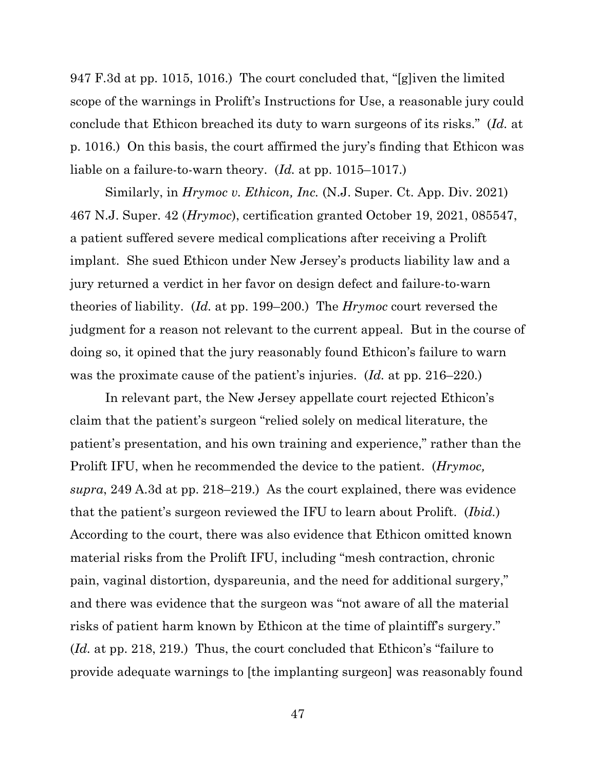947 F.3d at pp. 1015, 1016.) The court concluded that, "[g]iven the limited scope of the warnings in Prolift's Instructions for Use, a reasonable jury could conclude that Ethicon breached its duty to warn surgeons of its risks." (*Id.* at p. 1016.) On this basis, the court affirmed the jury's finding that Ethicon was liable on a failure-to-warn theory. (*Id.* at pp. 1015–1017.)

Similarly, in *Hrymoc v. Ethicon, Inc.* (N.J. Super. Ct. App. Div. 2021) 467 N.J. Super. 42 (*Hrymoc*), certification granted October 19, 2021, 085547, a patient suffered severe medical complications after receiving a Prolift implant. She sued Ethicon under New Jersey's products liability law and a jury returned a verdict in her favor on design defect and failure-to-warn theories of liability. (*Id.* at pp. 199–200.) The *Hrymoc* court reversed the judgment for a reason not relevant to the current appeal. But in the course of doing so, it opined that the jury reasonably found Ethicon's failure to warn was the proximate cause of the patient's injuries. (*Id.* at pp. 216–220.)

In relevant part, the New Jersey appellate court rejected Ethicon's claim that the patient's surgeon "relied solely on medical literature, the patient's presentation, and his own training and experience," rather than the Prolift IFU, when he recommended the device to the patient. (*Hrymoc, supra*, 249 A.3d at pp. 218–219.) As the court explained, there was evidence that the patient's surgeon reviewed the IFU to learn about Prolift. (*Ibid.*) According to the court, there was also evidence that Ethicon omitted known material risks from the Prolift IFU, including "mesh contraction, chronic pain, vaginal distortion, dyspareunia, and the need for additional surgery," and there was evidence that the surgeon was "not aware of all the material risks of patient harm known by Ethicon at the time of plaintiff's surgery." (*Id.* at pp. 218, 219.) Thus, the court concluded that Ethicon's "failure to provide adequate warnings to [the implanting surgeon] was reasonably found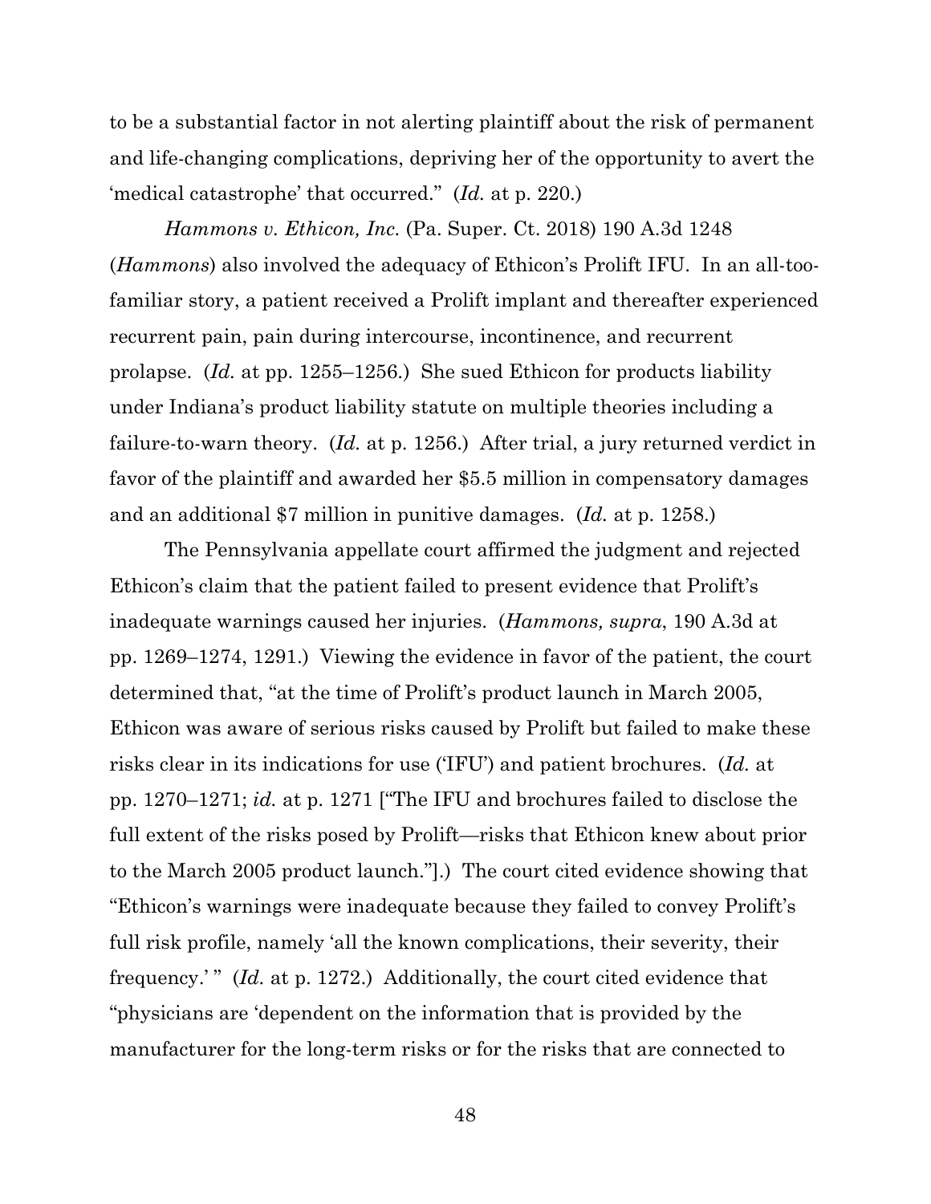to be a substantial factor in not alerting plaintiff about the risk of permanent and life-changing complications, depriving her of the opportunity to avert the 'medical catastrophe' that occurred." (*Id.* at p. 220.)

*Hammons v. Ethicon, Inc.* (Pa. Super. Ct. 2018) 190 A.3d 1248 (*Hammons*) also involved the adequacy of Ethicon's Prolift IFU. In an all-too-familiar story, a patient received a Prolift implant and thereafter experienced recurrent pain, pain during intercourse, incontinence, and recurrent prolapse. (*Id.* at pp. 1255–1256.) She sued Ethicon for products liability under Indiana's product liability statute on multiple theories including a failure-to-warn theory. (*Id.* at p. 1256.) After trial, a jury returned verdict in favor of the plaintiff and awarded her $5.5 million in compensatory damages and an additional $7 million in punitive damages. (*Id.* at p. 1258.)

The Pennsylvania appellate court affirmed the judgment and rejected Ethicon's claim that the patient failed to present evidence that Prolift's inadequate warnings caused her injuries. (*Hammons, supra*, 190 A.3d at pp. 1269–1274, 1291.) Viewing the evidence in favor of the patient, the court determined that, "at the time of Prolift's product launch in March 2005, Ethicon was aware of serious risks caused by Prolift but failed to make these risks clear in its indications for use ('IFU') and patient brochures. (*Id.* at pp. 1270–1271; *id.* at p. 1271 ["The IFU and brochures failed to disclose the full extent of the risks posed by Prolift—risks that Ethicon knew about prior to the March 2005 product launch."].) The court cited evidence showing that "Ethicon's warnings were inadequate because they failed to convey Prolift's full risk profile, namely 'all the known complications, their severity, their frequency.' " (*Id.* at p. 1272.) Additionally, the court cited evidence that "physicians are 'dependent on the information that is provided by the manufacturer for the long-term risks or for the risks that are connected to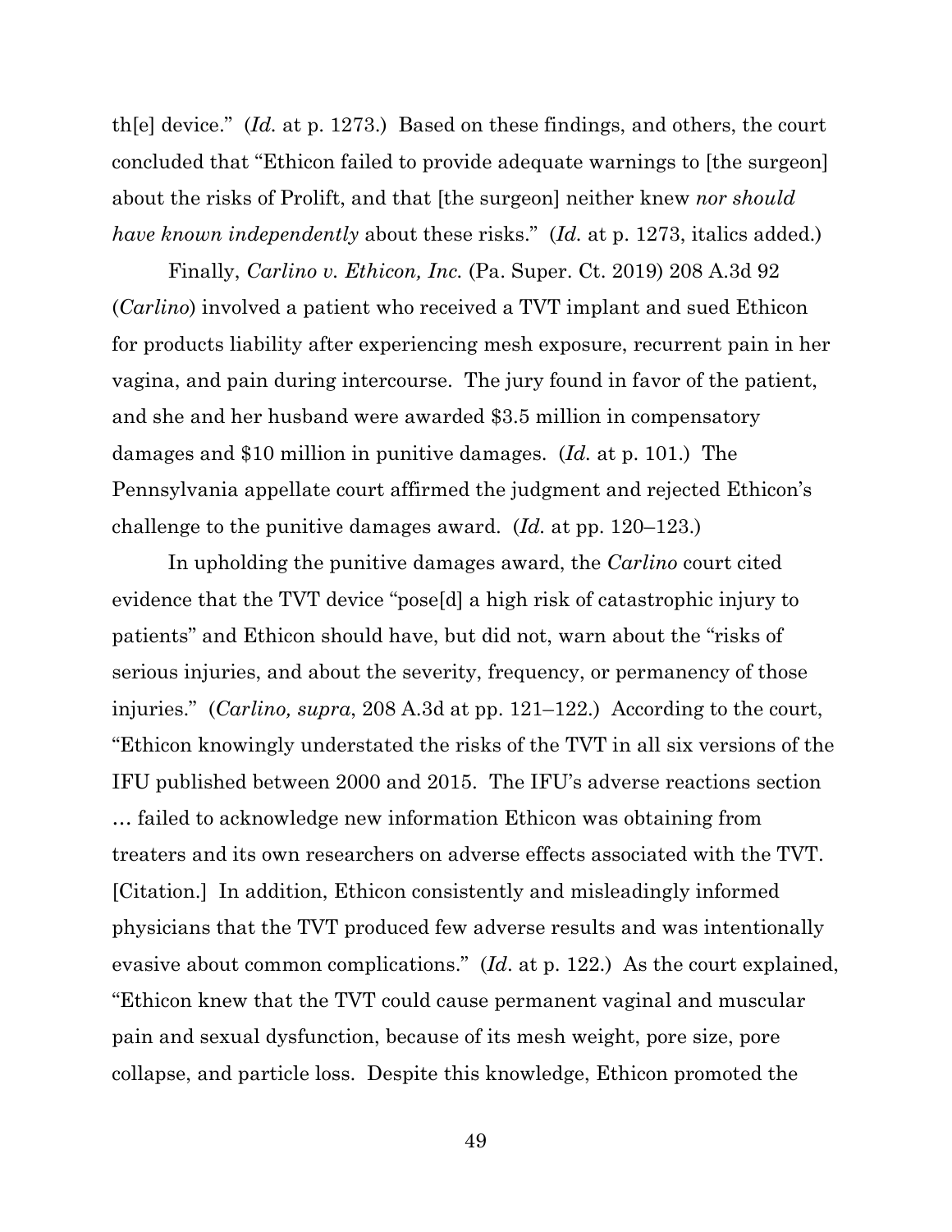th[e] device." (*Id.* at p. 1273.) Based on these findings, and others, the court concluded that "Ethicon failed to provide adequate warnings to [the surgeon] about the risks of Prolift, and that [the surgeon] neither knew *nor should have known independently* about these risks." (*Id.* at p. 1273, italics added.)

Finally, *Carlino v. Ethicon, Inc.* (Pa. Super. Ct. 2019) 208 A.3d 92 (*Carlino*) involved a patient who received a TVT implant and sued Ethicon for products liability after experiencing mesh exposure, recurrent pain in her vagina, and pain during intercourse. The jury found in favor of the patient, and she and her husband were awarded \$3.5 million in compensatory damages and \$10 million in punitive damages. (*Id.* at p. 101.) The Pennsylvania appellate court affirmed the judgment and rejected Ethicon's challenge to the punitive damages award. (*Id.* at pp. 120–123.)

In upholding the punitive damages award, the *Carlino* court cited evidence that the TVT device "pose[d] a high risk of catastrophic injury to patients" and Ethicon should have, but did not, warn about the "risks of serious injuries, and about the severity, frequency, or permanency of those injuries." (*Carlino, supra*, 208 A.3d at pp. 121–122.) According to the court, "Ethicon knowingly understated the risks of the TVT in all six versions of the IFU published between 2000 and 2015. The IFU's adverse reactions section … failed to acknowledge new information Ethicon was obtaining from treaters and its own researchers on adverse effects associated with the TVT. [Citation.] In addition, Ethicon consistently and misleadingly informed physicians that the TVT produced few adverse results and was intentionally evasive about common complications." (*Id*. at p. 122.) As the court explained, "Ethicon knew that the TVT could cause permanent vaginal and muscular pain and sexual dysfunction, because of its mesh weight, pore size, pore collapse, and particle loss. Despite this knowledge, Ethicon promoted the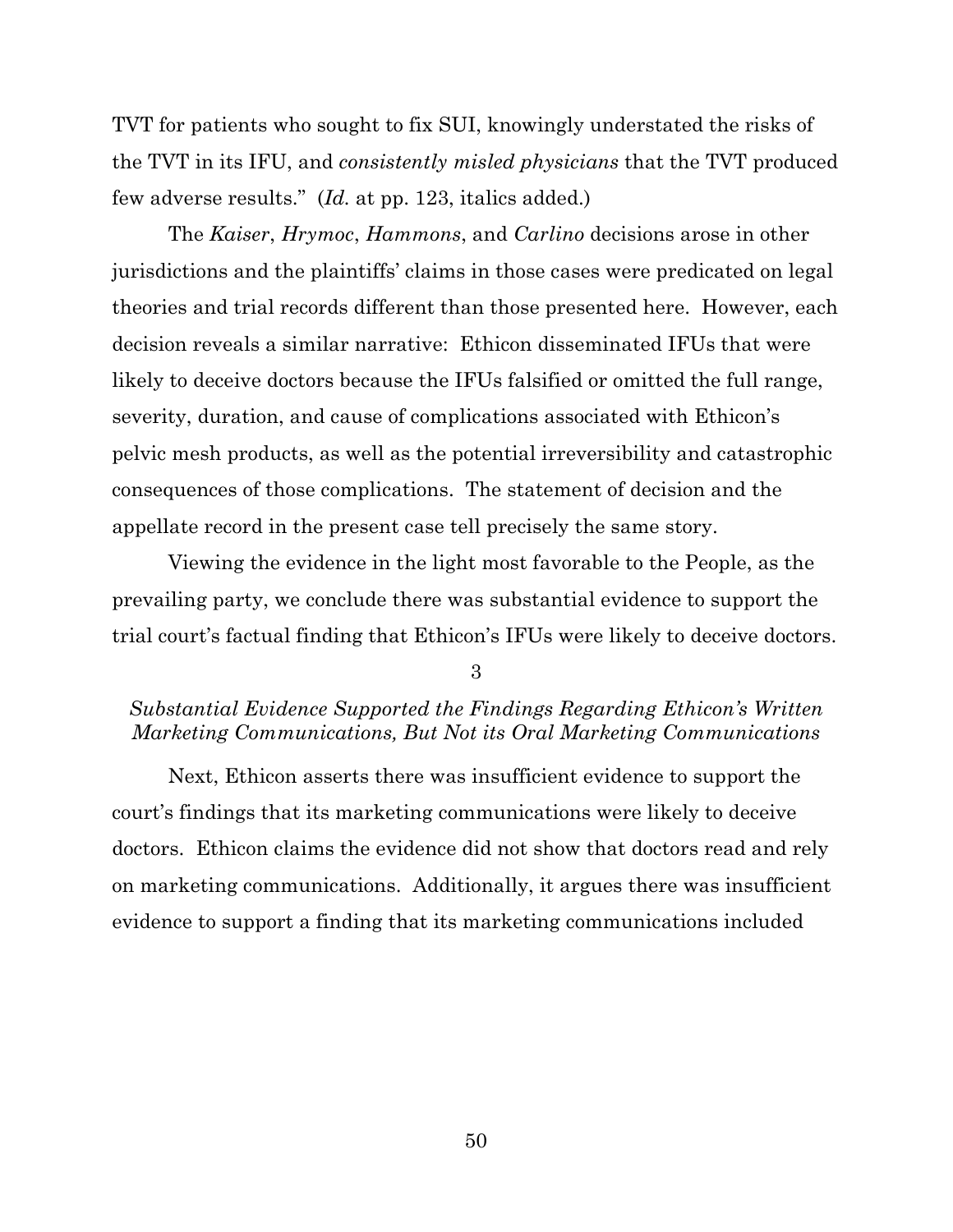TVT for patients who sought to fix SUI, knowingly understated the risks of the TVT in its IFU, and *consistently misled physicians* that the TVT produced few adverse results." (*Id.* at pp. 123, italics added.)

The *Kaiser*, *Hrymoc*, *Hammons*, and *Carlino* decisions arose in other jurisdictions and the plaintiffs' claims in those cases were predicated on legal theories and trial records different than those presented here. However, each decision reveals a similar narrative: Ethicon disseminated IFUs that were likely to deceive doctors because the IFUs falsified or omitted the full range, severity, duration, and cause of complications associated with Ethicon's pelvic mesh products, as well as the potential irreversibility and catastrophic consequences of those complications. The statement of decision and the appellate record in the present case tell precisely the same story.

Viewing the evidence in the light most favorable to the People, as the prevailing party, we conclude there was substantial evidence to support the trial court's factual finding that Ethicon's IFUs were likely to deceive doctors.

3

*Substantial Evidence Supported the Findings Regarding Ethicon's Written Marketing Communications, But Not its Oral Marketing Communications*

Next, Ethicon asserts there was insufficient evidence to support the court's findings that its marketing communications were likely to deceive doctors. Ethicon claims the evidence did not show that doctors read and rely on marketing communications. Additionally, it argues there was insufficient evidence to support a finding that its marketing communications included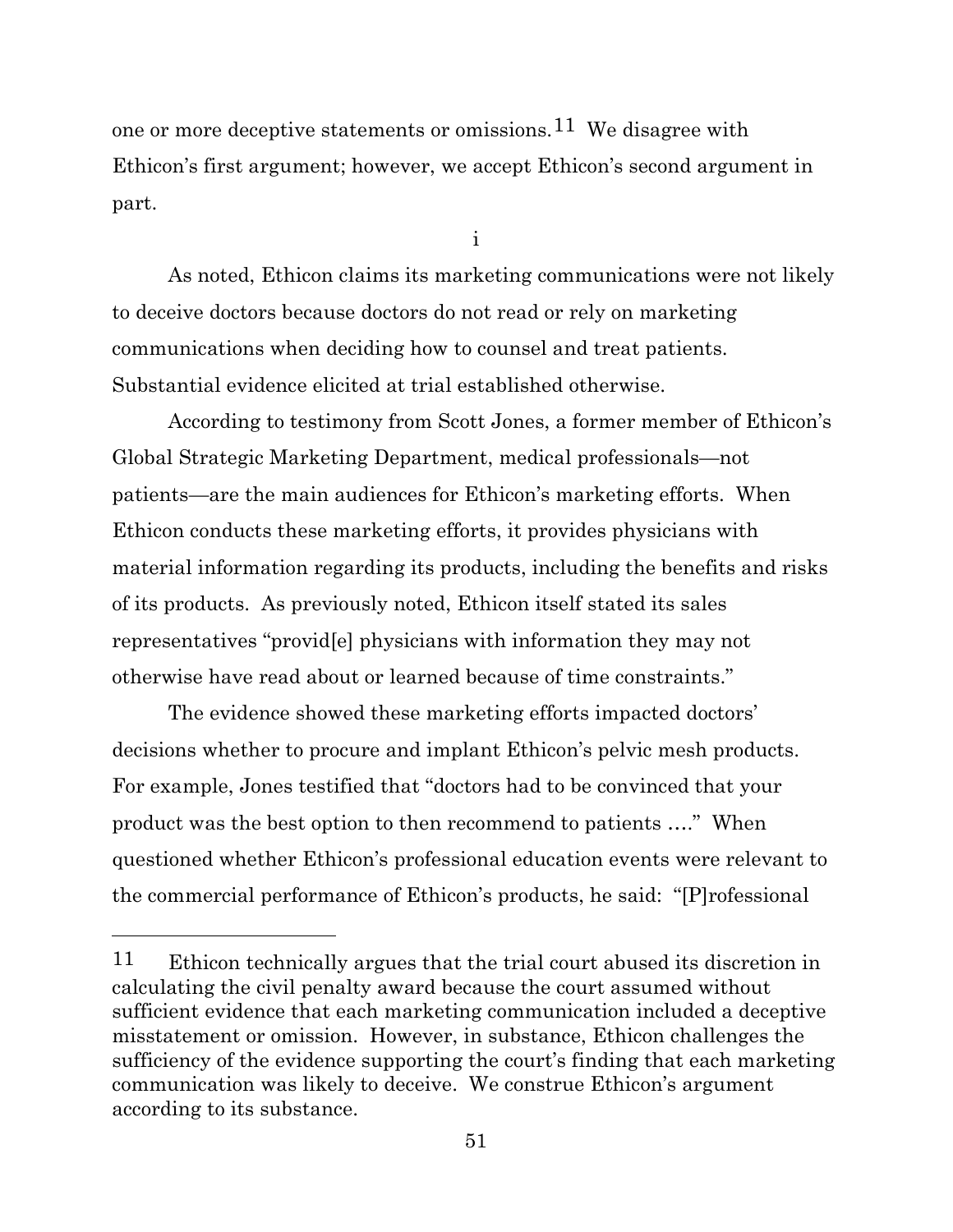one or more deceptive statements or omissions.[11] We disagree with Ethicon's first argument; however, we accept Ethicon's second argument in part.

i

As noted, Ethicon claims its marketing communications were not likely to deceive doctors because doctors do not read or rely on marketing communications when deciding how to counsel and treat patients. Substantial evidence elicited at trial established otherwise.

According to testimony from Scott Jones, a former member of Ethicon's Global Strategic Marketing Department, medical professionals—not patients—are the main audiences for Ethicon's marketing efforts. When Ethicon conducts these marketing efforts, it provides physicians with material information regarding its products, including the benefits and risks of its products. As previously noted, Ethicon itself stated its sales representatives "provid[e] physicians with information they may not otherwise have read about or learned because of time constraints."

The evidence showed these marketing efforts impacted doctors' decisions whether to procure and implant Ethicon's pelvic mesh products. For example, Jones testified that "doctors had to be convinced that your product was the best option to then recommend to patients …." When questioned whether Ethicon's professional education events were relevant to the commercial performance of Ethicon's products, he said: "[P]rofessional

---

[11] Ethicon technically argues that the trial court abused its discretion in calculating the civil penalty award because the court assumed without sufficient evidence that each marketing communication included a deceptive misstatement or omission. However, in substance, Ethicon challenges the sufficiency of the evidence supporting the court's finding that each marketing communication was likely to deceive. We construe Ethicon's argument according to its substance.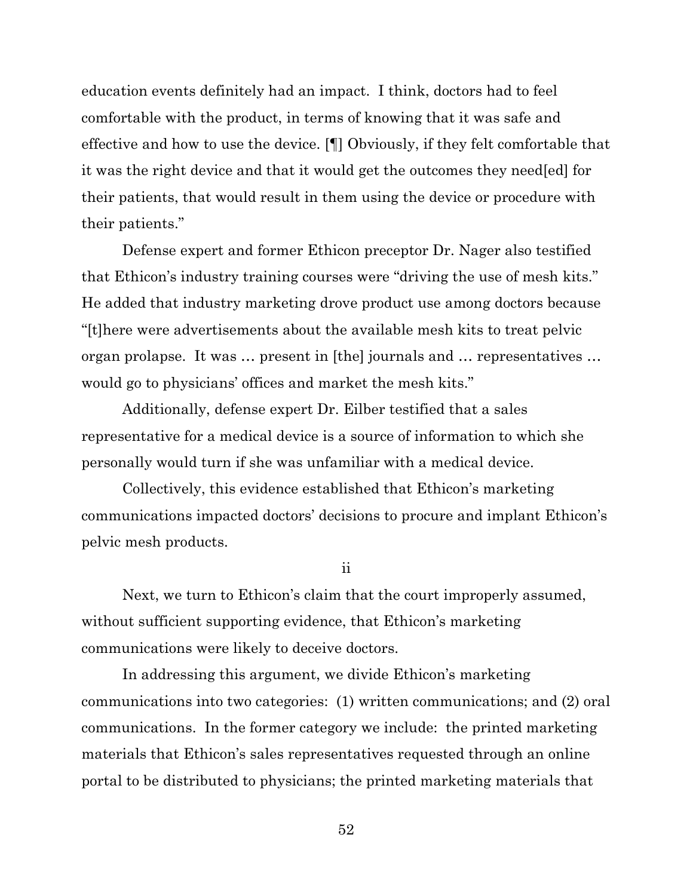education events definitely had an impact. I think, doctors had to feel comfortable with the product, in terms of knowing that it was safe and effective and how to use the device. [¶] Obviously, if they felt comfortable that it was the right device and that it would get the outcomes they need[ed] for their patients, that would result in them using the device or procedure with their patients."

Defense expert and former Ethicon preceptor Dr. Nager also testified that Ethicon's industry training courses were "driving the use of mesh kits." He added that industry marketing drove product use among doctors because "[t]here were advertisements about the available mesh kits to treat pelvic organ prolapse. It was … present in [the] journals and … representatives … would go to physicians' offices and market the mesh kits."

Additionally, defense expert Dr. Eilber testified that a sales representative for a medical device is a source of information to which she personally would turn if she was unfamiliar with a medical device.

Collectively, this evidence established that Ethicon's marketing communications impacted doctors' decisions to procure and implant Ethicon's pelvic mesh products.

ii

Next, we turn to Ethicon's claim that the court improperly assumed, without sufficient supporting evidence, that Ethicon's marketing communications were likely to deceive doctors.

In addressing this argument, we divide Ethicon's marketing communications into two categories: (1) written communications; and (2) oral communications. In the former category we include: the printed marketing materials that Ethicon's sales representatives requested through an online portal to be distributed to physicians; the printed marketing materials that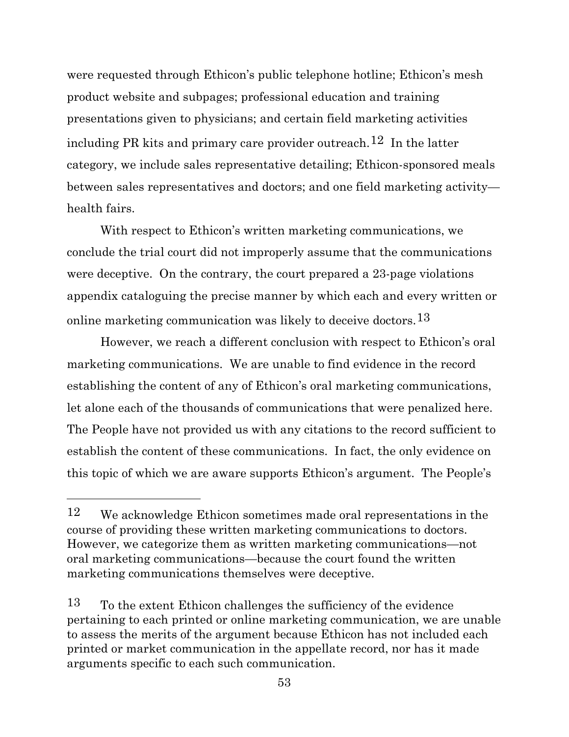were requested through Ethicon's public telephone hotline; Ethicon's mesh product website and subpages; professional education and training presentations given to physicians; and certain field marketing activities including PR kits and primary care provider outreach.[12] In the latter category, we include sales representative detailing; Ethicon-sponsored meals between sales representatives and doctors; and one field marketing activity—health fairs.

With respect to Ethicon's written marketing communications, we conclude the trial court did not improperly assume that the communications were deceptive. On the contrary, the court prepared a 23-page violations appendix cataloguing the precise manner by which each and every written or online marketing communication was likely to deceive doctors.[13]

However, we reach a different conclusion with respect to Ethicon's oral marketing communications. We are unable to find evidence in the record establishing the content of any of Ethicon's oral marketing communications, let alone each of the thousands of communications that were penalized here. The People have not provided us with any citations to the record sufficient to establish the content of these communications. In fact, the only evidence on this topic of which we are aware supports Ethicon's argument. The People's

---

[12] We acknowledge Ethicon sometimes made oral representations in the course of providing these written marketing communications to doctors. However, we categorize them as written marketing communications—not oral marketing communications—because the court found the written marketing communications themselves were deceptive.

[13] To the extent Ethicon challenges the sufficiency of the evidence pertaining to each printed or online marketing communication, we are unable to assess the merits of the argument because Ethicon has not included each printed or market communication in the appellate record, nor has it made arguments specific to each such communication.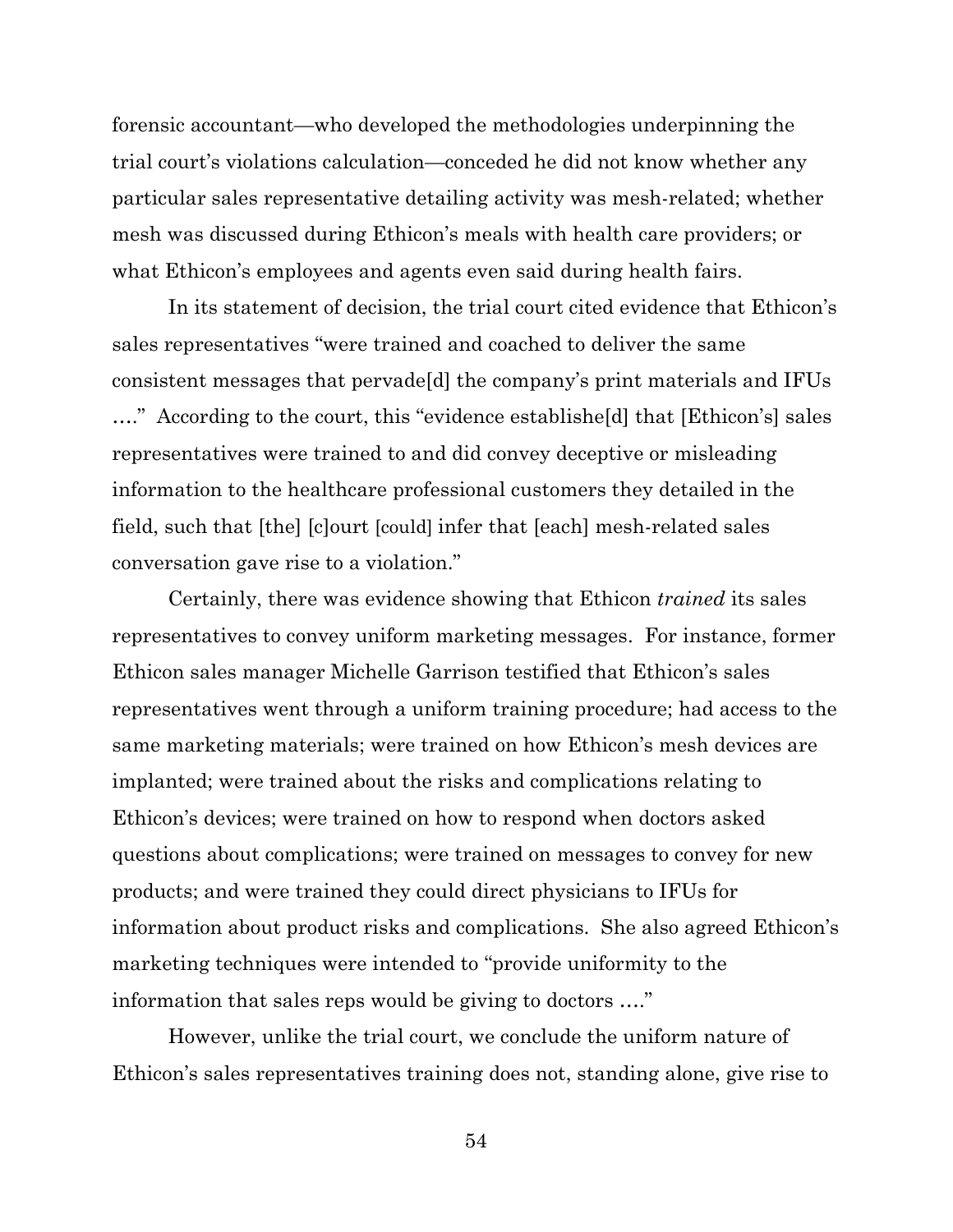forensic accountant—who developed the methodologies underpinning the trial court's violations calculation—conceded he did not know whether any particular sales representative detailing activity was mesh-related; whether mesh was discussed during Ethicon's meals with health care providers; or what Ethicon's employees and agents even said during health fairs.

In its statement of decision, the trial court cited evidence that Ethicon's sales representatives "were trained and coached to deliver the same consistent messages that pervade[d] the company's print materials and IFUs …." According to the court, this "evidence establishe[d] that [Ethicon's] sales representatives were trained to and did convey deceptive or misleading information to the healthcare professional customers they detailed in the field, such that [the] [c]ourt [could] infer that [each] mesh-related sales conversation gave rise to a violation."

Certainly, there was evidence showing that Ethicon *trained* its sales representatives to convey uniform marketing messages. For instance, former Ethicon sales manager Michelle Garrison testified that Ethicon's sales representatives went through a uniform training procedure; had access to the same marketing materials; were trained on how Ethicon's mesh devices are implanted; were trained about the risks and complications relating to Ethicon's devices; were trained on how to respond when doctors asked questions about complications; were trained on messages to convey for new products; and were trained they could direct physicians to IFUs for information about product risks and complications. She also agreed Ethicon's marketing techniques were intended to "provide uniformity to the information that sales reps would be giving to doctors …."

However, unlike the trial court, we conclude the uniform nature of Ethicon's sales representatives training does not, standing alone, give rise to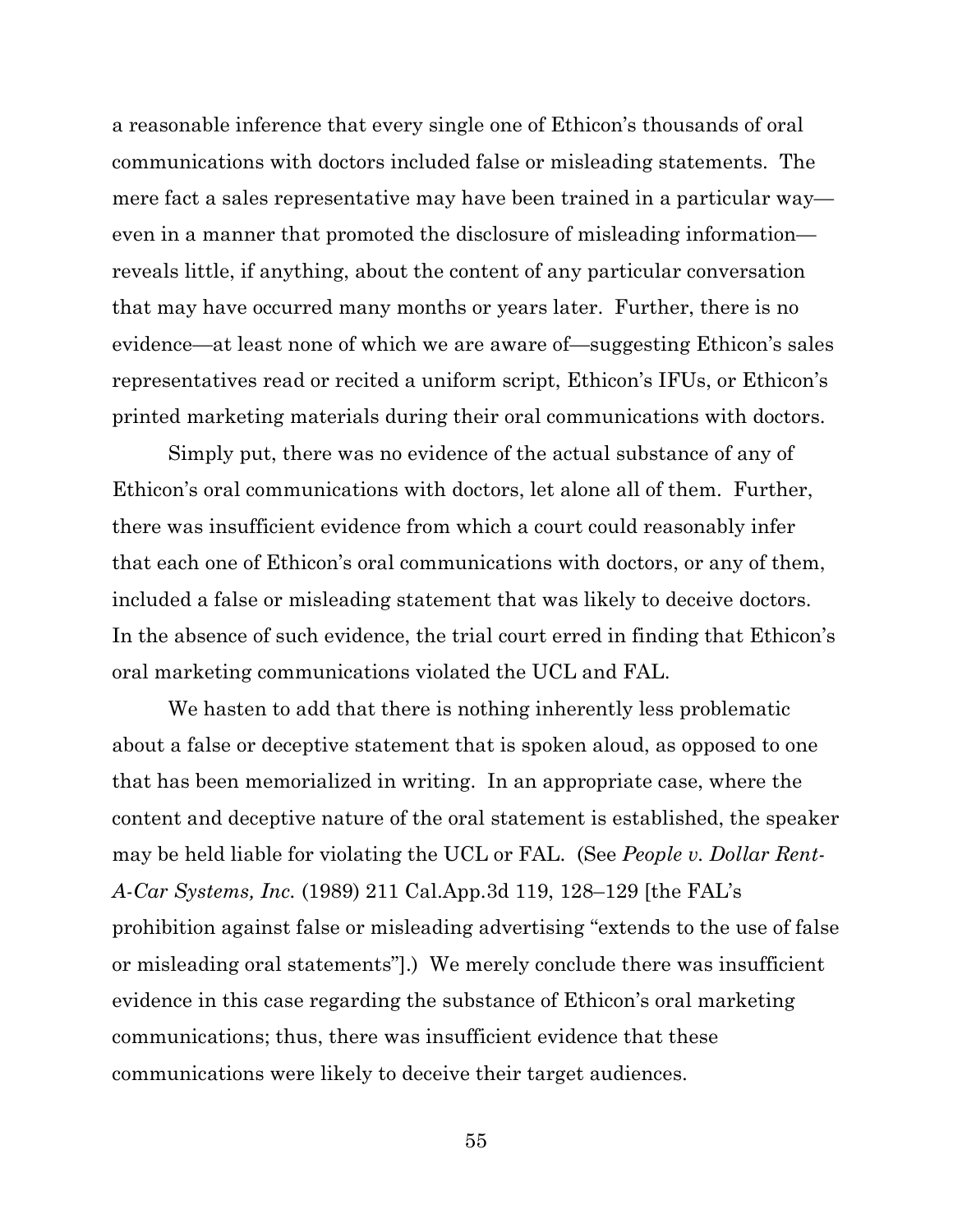a reasonable inference that every single one of Ethicon's thousands of oral communications with doctors included false or misleading statements. The mere fact a sales representative may have been trained in a particular way—even in a manner that promoted the disclosure of misleading information—reveals little, if anything, about the content of any particular conversation that may have occurred many months or years later. Further, there is no evidence—at least none of which we are aware of—suggesting Ethicon's sales representatives read or recited a uniform script, Ethicon's IFUs, or Ethicon's printed marketing materials during their oral communications with doctors.

Simply put, there was no evidence of the actual substance of any of Ethicon's oral communications with doctors, let alone all of them. Further, there was insufficient evidence from which a court could reasonably infer that each one of Ethicon's oral communications with doctors, or any of them, included a false or misleading statement that was likely to deceive doctors. In the absence of such evidence, the trial court erred in finding that Ethicon's oral marketing communications violated the UCL and FAL.

We hasten to add that there is nothing inherently less problematic about a false or deceptive statement that is spoken aloud, as opposed to one that has been memorialized in writing. In an appropriate case, where the content and deceptive nature of the oral statement is established, the speaker may be held liable for violating the UCL or FAL. (See *People v. Dollar Rent-A-Car Systems, Inc.* (1989) 211 Cal.App.3d 119, 128–129 [the FAL's prohibition against false or misleading advertising "extends to the use of false or misleading oral statements"].) We merely conclude there was insufficient evidence in this case regarding the substance of Ethicon's oral marketing communications; thus, there was insufficient evidence that these communications were likely to deceive their target audiences.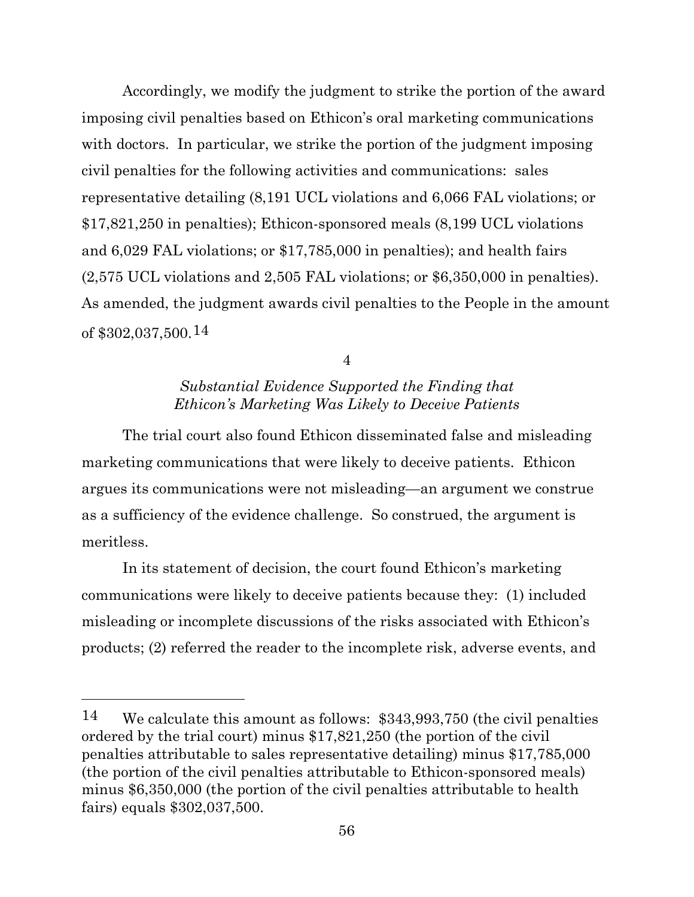Accordingly, we modify the judgment to strike the portion of the award imposing civil penalties based on Ethicon's oral marketing communications with doctors. In particular, we strike the portion of the judgment imposing civil penalties for the following activities and communications: sales representative detailing (8,191 UCL violations and 6,066 FAL violations; or $17,821,250 in penalties); Ethicon-sponsored meals (8,199 UCL violations and 6,029 FAL violations; or $17,785,000 in penalties); and health fairs (2,575 UCL violations and 2,505 FAL violations; or $6,350,000 in penalties). As amended, the judgment awards civil penalties to the People in the amount of $302,037,500.[14]

4

*Substantial Evidence Supported the Finding that Ethicon's Marketing Was Likely to Deceive Patients*

The trial court also found Ethicon disseminated false and misleading marketing communications that were likely to deceive patients. Ethicon argues its communications were not misleading—an argument we construe as a sufficiency of the evidence challenge. So construed, the argument is meritless.

In its statement of decision, the court found Ethicon's marketing communications were likely to deceive patients because they: (1) included misleading or incomplete discussions of the risks associated with Ethicon's products; (2) referred the reader to the incomplete risk, adverse events, and

---

[14] We calculate this amount as follows: $343,993,750 (the civil penalties ordered by the trial court) minus $17,821,250 (the portion of the civil penalties attributable to sales representative detailing) minus $17,785,000 (the portion of the civil penalties attributable to Ethicon-sponsored meals) minus $6,350,000 (the portion of the civil penalties attributable to health fairs) equals $302,037,500.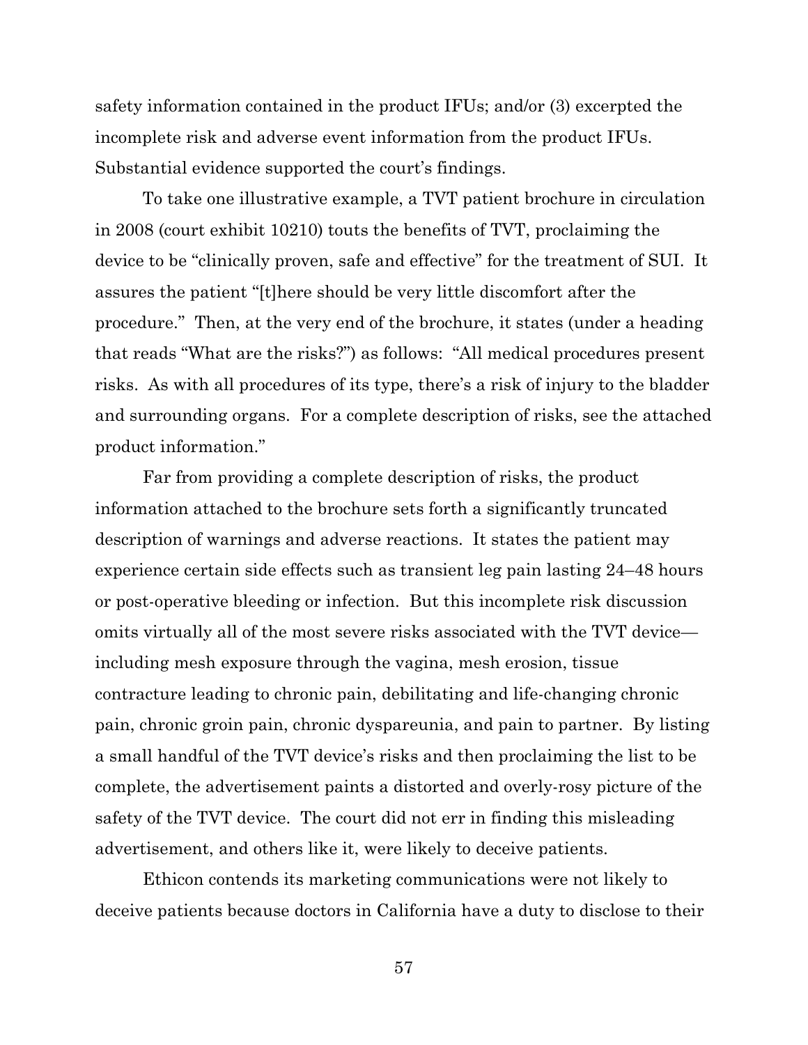safety information contained in the product IFUs; and/or (3) excerpted the incomplete risk and adverse event information from the product IFUs. Substantial evidence supported the court's findings.

To take one illustrative example, a TVT patient brochure in circulation in 2008 (court exhibit 10210) touts the benefits of TVT, proclaiming the device to be "clinically proven, safe and effective" for the treatment of SUI. It assures the patient "[t]here should be very little discomfort after the procedure." Then, at the very end of the brochure, it states (under a heading that reads "What are the risks?") as follows: "All medical procedures present risks. As with all procedures of its type, there's a risk of injury to the bladder and surrounding organs. For a complete description of risks, see the attached product information."

Far from providing a complete description of risks, the product information attached to the brochure sets forth a significantly truncated description of warnings and adverse reactions. It states the patient may experience certain side effects such as transient leg pain lasting 24–48 hours or post-operative bleeding or infection. But this incomplete risk discussion omits virtually all of the most severe risks associated with the TVT device—including mesh exposure through the vagina, mesh erosion, tissue contracture leading to chronic pain, debilitating and life-changing chronic pain, chronic groin pain, chronic dyspareunia, and pain to partner. By listing a small handful of the TVT device's risks and then proclaiming the list to be complete, the advertisement paints a distorted and overly-rosy picture of the safety of the TVT device. The court did not err in finding this misleading advertisement, and others like it, were likely to deceive patients.

Ethicon contends its marketing communications were not likely to deceive patients because doctors in California have a duty to disclose to their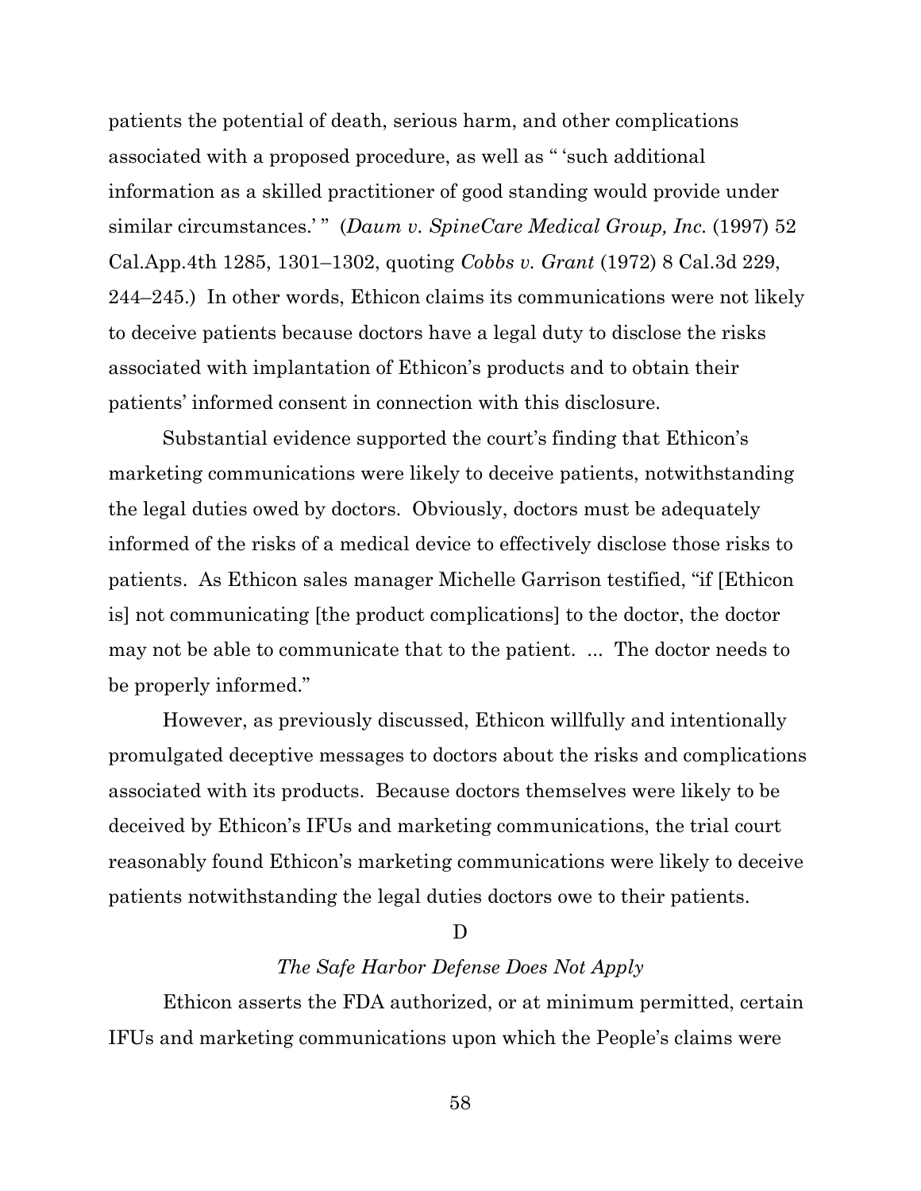patients the potential of death, serious harm, and other complications associated with a proposed procedure, as well as " 'such additional information as a skilled practitioner of good standing would provide under similar circumstances.' " (*Daum v. SpineCare Medical Group, Inc.* (1997) 52 Cal.App.4th 1285, 1301–1302, quoting *Cobbs v. Grant* (1972) 8 Cal.3d 229, 244–245.) In other words, Ethicon claims its communications were not likely to deceive patients because doctors have a legal duty to disclose the risks associated with implantation of Ethicon's products and to obtain their patients' informed consent in connection with this disclosure.

Substantial evidence supported the court's finding that Ethicon's marketing communications were likely to deceive patients, notwithstanding the legal duties owed by doctors. Obviously, doctors must be adequately informed of the risks of a medical device to effectively disclose those risks to patients. As Ethicon sales manager Michelle Garrison testified, "if [Ethicon is] not communicating [the product complications] to the doctor, the doctor may not be able to communicate that to the patient. ... The doctor needs to be properly informed."

However, as previously discussed, Ethicon willfully and intentionally promulgated deceptive messages to doctors about the risks and complications associated with its products. Because doctors themselves were likely to be deceived by Ethicon's IFUs and marketing communications, the trial court reasonably found Ethicon's marketing communications were likely to deceive patients notwithstanding the legal duties doctors owe to their patients.

D

*The Safe Harbor Defense Does Not Apply*

Ethicon asserts the FDA authorized, or at minimum permitted, certain IFUs and marketing communications upon which the People's claims were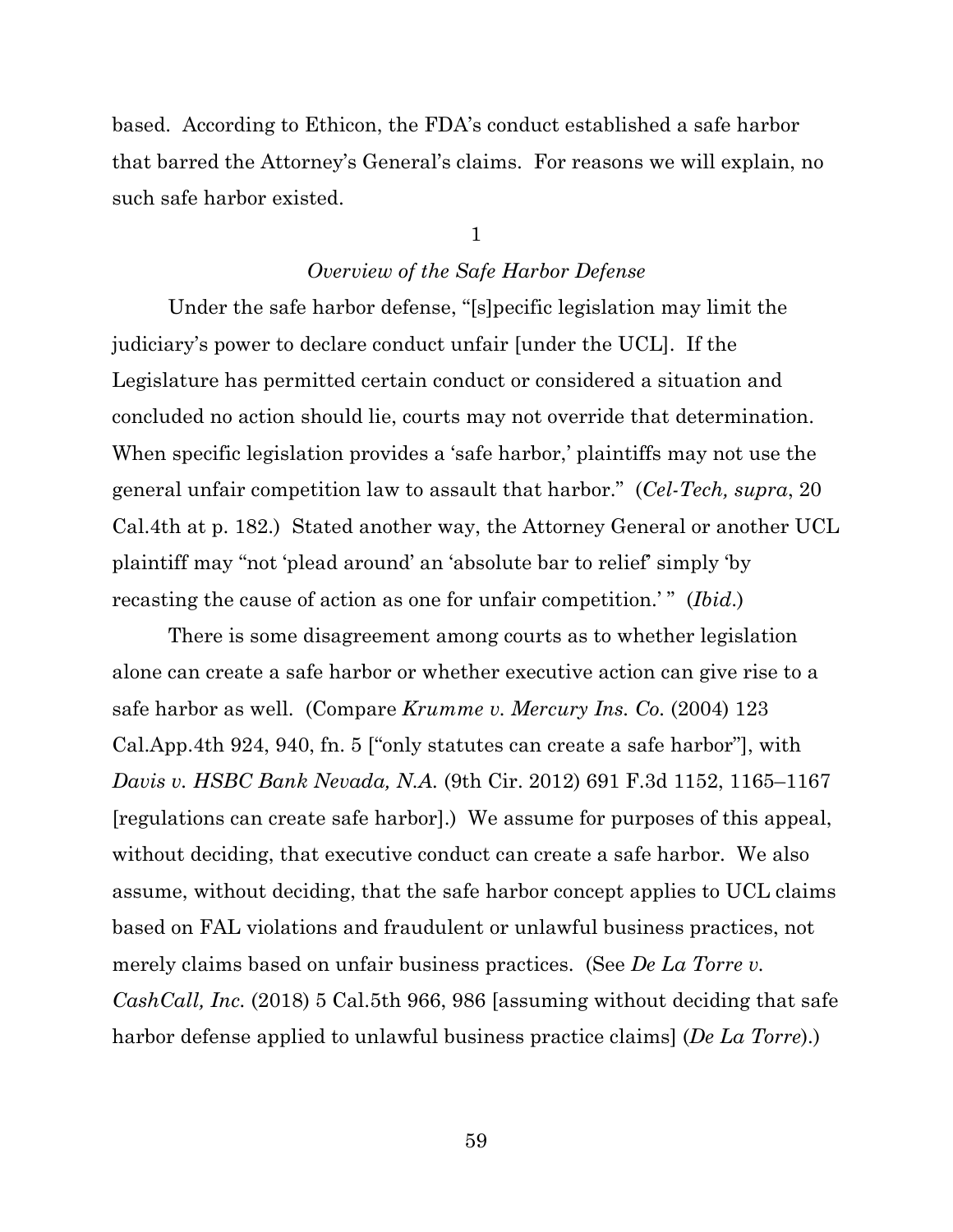based. According to Ethicon, the FDA's conduct established a safe harbor that barred the Attorney's General's claims. For reasons we will explain, no such safe harbor existed.

1

*Overview of the Safe Harbor Defense*

Under the safe harbor defense, "[s]pecific legislation may limit the judiciary's power to declare conduct unfair [under the UCL]. If the Legislature has permitted certain conduct or considered a situation and concluded no action should lie, courts may not override that determination. When specific legislation provides a 'safe harbor,' plaintiffs may not use the general unfair competition law to assault that harbor." (*Cel-Tech, supra*, 20 Cal.4th at p. 182.) Stated another way, the Attorney General or another UCL plaintiff may "not 'plead around' an 'absolute bar to relief' simply 'by recasting the cause of action as one for unfair competition.' " (*Ibid*.)

There is some disagreement among courts as to whether legislation alone can create a safe harbor or whether executive action can give rise to a safe harbor as well. (Compare *Krumme v. Mercury Ins. Co.* (2004) 123 Cal.App.4th 924, 940, fn. 5 ["only statutes can create a safe harbor"], with *Davis v. HSBC Bank Nevada, N.A.* (9th Cir. 2012) 691 F.3d 1152, 1165–1167 [regulations can create safe harbor].) We assume for purposes of this appeal, without deciding, that executive conduct can create a safe harbor. We also assume, without deciding, that the safe harbor concept applies to UCL claims based on FAL violations and fraudulent or unlawful business practices, not merely claims based on unfair business practices. (See *De La Torre v. CashCall, Inc.* (2018) 5 Cal.5th 966, 986 [assuming without deciding that safe harbor defense applied to unlawful business practice claims] (*De La Torre*).)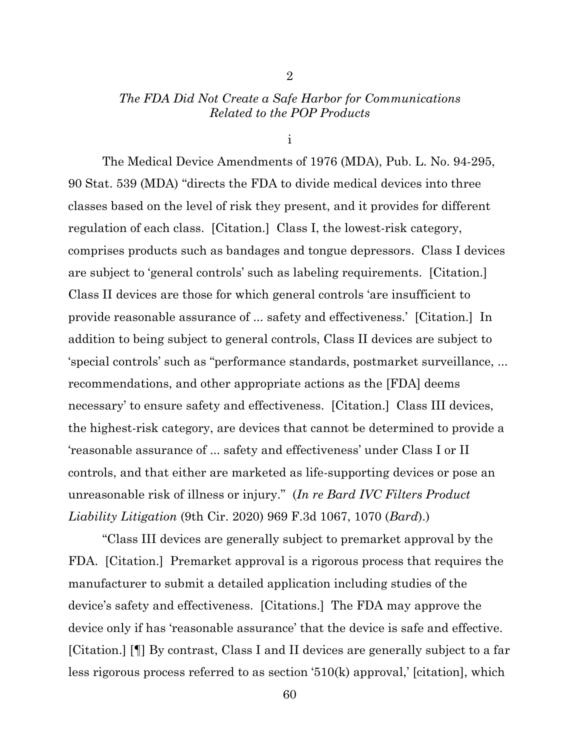## 2

### *The FDA Did Not Create a Safe Harbor for Communications Related to the POP Products*

#### i

The Medical Device Amendments of 1976 (MDA), Pub. L. No. 94-295, 90 Stat. 539 (MDA) "directs the FDA to divide medical devices into three classes based on the level of risk they present, and it provides for different regulation of each class. [Citation.] Class I, the lowest-risk category, comprises products such as bandages and tongue depressors. Class I devices are subject to 'general controls' such as labeling requirements. [Citation.] Class II devices are those for which general controls 'are insufficient to provide reasonable assurance of ... safety and effectiveness.' [Citation.] In addition to being subject to general controls, Class II devices are subject to 'special controls' such as "performance standards, postmarket surveillance, ... recommendations, and other appropriate actions as the [FDA] deems necessary' to ensure safety and effectiveness. [Citation.] Class III devices, the highest-risk category, are devices that cannot be determined to provide a 'reasonable assurance of ... safety and effectiveness' under Class I or II controls, and that either are marketed as life-supporting devices or pose an unreasonable risk of illness or injury." (*In re Bard IVC Filters Product Liability Litigation* (9th Cir. 2020) 969 F.3d 1067, 1070 (*Bard*).)

"Class III devices are generally subject to premarket approval by the FDA. [Citation.] Premarket approval is a rigorous process that requires the manufacturer to submit a detailed application including studies of the device's safety and effectiveness. [Citations.] The FDA may approve the device only if has 'reasonable assurance' that the device is safe and effective. [Citation.] [¶] By contrast, Class I and II devices are generally subject to a far less rigorous process referred to as section '510(k) approval,' [citation], which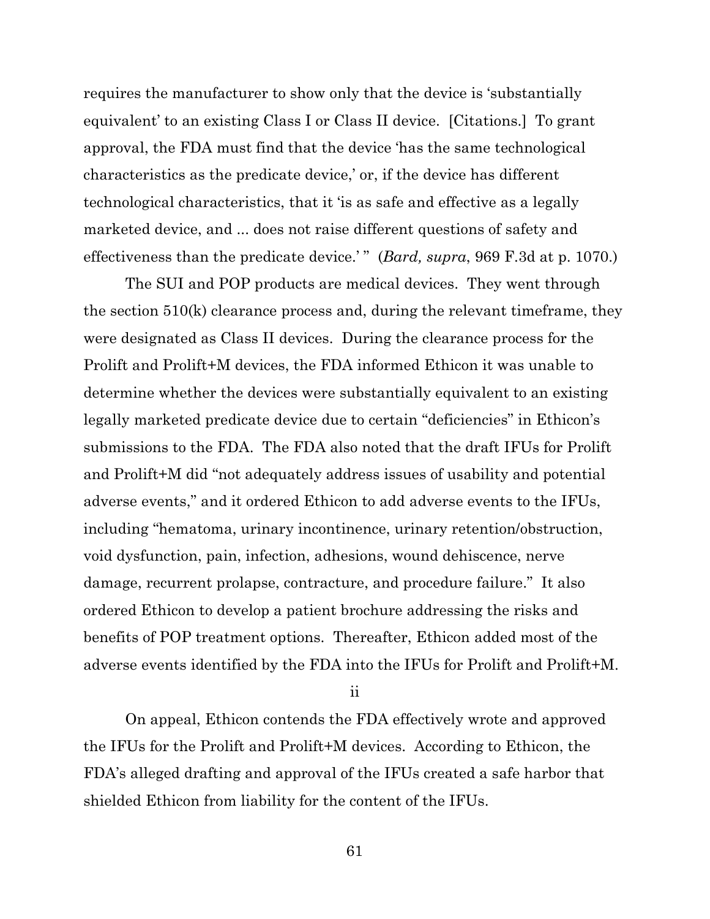requires the manufacturer to show only that the device is 'substantially equivalent' to an existing Class I or Class II device. [Citations.] To grant approval, the FDA must find that the device 'has the same technological characteristics as the predicate device,' or, if the device has different technological characteristics, that it 'is as safe and effective as a legally marketed device, and ... does not raise different questions of safety and effectiveness than the predicate device.' " (*Bard, supra*, 969 F.3d at p. 1070.)

The SUI and POP products are medical devices. They went through the section 510(k) clearance process and, during the relevant timeframe, they were designated as Class II devices. During the clearance process for the Prolift and Prolift+M devices, the FDA informed Ethicon it was unable to determine whether the devices were substantially equivalent to an existing legally marketed predicate device due to certain "deficiencies" in Ethicon's submissions to the FDA. The FDA also noted that the draft IFUs for Prolift and Prolift+M did "not adequately address issues of usability and potential adverse events," and it ordered Ethicon to add adverse events to the IFUs, including "hematoma, urinary incontinence, urinary retention/obstruction, void dysfunction, pain, infection, adhesions, wound dehiscence, nerve damage, recurrent prolapse, contracture, and procedure failure." It also ordered Ethicon to develop a patient brochure addressing the risks and benefits of POP treatment options. Thereafter, Ethicon added most of the adverse events identified by the FDA into the IFUs for Prolift and Prolift+M.

ii

On appeal, Ethicon contends the FDA effectively wrote and approved the IFUs for the Prolift and Prolift+M devices. According to Ethicon, the FDA's alleged drafting and approval of the IFUs created a safe harbor that shielded Ethicon from liability for the content of the IFUs.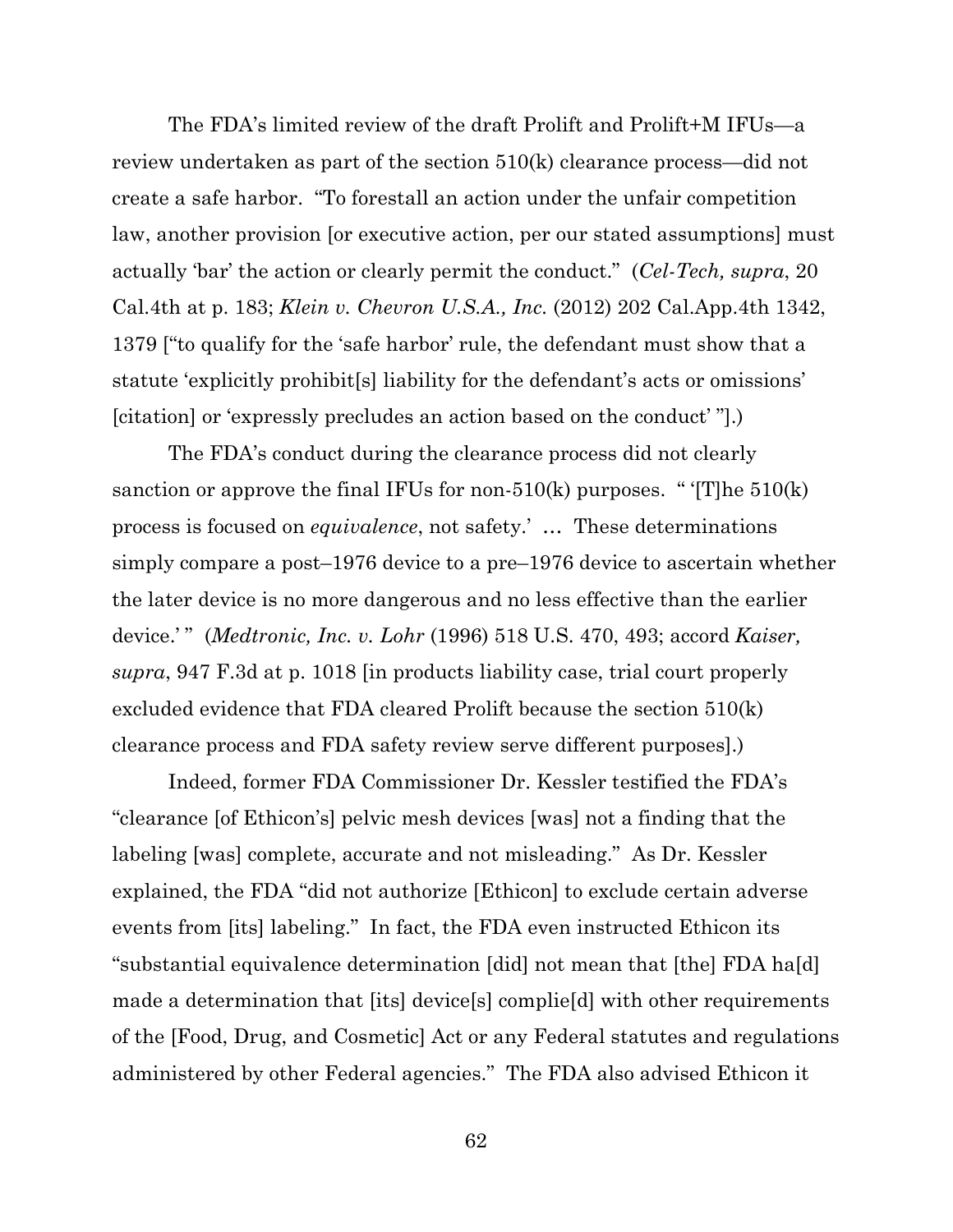The FDA's limited review of the draft Prolift and Prolift+M IFUs—a review undertaken as part of the section 510(k) clearance process—did not create a safe harbor. "To forestall an action under the unfair competition law, another provision [or executive action, per our stated assumptions] must actually 'bar' the action or clearly permit the conduct." (*Cel-Tech, supra*, 20 Cal.4th at p. 183; *Klein v. Chevron U.S.A., Inc.* (2012) 202 Cal.App.4th 1342, 1379 ["to qualify for the 'safe harbor' rule, the defendant must show that a statute 'explicitly prohibit[s] liability for the defendant's acts or omissions' [citation] or 'expressly precludes an action based on the conduct' "].)

The FDA's conduct during the clearance process did not clearly sanction or approve the final IFUs for non-510(k) purposes. " '[T]he 510(k) process is focused on *equivalence*, not safety.' … These determinations simply compare a post–1976 device to a pre–1976 device to ascertain whether the later device is no more dangerous and no less effective than the earlier device.' " (*Medtronic, Inc. v. Lohr* (1996) 518 U.S. 470, 493; accord *Kaiser, supra*, 947 F.3d at p. 1018 [in products liability case, trial court properly excluded evidence that FDA cleared Prolift because the section 510(k) clearance process and FDA safety review serve different purposes].)

Indeed, former FDA Commissioner Dr. Kessler testified the FDA's "clearance [of Ethicon's] pelvic mesh devices [was] not a finding that the labeling [was] complete, accurate and not misleading." As Dr. Kessler explained, the FDA "did not authorize [Ethicon] to exclude certain adverse events from [its] labeling." In fact, the FDA even instructed Ethicon its "substantial equivalence determination [did] not mean that [the] FDA ha[d] made a determination that [its] device[s] complie[d] with other requirements of the [Food, Drug, and Cosmetic] Act or any Federal statutes and regulations administered by other Federal agencies." The FDA also advised Ethicon it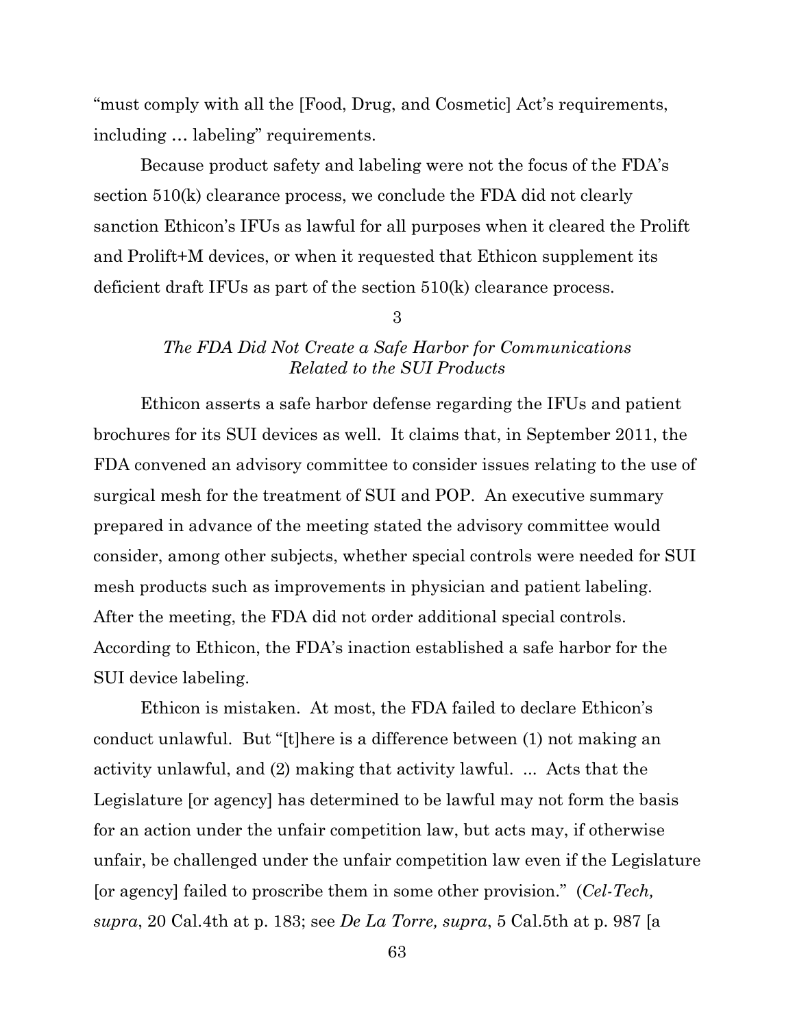"must comply with all the [Food, Drug, and Cosmetic] Act's requirements, including … labeling" requirements.

Because product safety and labeling were not the focus of the FDA's section 510(k) clearance process, we conclude the FDA did not clearly sanction Ethicon's IFUs as lawful for all purposes when it cleared the Prolift and Prolift+M devices, or when it requested that Ethicon supplement its deficient draft IFUs as part of the section 510(k) clearance process.

3

*The FDA Did Not Create a Safe Harbor for Communications Related to the SUI Products*

Ethicon asserts a safe harbor defense regarding the IFUs and patient brochures for its SUI devices as well. It claims that, in September 2011, the FDA convened an advisory committee to consider issues relating to the use of surgical mesh for the treatment of SUI and POP. An executive summary prepared in advance of the meeting stated the advisory committee would consider, among other subjects, whether special controls were needed for SUI mesh products such as improvements in physician and patient labeling. After the meeting, the FDA did not order additional special controls. According to Ethicon, the FDA's inaction established a safe harbor for the SUI device labeling.

Ethicon is mistaken. At most, the FDA failed to declare Ethicon's conduct unlawful. But "[t]here is a difference between (1) not making an activity unlawful, and (2) making that activity lawful. ... Acts that the Legislature [or agency] has determined to be lawful may not form the basis for an action under the unfair competition law, but acts may, if otherwise unfair, be challenged under the unfair competition law even if the Legislature [or agency] failed to proscribe them in some other provision." (*Cel-Tech, supra*, 20 Cal.4th at p. 183; see *De La Torre, supra*, 5 Cal.5th at p. 987 [a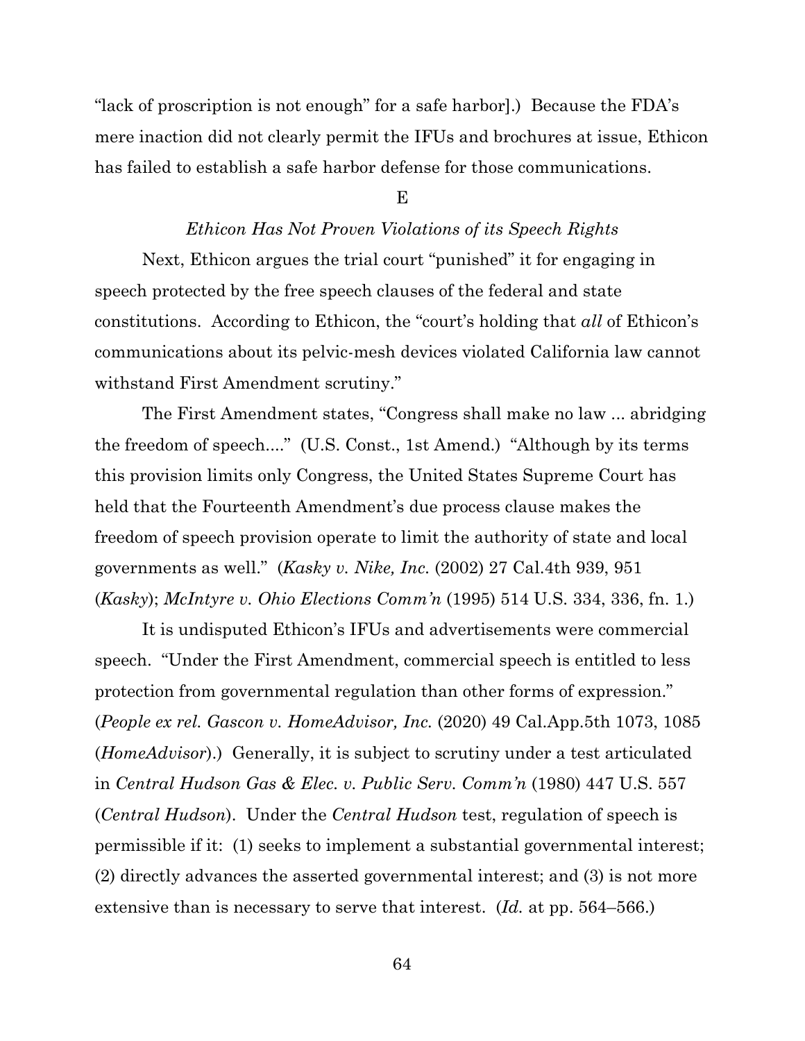"lack of proscription is not enough" for a safe harbor].) Because the FDA's mere inaction did not clearly permit the IFUs and brochures at issue, Ethicon has failed to establish a safe harbor defense for those communications.

E

*Ethicon Has Not Proven Violations of its Speech Rights*

Next, Ethicon argues the trial court "punished" it for engaging in speech protected by the free speech clauses of the federal and state constitutions. According to Ethicon, the "court's holding that *all* of Ethicon's communications about its pelvic-mesh devices violated California law cannot withstand First Amendment scrutiny."

The First Amendment states, "Congress shall make no law ... abridging the freedom of speech...." (U.S. Const., 1st Amend.) "Although by its terms this provision limits only Congress, the United States Supreme Court has held that the Fourteenth Amendment's due process clause makes the freedom of speech provision operate to limit the authority of state and local governments as well." (*Kasky v. Nike, Inc.* (2002) 27 Cal.4th 939, 951 (*Kasky*); *McIntyre v. Ohio Elections Comm'n* (1995) 514 U.S. 334, 336, fn. 1.)

It is undisputed Ethicon's IFUs and advertisements were commercial speech. "Under the First Amendment, commercial speech is entitled to less protection from governmental regulation than other forms of expression." (*People ex rel. Gascon v. HomeAdvisor, Inc.* (2020) 49 Cal.App.5th 1073, 1085 (*HomeAdvisor*).) Generally, it is subject to scrutiny under a test articulated in *Central Hudson Gas & Elec. v. Public Serv. Comm'n* (1980) 447 U.S. 557 (*Central Hudson*). Under the *Central Hudson* test, regulation of speech is permissible if it: (1) seeks to implement a substantial governmental interest; (2) directly advances the asserted governmental interest; and (3) is not more extensive than is necessary to serve that interest. (*Id.* at pp. 564–566.)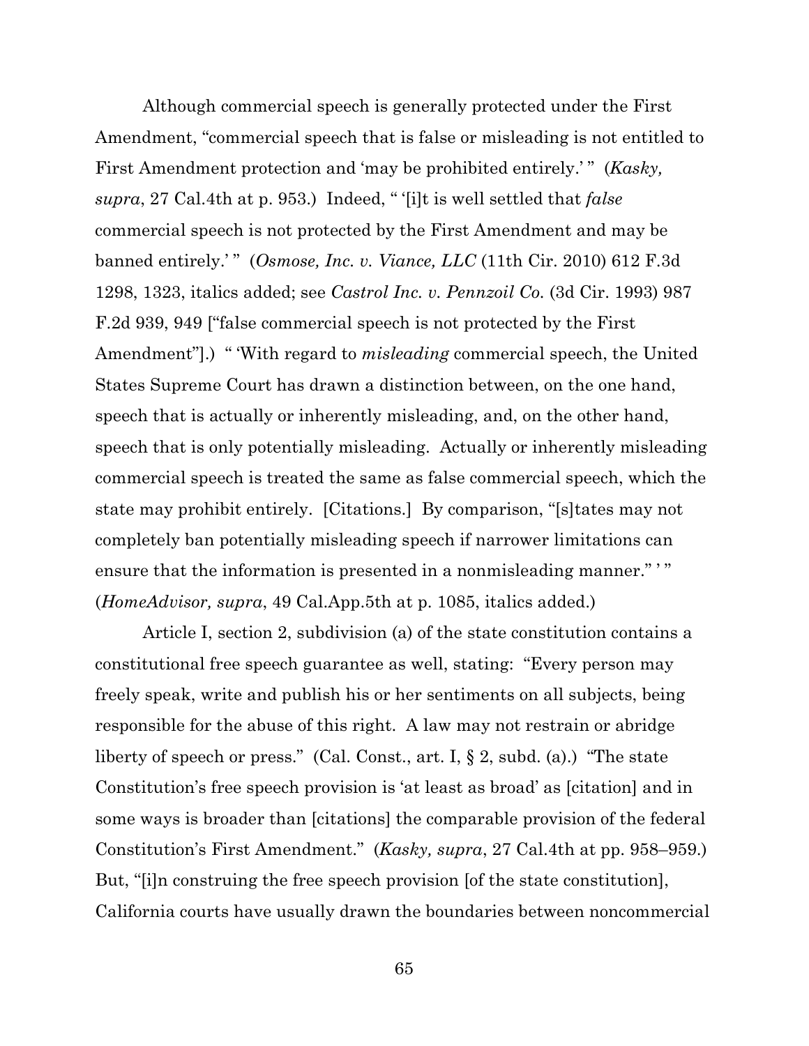Although commercial speech is generally protected under the First Amendment, "commercial speech that is false or misleading is not entitled to First Amendment protection and 'may be prohibited entirely.' " (*Kasky, supra*, 27 Cal.4th at p. 953.) Indeed, " '[i]t is well settled that *false* commercial speech is not protected by the First Amendment and may be banned entirely.' " (*Osmose, Inc. v. Viance, LLC* (11th Cir. 2010) 612 F.3d 1298, 1323, italics added; see *Castrol Inc. v. Pennzoil Co.* (3d Cir. 1993) 987 F.2d 939, 949 ["false commercial speech is not protected by the First Amendment"].) " 'With regard to *misleading* commercial speech, the United States Supreme Court has drawn a distinction between, on the one hand, speech that is actually or inherently misleading, and, on the other hand, speech that is only potentially misleading. Actually or inherently misleading commercial speech is treated the same as false commercial speech, which the state may prohibit entirely. [Citations.] By comparison, "[s]tates may not completely ban potentially misleading speech if narrower limitations can ensure that the information is presented in a nonmisleading manner." ' " (*HomeAdvisor, supra*, 49 Cal.App.5th at p. 1085, italics added.)

Article I, section 2, subdivision (a) of the state constitution contains a constitutional free speech guarantee as well, stating: "Every person may freely speak, write and publish his or her sentiments on all subjects, being responsible for the abuse of this right. A law may not restrain or abridge liberty of speech or press." (Cal. Const., art. I, § 2, subd. (a).) "The state Constitution's free speech provision is 'at least as broad' as [citation] and in some ways is broader than [citations] the comparable provision of the federal Constitution's First Amendment." (*Kasky, supra*, 27 Cal.4th at pp. 958–959.) But, "[i]n construing the free speech provision [of the state constitution], California courts have usually drawn the boundaries between noncommercial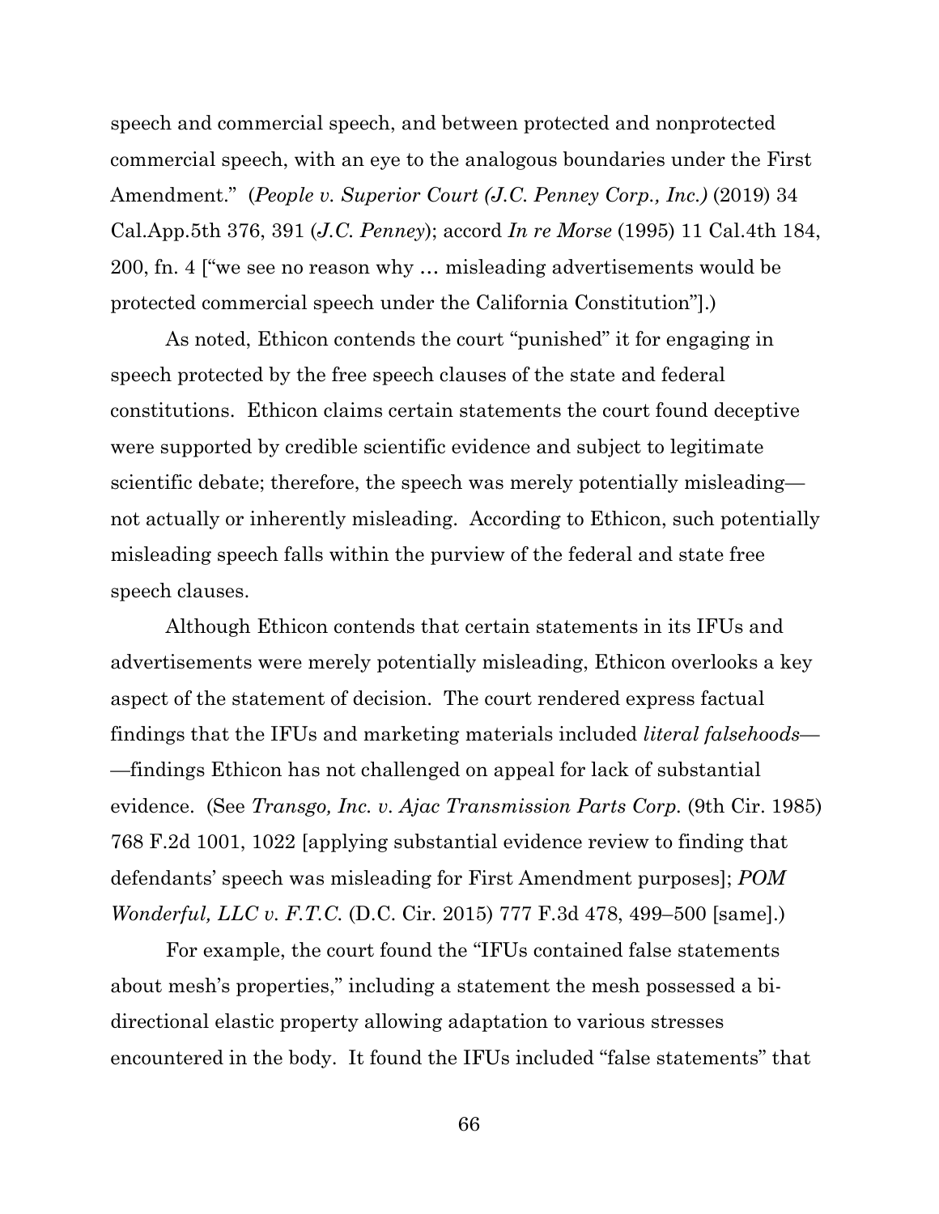speech and commercial speech, and between protected and nonprotected commercial speech, with an eye to the analogous boundaries under the First Amendment." (*People v. Superior Court (J.C. Penney Corp., Inc.)* (2019) 34 Cal.App.5th 376, 391 (*J.C. Penney*); accord *In re Morse* (1995) 11 Cal.4th 184, 200, fn. 4 ["we see no reason why … misleading advertisements would be protected commercial speech under the California Constitution"].)

As noted, Ethicon contends the court "punished" it for engaging in speech protected by the free speech clauses of the state and federal constitutions. Ethicon claims certain statements the court found deceptive were supported by credible scientific evidence and subject to legitimate scientific debate; therefore, the speech was merely potentially misleading—not actually or inherently misleading. According to Ethicon, such potentially misleading speech falls within the purview of the federal and state free speech clauses.

Although Ethicon contends that certain statements in its IFUs and advertisements were merely potentially misleading, Ethicon overlooks a key aspect of the statement of decision. The court rendered express factual findings that the IFUs and marketing materials included *literal falsehoods*——findings Ethicon has not challenged on appeal for lack of substantial evidence. (See *Transgo, Inc. v. Ajac Transmission Parts Corp.* (9th Cir. 1985) 768 F.2d 1001, 1022 [applying substantial evidence review to finding that defendants' speech was misleading for First Amendment purposes]; *POM Wonderful, LLC v. F.T.C.* (D.C. Cir. 2015) 777 F.3d 478, 499–500 [same].)

For example, the court found the "IFUs contained false statements about mesh's properties," including a statement the mesh possessed a bi-directional elastic property allowing adaptation to various stresses encountered in the body. It found the IFUs included "false statements" that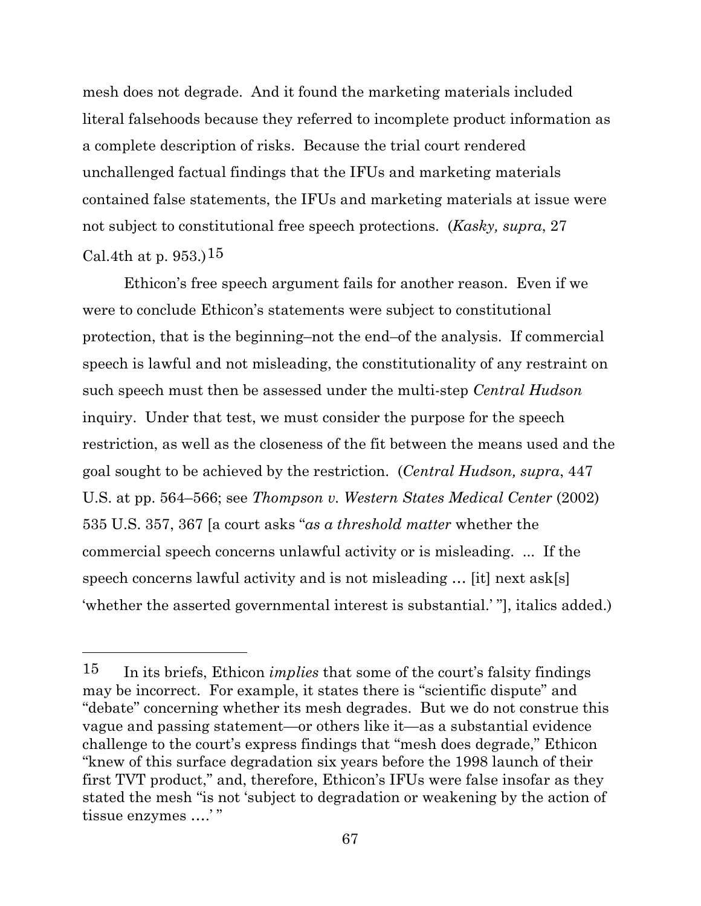mesh does not degrade. And it found the marketing materials included literal falsehoods because they referred to incomplete product information as a complete description of risks. Because the trial court rendered unchallenged factual findings that the IFUs and marketing materials contained false statements, the IFUs and marketing materials at issue were not subject to constitutional free speech protections. (*Kasky, supra*, 27 Cal.4th at p. 953.)[15]

Ethicon's free speech argument fails for another reason. Even if we were to conclude Ethicon's statements were subject to constitutional protection, that is the beginning–not the end–of the analysis. If commercial speech is lawful and not misleading, the constitutionality of any restraint on such speech must then be assessed under the multi-step *Central Hudson* inquiry. Under that test, we must consider the purpose for the speech restriction, as well as the closeness of the fit between the means used and the goal sought to be achieved by the restriction. (*Central Hudson, supra*, 447 U.S. at pp. 564–566; see *Thompson v. Western States Medical Center* (2002) 535 U.S. 357, 367 [a court asks "*as a threshold matter* whether the commercial speech concerns unlawful activity or is misleading. ... If the speech concerns lawful activity and is not misleading … [it] next ask[s] 'whether the asserted governmental interest is substantial.' "], italics added.)

---

15 In its briefs, Ethicon *implies* that some of the court's falsity findings may be incorrect. For example, it states there is "scientific dispute" and "debate" concerning whether its mesh degrades. But we do not construe this vague and passing statement—or others like it—as a substantial evidence challenge to the court's express findings that "mesh does degrade," Ethicon "knew of this surface degradation six years before the 1998 launch of their first TVT product," and, therefore, Ethicon's IFUs were false insofar as they stated the mesh "is not 'subject to degradation or weakening by the action of tissue enzymes ….' "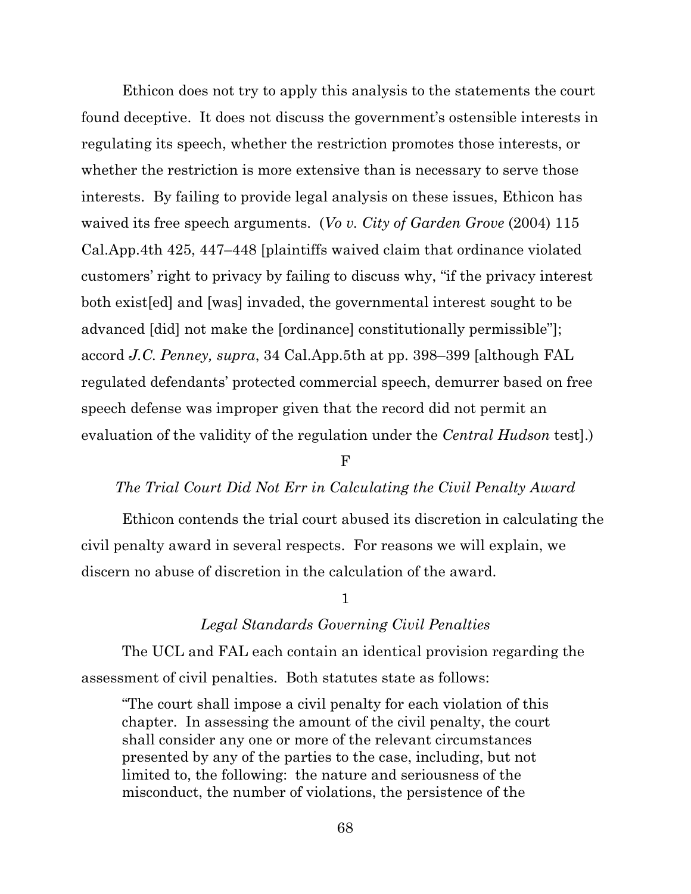Ethicon does not try to apply this analysis to the statements the court found deceptive. It does not discuss the government's ostensible interests in regulating its speech, whether the restriction promotes those interests, or whether the restriction is more extensive than is necessary to serve those interests. By failing to provide legal analysis on these issues, Ethicon has waived its free speech arguments. (*Vo v. City of Garden Grove* (2004) 115 Cal.App.4th 425, 447–448 [plaintiffs waived claim that ordinance violated customers' right to privacy by failing to discuss why, "if the privacy interest both exist[ed] and [was] invaded, the governmental interest sought to be advanced [did] not make the [ordinance] constitutionally permissible"]; accord *J.C. Penney, supra*, 34 Cal.App.5th at pp. 398–399 [although FAL regulated defendants' protected commercial speech, demurrer based on free speech defense was improper given that the record did not permit an evaluation of the validity of the regulation under the *Central Hudson* test].)

F

*The Trial Court Did Not Err in Calculating the Civil Penalty Award*

Ethicon contends the trial court abused its discretion in calculating the civil penalty award in several respects. For reasons we will explain, we discern no abuse of discretion in the calculation of the award.

1

*Legal Standards Governing Civil Penalties*

The UCL and FAL each contain an identical provision regarding the assessment of civil penalties. Both statutes state as follows:

> "The court shall impose a civil penalty for each violation of this chapter. In assessing the amount of the civil penalty, the court shall consider any one or more of the relevant circumstances presented by any of the parties to the case, including, but not limited to, the following: the nature and seriousness of the misconduct, the number of violations, the persistence of the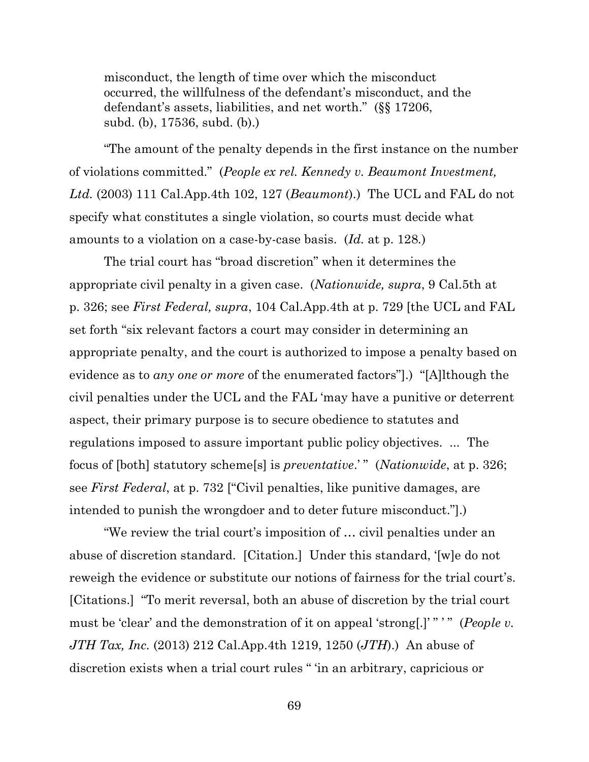> misconduct, the length of time over which the misconduct occurred, the willfulness of the defendant's misconduct, and the defendant's assets, liabilities, and net worth." (§§ 17206, subd. (b), 17536, subd. (b).)

"The amount of the penalty depends in the first instance on the number of violations committed." (*People ex rel. Kennedy v. Beaumont Investment, Ltd.* (2003) 111 Cal.App.4th 102, 127 (*Beaumont*).) The UCL and FAL do not specify what constitutes a single violation, so courts must decide what amounts to a violation on a case-by-case basis. (*Id.* at p. 128.)

The trial court has "broad discretion" when it determines the appropriate civil penalty in a given case. (*Nationwide, supra*, 9 Cal.5th at p. 326; see *First Federal, supra*, 104 Cal.App.4th at p. 729 [the UCL and FAL set forth "six relevant factors a court may consider in determining an appropriate penalty, and the court is authorized to impose a penalty based on evidence as to *any one or more* of the enumerated factors"].) "[A]lthough the civil penalties under the UCL and the FAL 'may have a punitive or deterrent aspect, their primary purpose is to secure obedience to statutes and regulations imposed to assure important public policy objectives. ... The focus of [both] statutory scheme[s] is *preventative*.' " (*Nationwide*, at p. 326; see *First Federal*, at p. 732 ["Civil penalties, like punitive damages, are intended to punish the wrongdoer and to deter future misconduct."].)

"We review the trial court's imposition of … civil penalties under an abuse of discretion standard. [Citation.] Under this standard, '[w]e do not reweigh the evidence or substitute our notions of fairness for the trial court's. [Citations.] "To merit reversal, both an abuse of discretion by the trial court must be 'clear' and the demonstration of it on appeal 'strong[.]' " ' " (*People v. JTH Tax, Inc.* (2013) 212 Cal.App.4th 1219, 1250 (*JTH*).) An abuse of discretion exists when a trial court rules " 'in an arbitrary, capricious or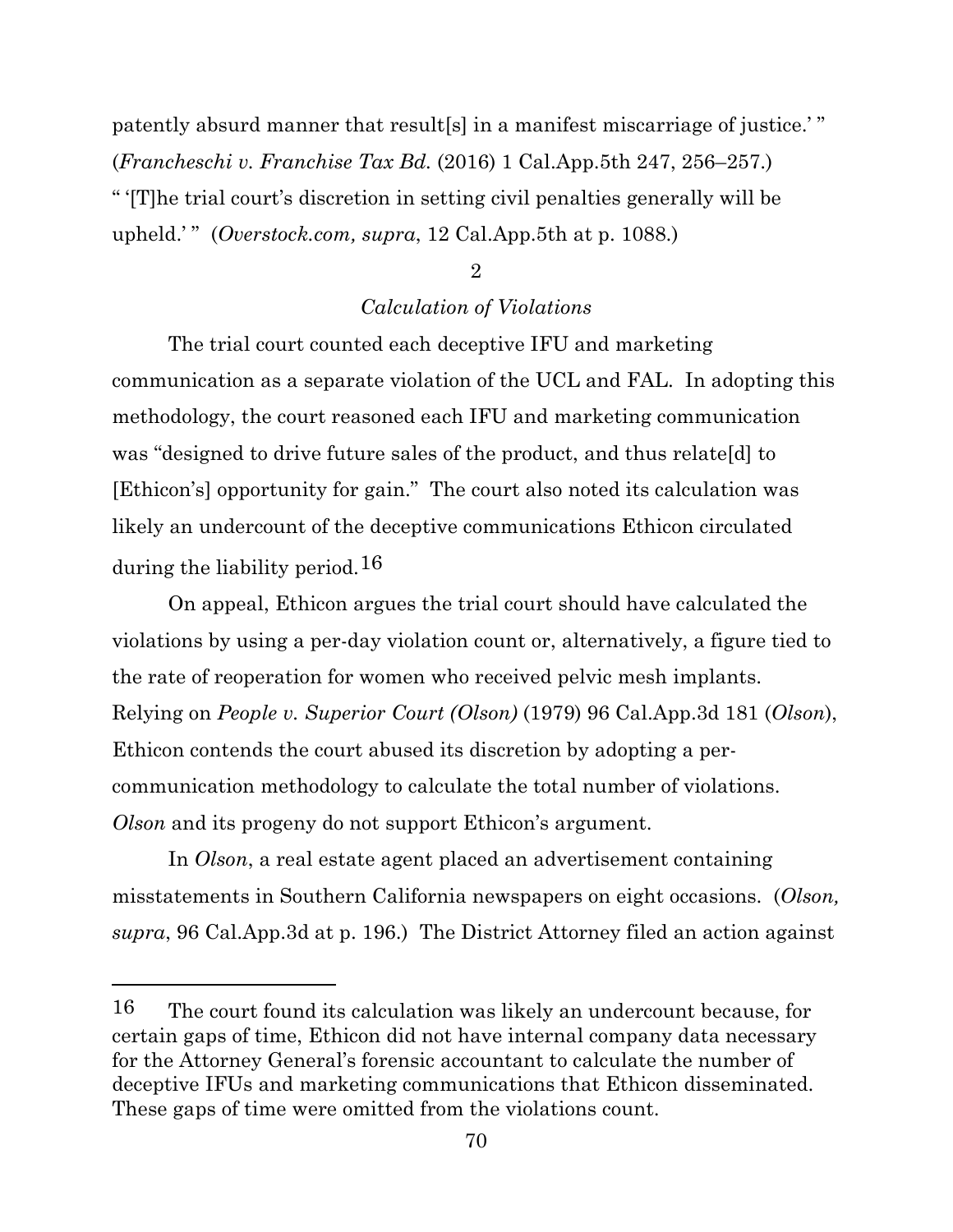patently absurd manner that result[s] in a manifest miscarriage of justice.' " (*Francheschi v. Franchise Tax Bd.* (2016) 1 Cal.App.5th 247, 256–257.) " '[T]he trial court's discretion in setting civil penalties generally will be upheld.' " (*Overstock.com, supra*, 12 Cal.App.5th at p. 1088.)

2

*Calculation of Violations*

The trial court counted each deceptive IFU and marketing communication as a separate violation of the UCL and FAL. In adopting this methodology, the court reasoned each IFU and marketing communication was "designed to drive future sales of the product, and thus relate[d] to [Ethicon's] opportunity for gain." The court also noted its calculation was likely an undercount of the deceptive communications Ethicon circulated during the liability period.[16]

On appeal, Ethicon argues the trial court should have calculated the violations by using a per-day violation count or, alternatively, a figure tied to the rate of reoperation for women who received pelvic mesh implants. Relying on *People v. Superior Court (Olson)* (1979) 96 Cal.App.3d 181 (*Olson*), Ethicon contends the court abused its discretion by adopting a per-communication methodology to calculate the total number of violations. *Olson* and its progeny do not support Ethicon's argument.

In *Olson*, a real estate agent placed an advertisement containing misstatements in Southern California newspapers on eight occasions. (*Olson, supra*, 96 Cal.App.3d at p. 196.) The District Attorney filed an action against

---

[16] The court found its calculation was likely an undercount because, for certain gaps of time, Ethicon did not have internal company data necessary for the Attorney General's forensic accountant to calculate the number of deceptive IFUs and marketing communications that Ethicon disseminated. These gaps of time were omitted from the violations count.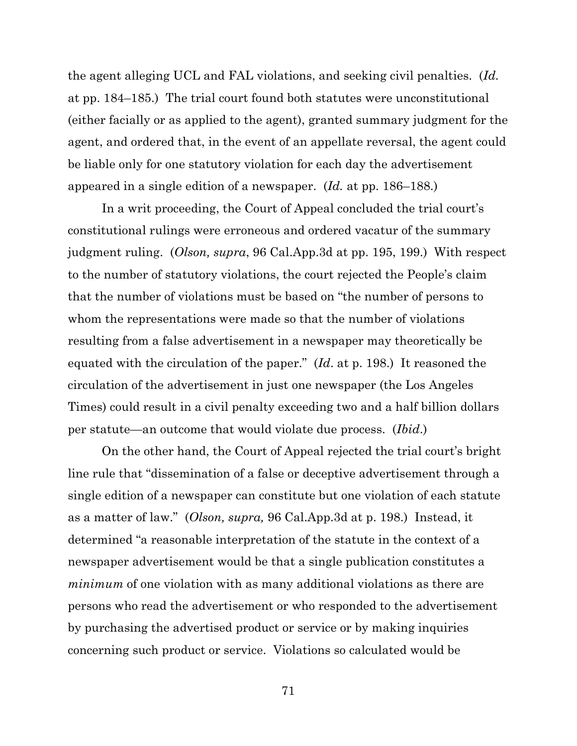the agent alleging UCL and FAL violations, and seeking civil penalties. (*Id.* at pp. 184–185.) The trial court found both statutes were unconstitutional (either facially or as applied to the agent), granted summary judgment for the agent, and ordered that, in the event of an appellate reversal, the agent could be liable only for one statutory violation for each day the advertisement appeared in a single edition of a newspaper. (*Id.* at pp. 186–188.)

In a writ proceeding, the Court of Appeal concluded the trial court's constitutional rulings were erroneous and ordered vacatur of the summary judgment ruling. (*Olson, supra*, 96 Cal.App.3d at pp. 195, 199.) With respect to the number of statutory violations, the court rejected the People's claim that the number of violations must be based on "the number of persons to whom the representations were made so that the number of violations resulting from a false advertisement in a newspaper may theoretically be equated with the circulation of the paper." (*Id.* at p. 198.) It reasoned the circulation of the advertisement in just one newspaper (the Los Angeles Times) could result in a civil penalty exceeding two and a half billion dollars per statute—an outcome that would violate due process. (*Ibid.*)

On the other hand, the Court of Appeal rejected the trial court's bright line rule that "dissemination of a false or deceptive advertisement through a single edition of a newspaper can constitute but one violation of each statute as a matter of law." (*Olson, supra,* 96 Cal.App.3d at p. 198.) Instead, it determined "a reasonable interpretation of the statute in the context of a newspaper advertisement would be that a single publication constitutes a *minimum* of one violation with as many additional violations as there are persons who read the advertisement or who responded to the advertisement by purchasing the advertised product or service or by making inquiries concerning such product or service. Violations so calculated would be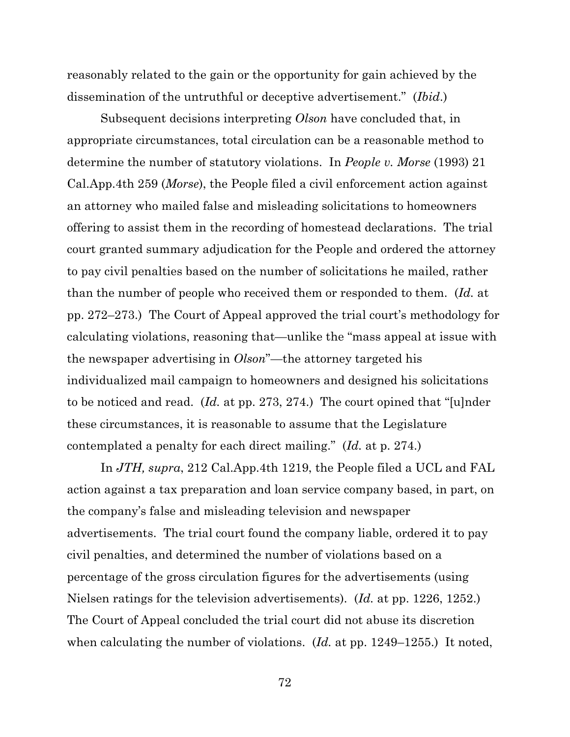reasonably related to the gain or the opportunity for gain achieved by the dissemination of the untruthful or deceptive advertisement." (*Ibid*.)

Subsequent decisions interpreting *Olson* have concluded that, in appropriate circumstances, total circulation can be a reasonable method to determine the number of statutory violations. In *People v. Morse* (1993) 21 Cal.App.4th 259 (*Morse*), the People filed a civil enforcement action against an attorney who mailed false and misleading solicitations to homeowners offering to assist them in the recording of homestead declarations. The trial court granted summary adjudication for the People and ordered the attorney to pay civil penalties based on the number of solicitations he mailed, rather than the number of people who received them or responded to them. (*Id.* at pp. 272–273.) The Court of Appeal approved the trial court's methodology for calculating violations, reasoning that—unlike the "mass appeal at issue with the newspaper advertising in *Olson*"—the attorney targeted his individualized mail campaign to homeowners and designed his solicitations to be noticed and read. (*Id.* at pp. 273, 274.) The court opined that "[u]nder these circumstances, it is reasonable to assume that the Legislature contemplated a penalty for each direct mailing." (*Id.* at p. 274.)

In *JTH, supra*, 212 Cal.App.4th 1219, the People filed a UCL and FAL action against a tax preparation and loan service company based, in part, on the company's false and misleading television and newspaper advertisements. The trial court found the company liable, ordered it to pay civil penalties, and determined the number of violations based on a percentage of the gross circulation figures for the advertisements (using Nielsen ratings for the television advertisements). (*Id.* at pp. 1226, 1252.) The Court of Appeal concluded the trial court did not abuse its discretion when calculating the number of violations. (*Id.* at pp. 1249–1255.) It noted,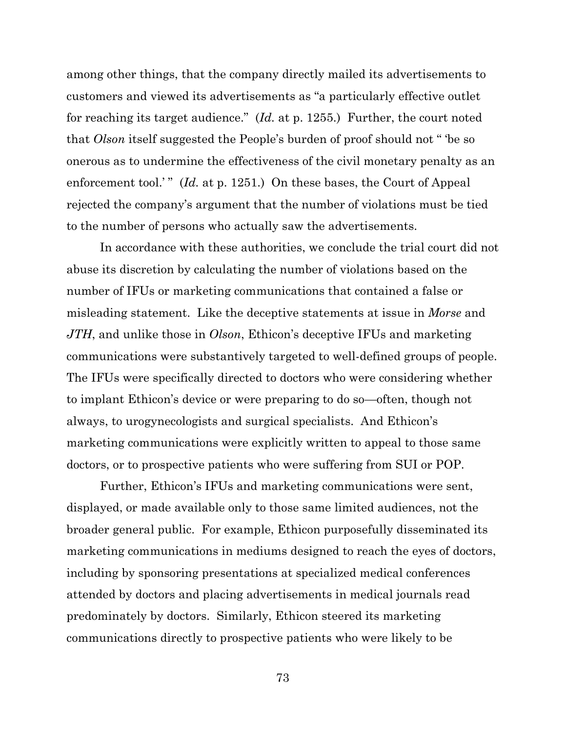among other things, that the company directly mailed its advertisements to customers and viewed its advertisements as "a particularly effective outlet for reaching its target audience." (*Id.* at p. 1255.) Further, the court noted that *Olson* itself suggested the People's burden of proof should not " 'be so onerous as to undermine the effectiveness of the civil monetary penalty as an enforcement tool.' " (*Id.* at p. 1251.) On these bases, the Court of Appeal rejected the company's argument that the number of violations must be tied to the number of persons who actually saw the advertisements.

In accordance with these authorities, we conclude the trial court did not abuse its discretion by calculating the number of violations based on the number of IFUs or marketing communications that contained a false or misleading statement. Like the deceptive statements at issue in *Morse* and *JTH*, and unlike those in *Olson*, Ethicon's deceptive IFUs and marketing communications were substantively targeted to well-defined groups of people. The IFUs were specifically directed to doctors who were considering whether to implant Ethicon's device or were preparing to do so—often, though not always, to urogynecologists and surgical specialists. And Ethicon's marketing communications were explicitly written to appeal to those same doctors, or to prospective patients who were suffering from SUI or POP.

Further, Ethicon's IFUs and marketing communications were sent, displayed, or made available only to those same limited audiences, not the broader general public. For example, Ethicon purposefully disseminated its marketing communications in mediums designed to reach the eyes of doctors, including by sponsoring presentations at specialized medical conferences attended by doctors and placing advertisements in medical journals read predominately by doctors. Similarly, Ethicon steered its marketing communications directly to prospective patients who were likely to be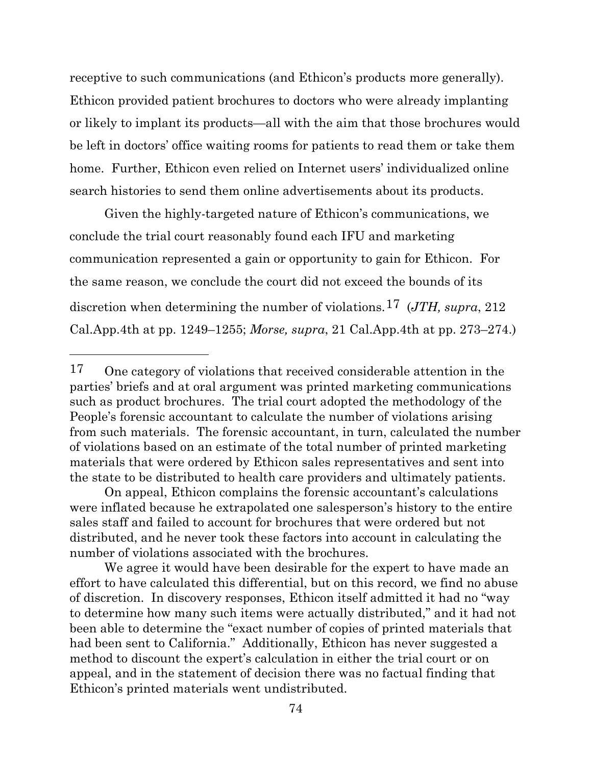receptive to such communications (and Ethicon's products more generally). Ethicon provided patient brochures to doctors who were already implanting or likely to implant its products—all with the aim that those brochures would be left in doctors' office waiting rooms for patients to read them or take them home. Further, Ethicon even relied on Internet users' individualized online search histories to send them online advertisements about its products.

Given the highly-targeted nature of Ethicon's communications, we conclude the trial court reasonably found each IFU and marketing communication represented a gain or opportunity to gain for Ethicon. For the same reason, we conclude the court did not exceed the bounds of its discretion when determining the number of violations.[17] (*JTH, supra*, 212 Cal.App.4th at pp. 1249–1255; *Morse, supra*, 21 Cal.App.4th at pp. 273–274.)

---

[17] One category of violations that received considerable attention in the parties' briefs and at oral argument was printed marketing communications such as product brochures. The trial court adopted the methodology of the People's forensic accountant to calculate the number of violations arising from such materials. The forensic accountant, in turn, calculated the number of violations based on an estimate of the total number of printed marketing materials that were ordered by Ethicon sales representatives and sent into the state to be distributed to health care providers and ultimately patients.

On appeal, Ethicon complains the forensic accountant's calculations were inflated because he extrapolated one salesperson's history to the entire sales staff and failed to account for brochures that were ordered but not distributed, and he never took these factors into account in calculating the number of violations associated with the brochures.

We agree it would have been desirable for the expert to have made an effort to have calculated this differential, but on this record, we find no abuse of discretion. In discovery responses, Ethicon itself admitted it had no "way to determine how many such items were actually distributed," and it had not been able to determine the "exact number of copies of printed materials that had been sent to California." Additionally, Ethicon has never suggested a method to discount the expert's calculation in either the trial court or on appeal, and in the statement of decision there was no factual finding that Ethicon's printed materials went undistributed.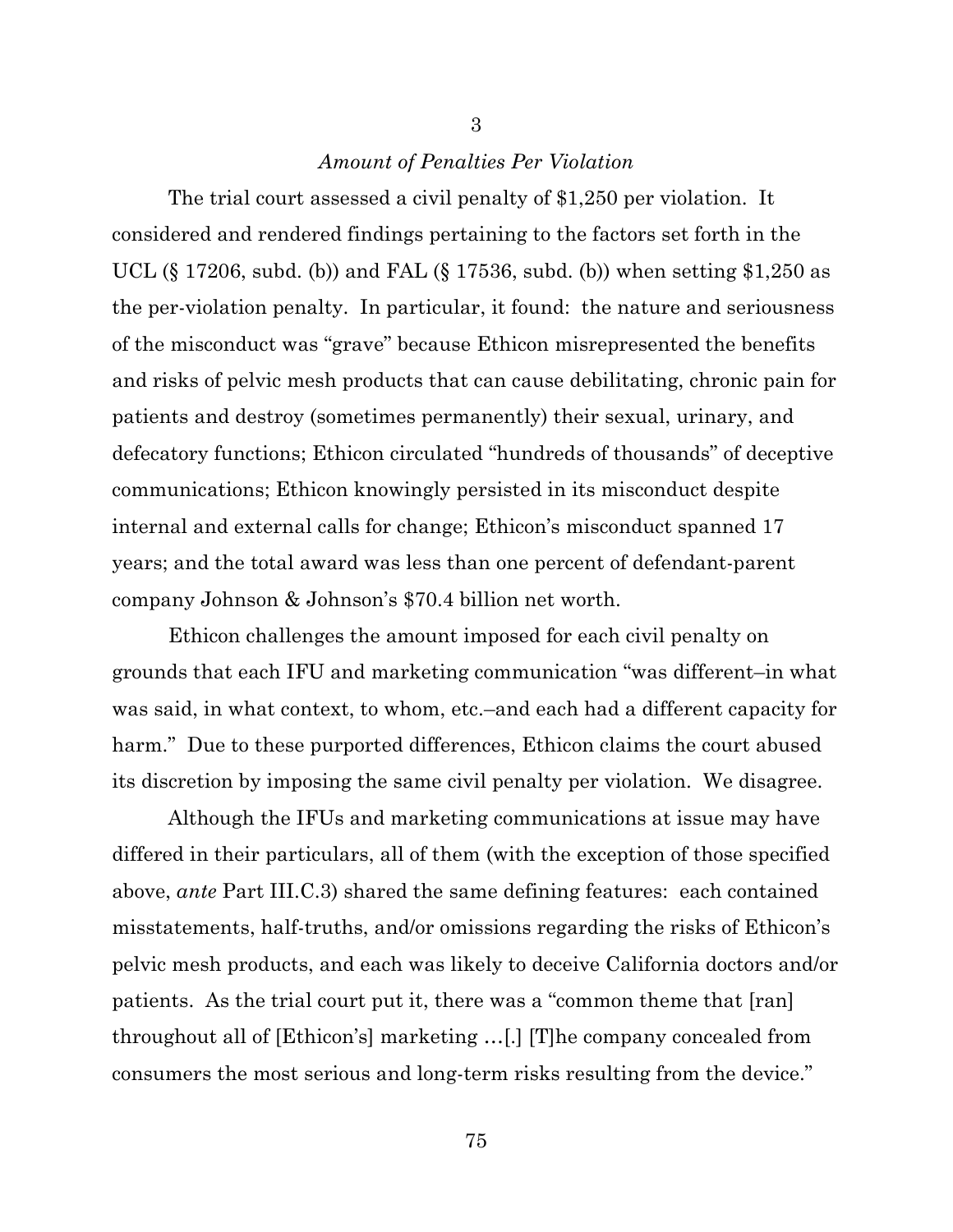### 3

*Amount of Penalties Per Violation*

The trial court assessed a civil penalty of $1,250 per violation. It considered and rendered findings pertaining to the factors set forth in the UCL (§ 17206, subd. (b)) and FAL (§ 17536, subd. (b)) when setting $1,250 as the per-violation penalty. In particular, it found: the nature and seriousness of the misconduct was "grave" because Ethicon misrepresented the benefits and risks of pelvic mesh products that can cause debilitating, chronic pain for patients and destroy (sometimes permanently) their sexual, urinary, and defecatory functions; Ethicon circulated "hundreds of thousands" of deceptive communications; Ethicon knowingly persisted in its misconduct despite internal and external calls for change; Ethicon's misconduct spanned 17 years; and the total award was less than one percent of defendant-parent company Johnson & Johnson's $70.4 billion net worth.

Ethicon challenges the amount imposed for each civil penalty on grounds that each IFU and marketing communication "was different–in what was said, in what context, to whom, etc.–and each had a different capacity for harm." Due to these purported differences, Ethicon claims the court abused its discretion by imposing the same civil penalty per violation. We disagree.

Although the IFUs and marketing communications at issue may have differed in their particulars, all of them (with the exception of those specified above, *ante* Part III.C.3) shared the same defining features: each contained misstatements, half-truths, and/or omissions regarding the risks of Ethicon's pelvic mesh products, and each was likely to deceive California doctors and/or patients. As the trial court put it, there was a "common theme that [ran] throughout all of [Ethicon's] marketing …[.] [T]he company concealed from consumers the most serious and long-term risks resulting from the device."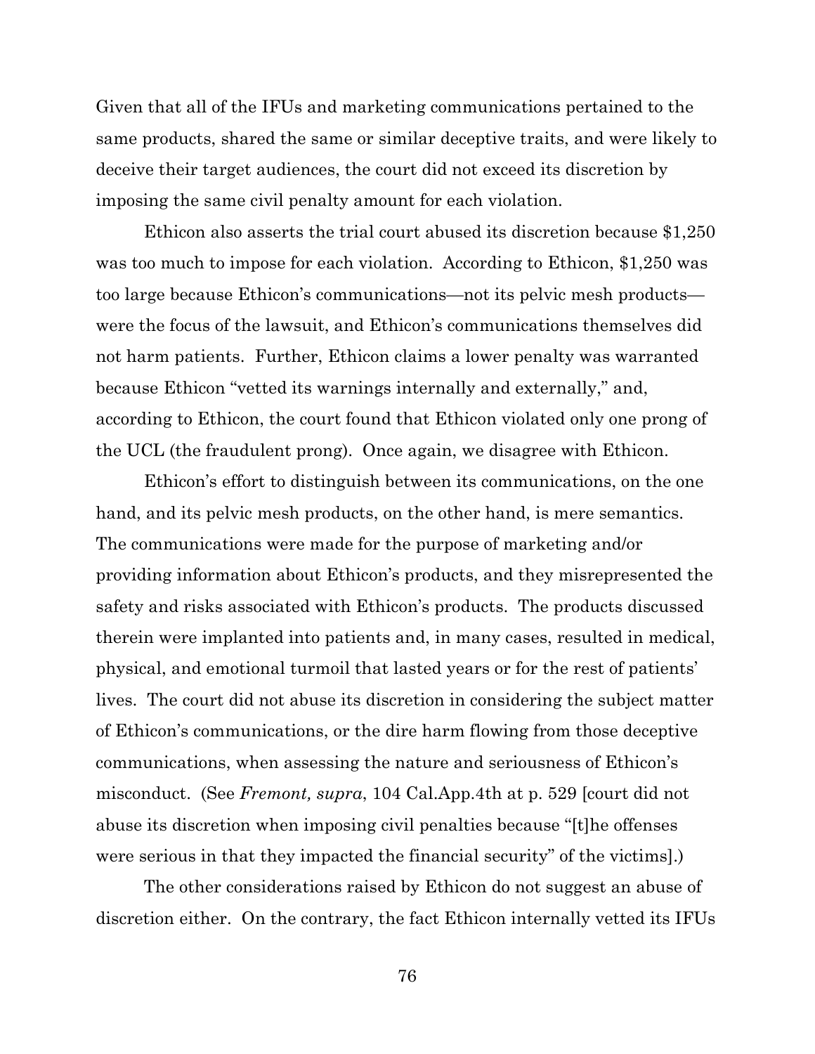Given that all of the IFUs and marketing communications pertained to the same products, shared the same or similar deceptive traits, and were likely to deceive their target audiences, the court did not exceed its discretion by imposing the same civil penalty amount for each violation.

Ethicon also asserts the trial court abused its discretion because $1,250 was too much to impose for each violation. According to Ethicon, $1,250 was too large because Ethicon's communications—not its pelvic mesh products—were the focus of the lawsuit, and Ethicon's communications themselves did not harm patients. Further, Ethicon claims a lower penalty was warranted because Ethicon "vetted its warnings internally and externally," and, according to Ethicon, the court found that Ethicon violated only one prong of the UCL (the fraudulent prong). Once again, we disagree with Ethicon.

Ethicon's effort to distinguish between its communications, on the one hand, and its pelvic mesh products, on the other hand, is mere semantics. The communications were made for the purpose of marketing and/or providing information about Ethicon's products, and they misrepresented the safety and risks associated with Ethicon's products. The products discussed therein were implanted into patients and, in many cases, resulted in medical, physical, and emotional turmoil that lasted years or for the rest of patients' lives. The court did not abuse its discretion in considering the subject matter of Ethicon's communications, or the dire harm flowing from those deceptive communications, when assessing the nature and seriousness of Ethicon's misconduct. (See *Fremont, supra*, 104 Cal.App.4th at p. 529 [court did not abuse its discretion when imposing civil penalties because "[t]he offenses were serious in that they impacted the financial security" of the victims].)

The other considerations raised by Ethicon do not suggest an abuse of discretion either. On the contrary, the fact Ethicon internally vetted its IFUs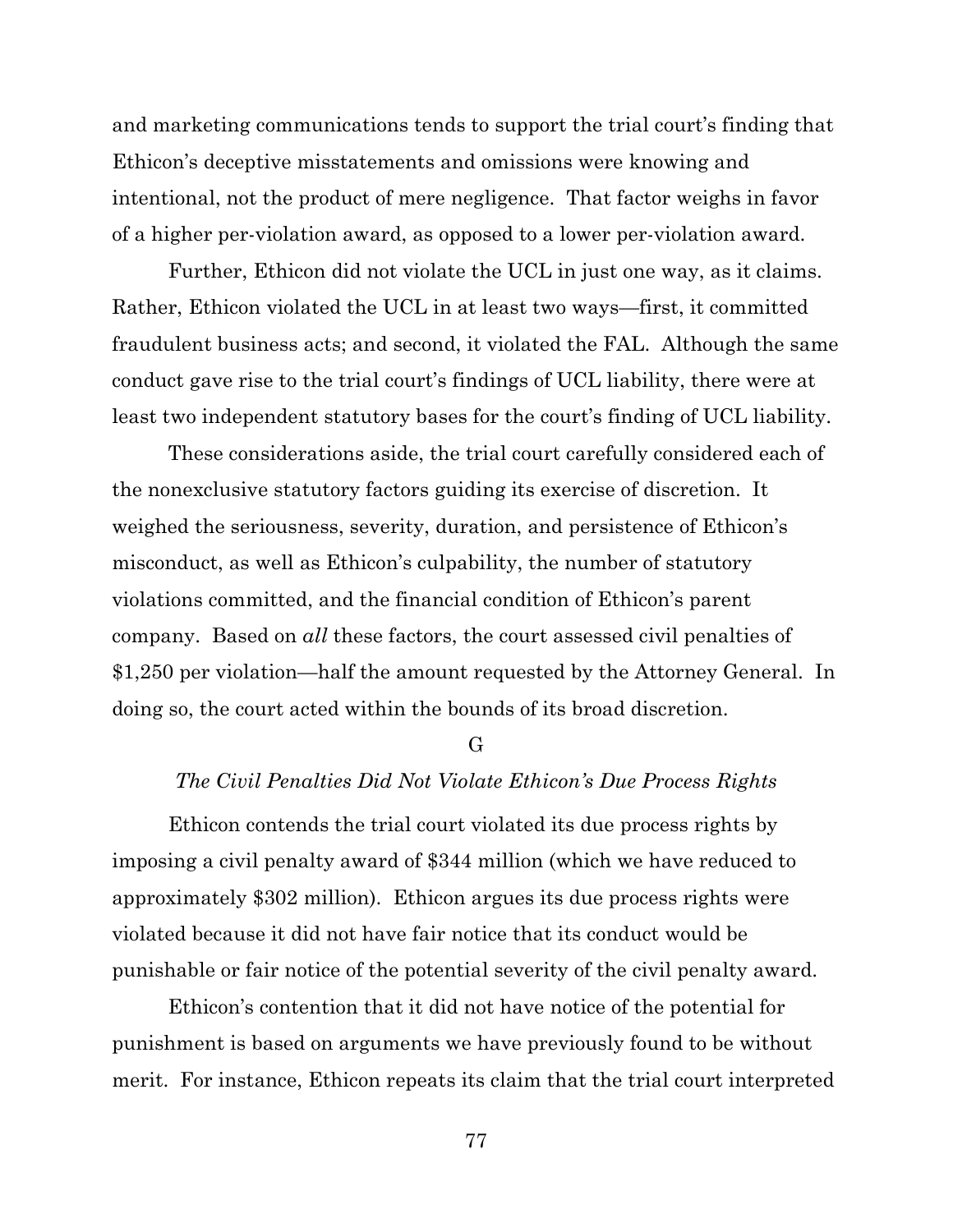and marketing communications tends to support the trial court's finding that Ethicon's deceptive misstatements and omissions were knowing and intentional, not the product of mere negligence. That factor weighs in favor of a higher per-violation award, as opposed to a lower per-violation award.

Further, Ethicon did not violate the UCL in just one way, as it claims. Rather, Ethicon violated the UCL in at least two ways—first, it committed fraudulent business acts; and second, it violated the FAL. Although the same conduct gave rise to the trial court's findings of UCL liability, there were at least two independent statutory bases for the court's finding of UCL liability.

These considerations aside, the trial court carefully considered each of the nonexclusive statutory factors guiding its exercise of discretion. It weighed the seriousness, severity, duration, and persistence of Ethicon's misconduct, as well as Ethicon's culpability, the number of statutory violations committed, and the financial condition of Ethicon's parent company. Based on *all* these factors, the court assessed civil penalties of $1,250 per violation—half the amount requested by the Attorney General. In doing so, the court acted within the bounds of its broad discretion.

G

*The Civil Penalties Did Not Violate Ethicon's Due Process Rights*

Ethicon contends the trial court violated its due process rights by imposing a civil penalty award of $344 million (which we have reduced to approximately $302 million). Ethicon argues its due process rights were violated because it did not have fair notice that its conduct would be punishable or fair notice of the potential severity of the civil penalty award.

Ethicon's contention that it did not have notice of the potential for punishment is based on arguments we have previously found to be without merit. For instance, Ethicon repeats its claim that the trial court interpreted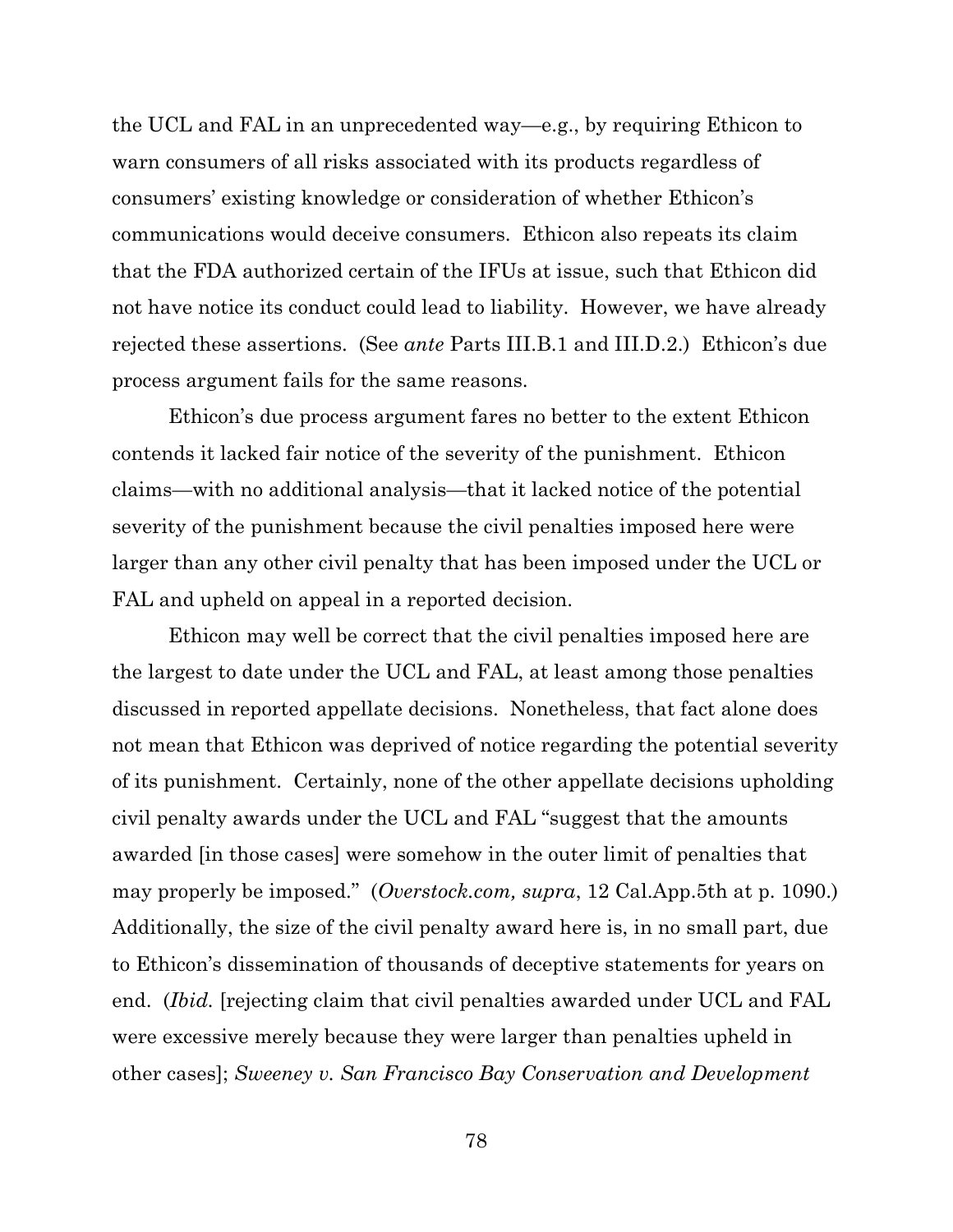the UCL and FAL in an unprecedented way—e.g., by requiring Ethicon to warn consumers of all risks associated with its products regardless of consumers' existing knowledge or consideration of whether Ethicon's communications would deceive consumers. Ethicon also repeats its claim that the FDA authorized certain of the IFUs at issue, such that Ethicon did not have notice its conduct could lead to liability. However, we have already rejected these assertions. (See *ante* Parts III.B.1 and III.D.2.) Ethicon's due process argument fails for the same reasons.

Ethicon's due process argument fares no better to the extent Ethicon contends it lacked fair notice of the severity of the punishment. Ethicon claims—with no additional analysis—that it lacked notice of the potential severity of the punishment because the civil penalties imposed here were larger than any other civil penalty that has been imposed under the UCL or FAL and upheld on appeal in a reported decision.

Ethicon may well be correct that the civil penalties imposed here are the largest to date under the UCL and FAL, at least among those penalties discussed in reported appellate decisions. Nonetheless, that fact alone does not mean that Ethicon was deprived of notice regarding the potential severity of its punishment. Certainly, none of the other appellate decisions upholding civil penalty awards under the UCL and FAL "suggest that the amounts awarded [in those cases] were somehow in the outer limit of penalties that may properly be imposed." (*Overstock.com, supra*, 12 Cal.App.5th at p. 1090.) Additionally, the size of the civil penalty award here is, in no small part, due to Ethicon's dissemination of thousands of deceptive statements for years on end. (*Ibid.* [rejecting claim that civil penalties awarded under UCL and FAL were excessive merely because they were larger than penalties upheld in other cases]; *Sweeney v. San Francisco Bay Conservation and Development*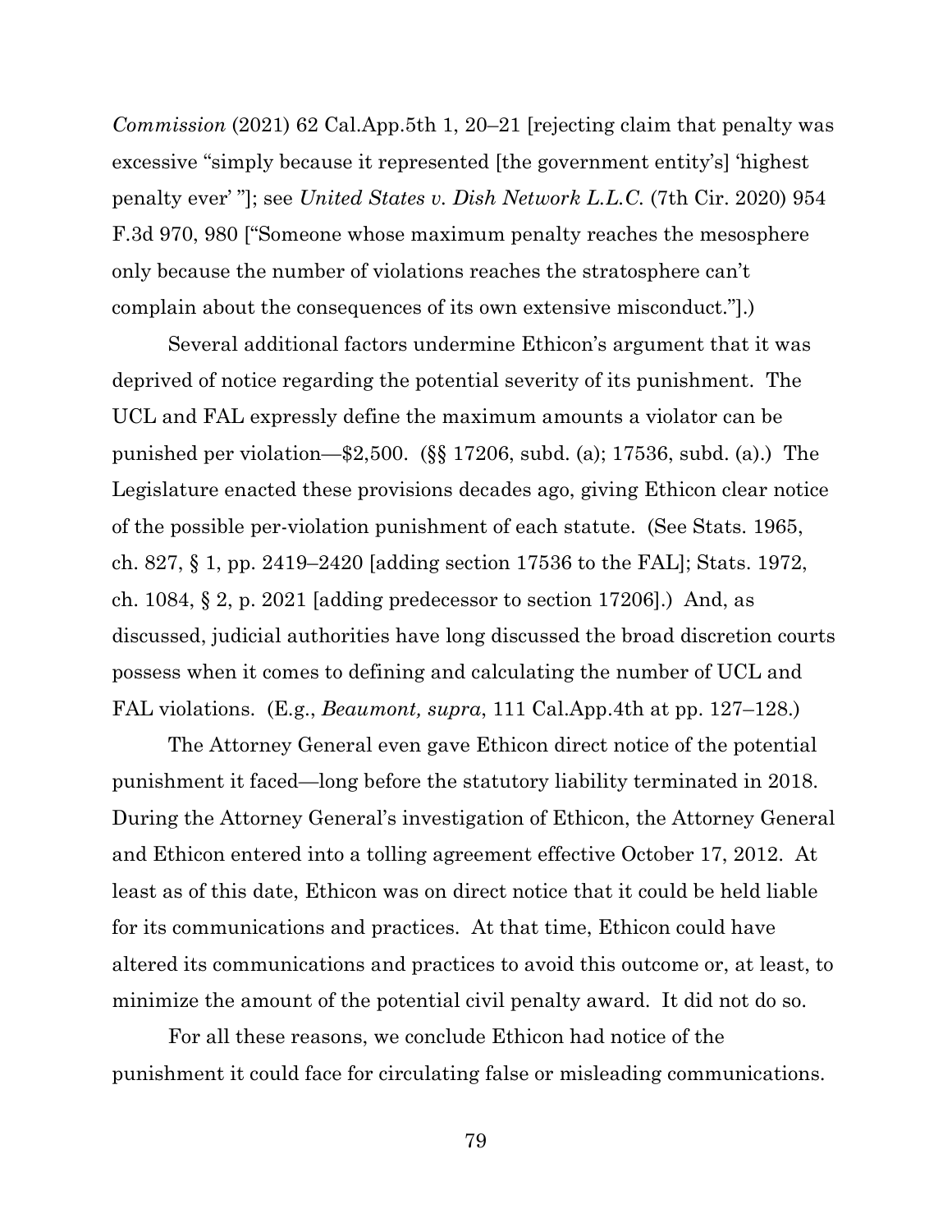*Commission* (2021) 62 Cal.App.5th 1, 20–21 [rejecting claim that penalty was excessive "simply because it represented [the government entity's] 'highest penalty ever' "]; see *United States v. Dish Network L.L.C.* (7th Cir. 2020) 954 F.3d 970, 980 ["Someone whose maximum penalty reaches the mesosphere only because the number of violations reaches the stratosphere can't complain about the consequences of its own extensive misconduct."].)

Several additional factors undermine Ethicon's argument that it was deprived of notice regarding the potential severity of its punishment. The UCL and FAL expressly define the maximum amounts a violator can be punished per violation—$2,500. (§§ 17206, subd. (a); 17536, subd. (a).) The Legislature enacted these provisions decades ago, giving Ethicon clear notice of the possible per-violation punishment of each statute. (See Stats. 1965, ch. 827, § 1, pp. 2419–2420 [adding section 17536 to the FAL]; Stats. 1972, ch. 1084, § 2, p. 2021 [adding predecessor to section 17206].) And, as discussed, judicial authorities have long discussed the broad discretion courts possess when it comes to defining and calculating the number of UCL and FAL violations. (E.g., *Beaumont, supra*, 111 Cal.App.4th at pp. 127–128.)

The Attorney General even gave Ethicon direct notice of the potential punishment it faced—long before the statutory liability terminated in 2018. During the Attorney General's investigation of Ethicon, the Attorney General and Ethicon entered into a tolling agreement effective October 17, 2012. At least as of this date, Ethicon was on direct notice that it could be held liable for its communications and practices. At that time, Ethicon could have altered its communications and practices to avoid this outcome or, at least, to minimize the amount of the potential civil penalty award. It did not do so.

For all these reasons, we conclude Ethicon had notice of the punishment it could face for circulating false or misleading communications.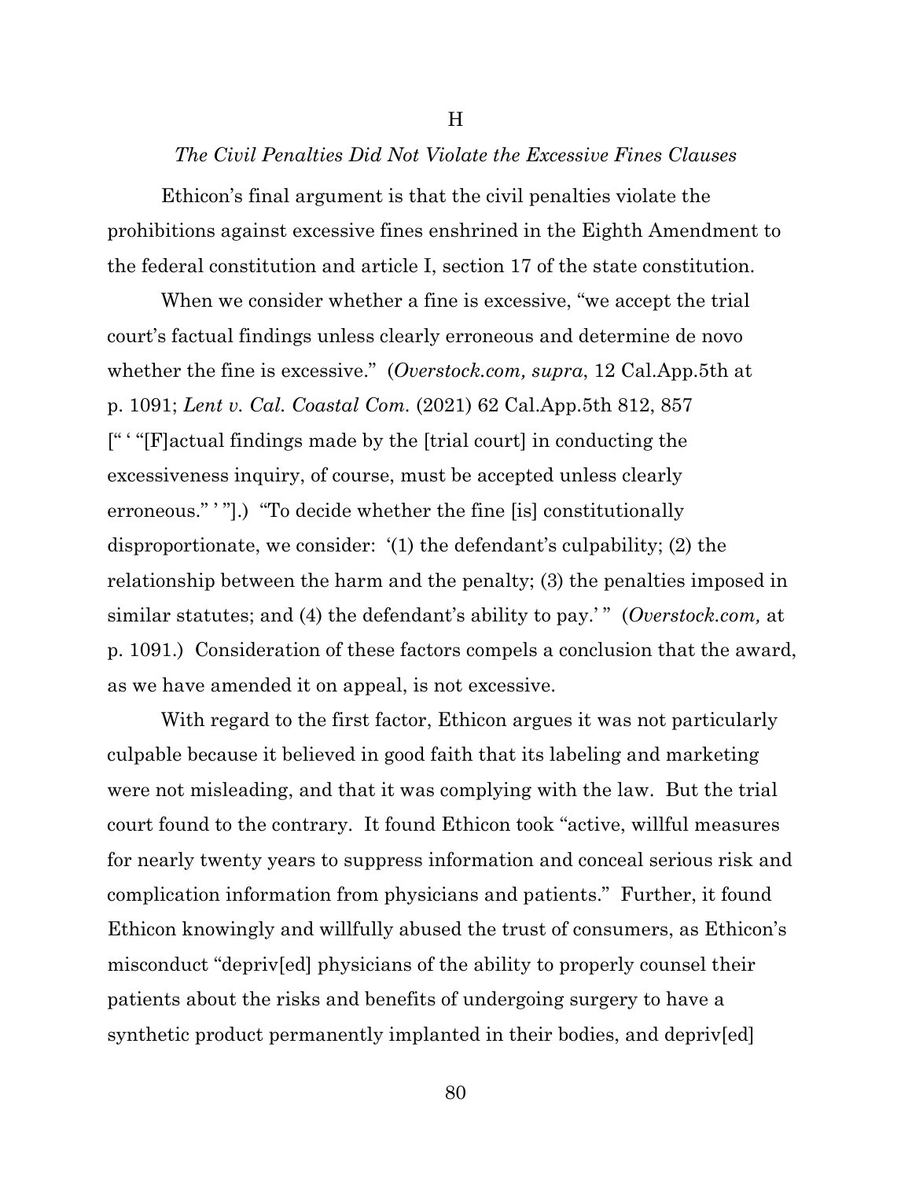### H

### *The Civil Penalties Did Not Violate the Excessive Fines Clauses*

Ethicon's final argument is that the civil penalties violate the prohibitions against excessive fines enshrined in the Eighth Amendment to the federal constitution and article I, section 17 of the state constitution.

When we consider whether a fine is excessive, "we accept the trial court's factual findings unless clearly erroneous and determine de novo whether the fine is excessive." (*Overstock.com, supra*, 12 Cal.App.5th at p. 1091; *Lent v. Cal. Coastal Com.* (2021) 62 Cal.App.5th 812, 857 [" ' "[F]actual findings made by the [trial court] in conducting the excessiveness inquiry, of course, must be accepted unless clearly erroneous." ' "].) "To decide whether the fine [is] constitutionally disproportionate, we consider: '(1) the defendant's culpability; (2) the relationship between the harm and the penalty; (3) the penalties imposed in similar statutes; and (4) the defendant's ability to pay.' " (*Overstock.com,* at p. 1091.) Consideration of these factors compels a conclusion that the award, as we have amended it on appeal, is not excessive.

With regard to the first factor, Ethicon argues it was not particularly culpable because it believed in good faith that its labeling and marketing were not misleading, and that it was complying with the law. But the trial court found to the contrary. It found Ethicon took "active, willful measures for nearly twenty years to suppress information and conceal serious risk and complication information from physicians and patients." Further, it found Ethicon knowingly and willfully abused the trust of consumers, as Ethicon's misconduct "depriv[ed] physicians of the ability to properly counsel their patients about the risks and benefits of undergoing surgery to have a synthetic product permanently implanted in their bodies, and depriv[ed]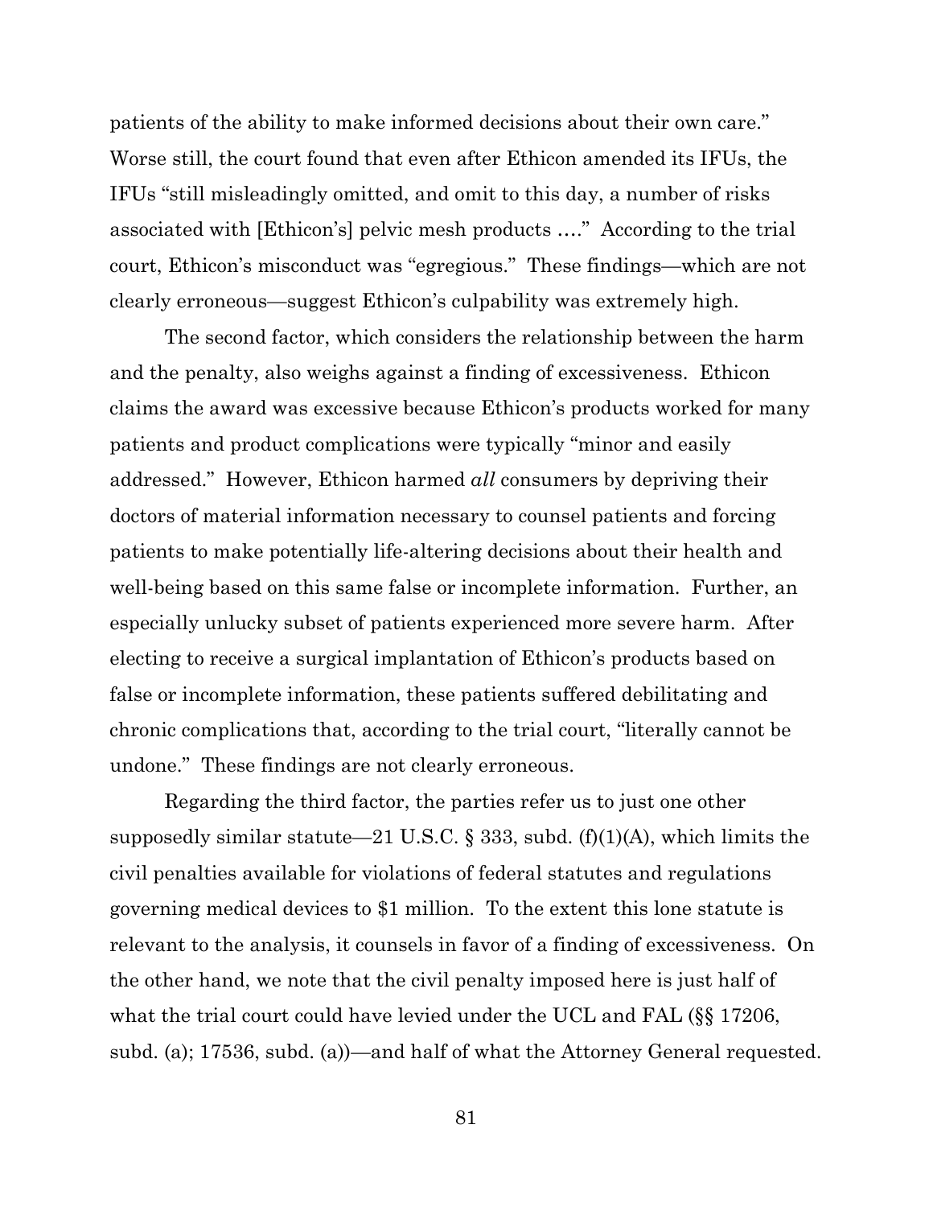patients of the ability to make informed decisions about their own care." Worse still, the court found that even after Ethicon amended its IFUs, the IFUs "still misleadingly omitted, and omit to this day, a number of risks associated with [Ethicon's] pelvic mesh products …." According to the trial court, Ethicon's misconduct was "egregious." These findings—which are not clearly erroneous—suggest Ethicon's culpability was extremely high.

The second factor, which considers the relationship between the harm and the penalty, also weighs against a finding of excessiveness. Ethicon claims the award was excessive because Ethicon's products worked for many patients and product complications were typically "minor and easily addressed." However, Ethicon harmed *all* consumers by depriving their doctors of material information necessary to counsel patients and forcing patients to make potentially life-altering decisions about their health and well-being based on this same false or incomplete information. Further, an especially unlucky subset of patients experienced more severe harm. After electing to receive a surgical implantation of Ethicon's products based on false or incomplete information, these patients suffered debilitating and chronic complications that, according to the trial court, "literally cannot be undone." These findings are not clearly erroneous.

Regarding the third factor, the parties refer us to just one other supposedly similar statute—21 U.S.C. § 333, subd. (f)(1)(A), which limits the civil penalties available for violations of federal statutes and regulations governing medical devices to $1 million. To the extent this lone statute is relevant to the analysis, it counsels in favor of a finding of excessiveness. On the other hand, we note that the civil penalty imposed here is just half of what the trial court could have levied under the UCL and FAL (§§ 17206, subd. (a); 17536, subd. (a))—and half of what the Attorney General requested.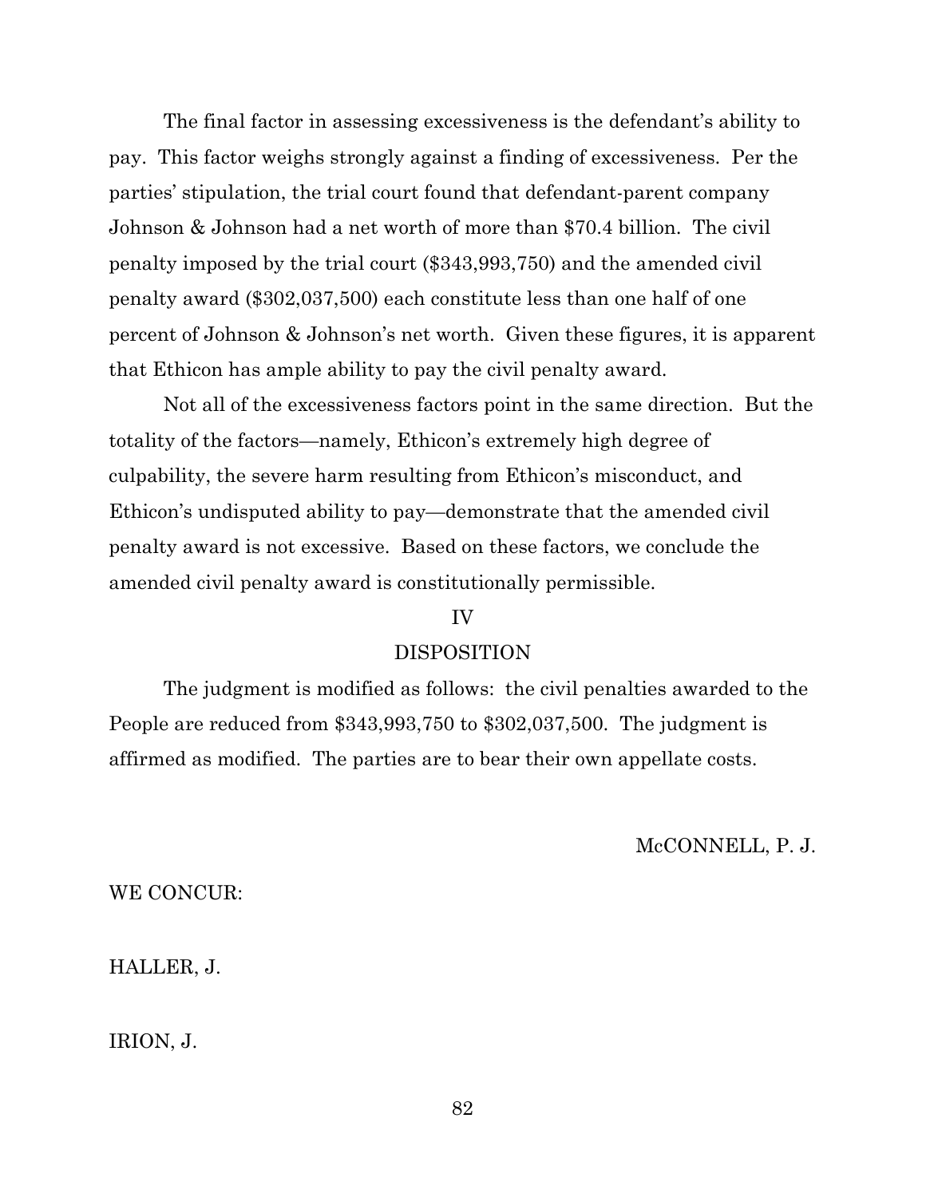The final factor in assessing excessiveness is the defendant's ability to pay. This factor weighs strongly against a finding of excessiveness. Per the parties' stipulation, the trial court found that defendant-parent company Johnson & Johnson had a net worth of more than $70.4 billion. The civil penalty imposed by the trial court ($343,993,750) and the amended civil penalty award ($302,037,500) each constitute less than one half of one percent of Johnson & Johnson's net worth. Given these figures, it is apparent that Ethicon has ample ability to pay the civil penalty award.

Not all of the excessiveness factors point in the same direction. But the totality of the factors—namely, Ethicon's extremely high degree of culpability, the severe harm resulting from Ethicon's misconduct, and Ethicon's undisputed ability to pay—demonstrate that the amended civil penalty award is not excessive. Based on these factors, we conclude the amended civil penalty award is constitutionally permissible.

## IV

## DISPOSITION

The judgment is modified as follows: the civil penalties awarded to the People are reduced from $343,993,750 to $302,037,500. The judgment is affirmed as modified. The parties are to bear their own appellate costs.

McCONNELL, P. J.

WE CONCUR:

HALLER, J.

IRION, J.